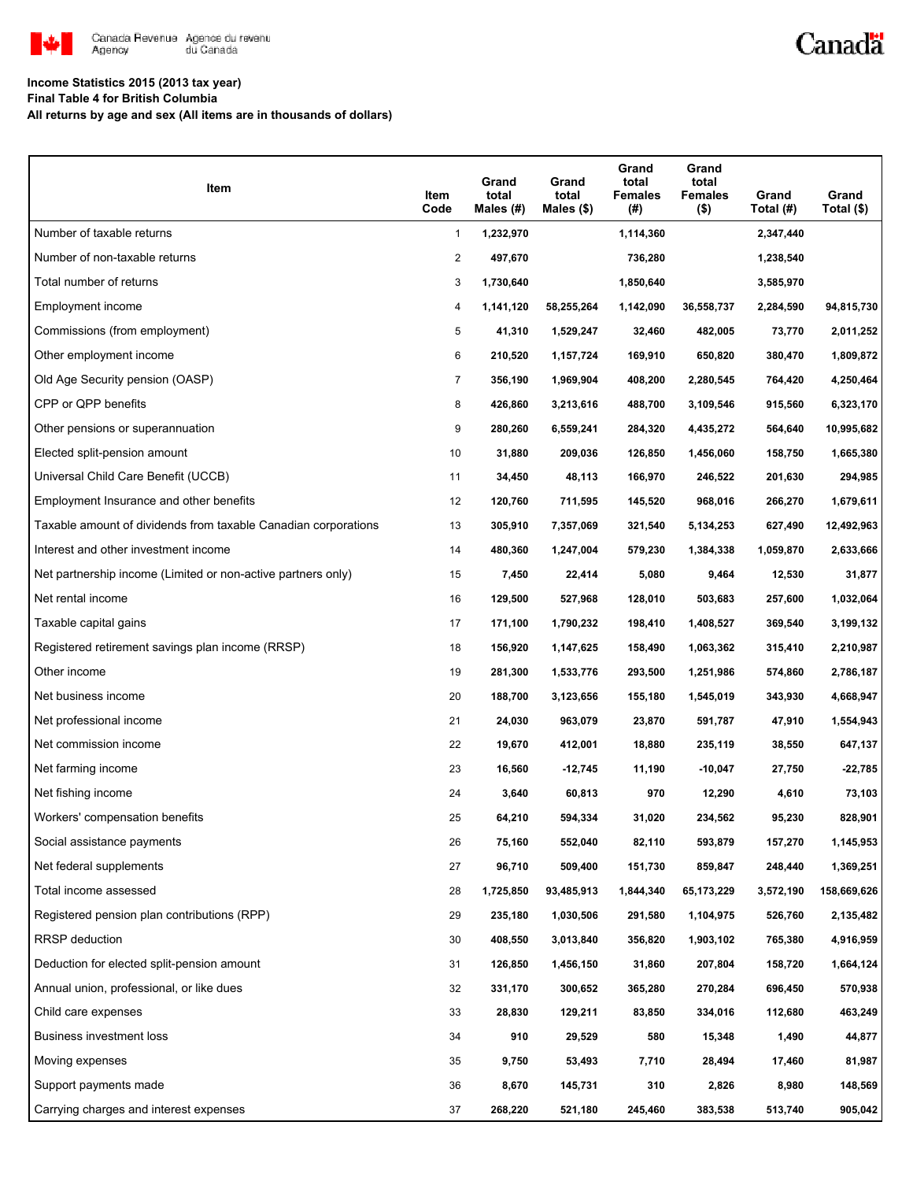Canada Revenue Agency / Agence du revenu du Canada

**Income Statistics 2015 (2013 tax year)**
**Final Table 4 for British Columbia**
**All returns by age and sex (All items are in thousands of dollars)**

| Item | Item Code | Grand total Males (#) | Grand total Males ($) | Grand total Females (#) | Grand total Females ($) | Grand Total (#) | Grand Total ($) |
|---|---|---|---|---|---|---|---|
| Number of taxable returns | 1 | 1,232,970 | | 1,114,360 | | 2,347,440 | |
| Number of non-taxable returns | 2 | 497,670 | | 736,280 | | 1,238,540 | |
| Total number of returns | 3 | 1,730,640 | | 1,850,640 | | 3,585,970 | |
| Employment income | 4 | 1,141,120 | 58,255,264 | 1,142,090 | 36,558,737 | 2,284,590 | 94,815,730 |
| Commissions (from employment) | 5 | 41,310 | 1,529,247 | 32,460 | 482,005 | 73,770 | 2,011,252 |
| Other employment income | 6 | 210,520 | 1,157,724 | 169,910 | 650,820 | 380,470 | 1,809,872 |
| Old Age Security pension (OASP) | 7 | 356,190 | 1,969,904 | 408,200 | 2,280,545 | 764,420 | 4,250,464 |
| CPP or QPP benefits | 8 | 426,860 | 3,213,616 | 488,700 | 3,109,546 | 915,560 | 6,323,170 |
| Other pensions or superannuation | 9 | 280,260 | 6,559,241 | 284,320 | 4,435,272 | 564,640 | 10,995,682 |
| Elected split-pension amount | 10 | 31,880 | 209,036 | 126,850 | 1,456,060 | 158,750 | 1,665,380 |
| Universal Child Care Benefit (UCCB) | 11 | 34,450 | 48,113 | 166,970 | 246,522 | 201,630 | 294,985 |
| Employment Insurance and other benefits | 12 | 120,760 | 711,595 | 145,520 | 968,016 | 266,270 | 1,679,611 |
| Taxable amount of dividends from taxable Canadian corporations | 13 | 305,910 | 7,357,069 | 321,540 | 5,134,253 | 627,490 | 12,492,963 |
| Interest and other investment income | 14 | 480,360 | 1,247,004 | 579,230 | 1,384,338 | 1,059,870 | 2,633,666 |
| Net partnership income (Limited or non-active partners only) | 15 | 7,450 | 22,414 | 5,080 | 9,464 | 12,530 | 31,877 |
| Net rental income | 16 | 129,500 | 527,968 | 128,010 | 503,683 | 257,600 | 1,032,064 |
| Taxable capital gains | 17 | 171,100 | 1,790,232 | 198,410 | 1,408,527 | 369,540 | 3,199,132 |
| Registered retirement savings plan income (RRSP) | 18 | 156,920 | 1,147,625 | 158,490 | 1,063,362 | 315,410 | 2,210,987 |
| Other income | 19 | 281,300 | 1,533,776 | 293,500 | 1,251,986 | 574,860 | 2,786,187 |
| Net business income | 20 | 188,700 | 3,123,656 | 155,180 | 1,545,019 | 343,930 | 4,668,947 |
| Net professional income | 21 | 24,030 | 963,079 | 23,870 | 591,787 | 47,910 | 1,554,943 |
| Net commission income | 22 | 19,670 | 412,001 | 18,880 | 235,119 | 38,550 | 647,137 |
| Net farming income | 23 | 16,560 | -12,745 | 11,190 | -10,047 | 27,750 | -22,785 |
| Net fishing income | 24 | 3,640 | 60,813 | 970 | 12,290 | 4,610 | 73,103 |
| Workers' compensation benefits | 25 | 64,210 | 594,334 | 31,020 | 234,562 | 95,230 | 828,901 |
| Social assistance payments | 26 | 75,160 | 552,040 | 82,110 | 593,879 | 157,270 | 1,145,953 |
| Net federal supplements | 27 | 96,710 | 509,400 | 151,730 | 859,847 | 248,440 | 1,369,251 |
| Total income assessed | 28 | 1,725,850 | 93,485,913 | 1,844,340 | 65,173,229 | 3,572,190 | 158,669,626 |
| Registered pension plan contributions (RPP) | 29 | 235,180 | 1,030,506 | 291,580 | 1,104,975 | 526,760 | 2,135,482 |
| RRSP deduction | 30 | 408,550 | 3,013,840 | 356,820 | 1,903,102 | 765,380 | 4,916,959 |
| Deduction for elected split-pension amount | 31 | 126,850 | 1,456,150 | 31,860 | 207,804 | 158,720 | 1,664,124 |
| Annual union, professional, or like dues | 32 | 331,170 | 300,652 | 365,280 | 270,284 | 696,450 | 570,938 |
| Child care expenses | 33 | 28,830 | 129,211 | 83,850 | 334,016 | 112,680 | 463,249 |
| Business investment loss | 34 | 910 | 29,529 | 580 | 15,348 | 1,490 | 44,877 |
| Moving expenses | 35 | 9,750 | 53,493 | 7,710 | 28,494 | 17,460 | 81,987 |
| Support payments made | 36 | 8,670 | 145,731 | 310 | 2,826 | 8,980 | 148,569 |
| Carrying charges and interest expenses | 37 | 268,220 | 521,180 | 245,460 | 383,538 | 513,740 | 905,042 |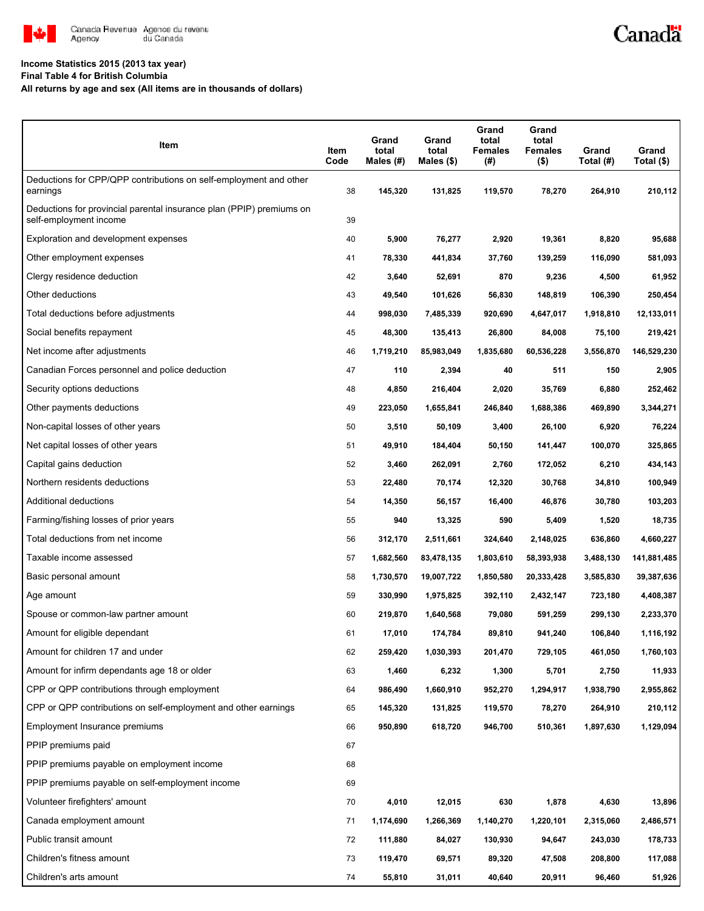Income Statistics 2015 (2013 tax year)

Final Table 4 for British Columbia

All returns by age and sex (All items are in thousands of dollars)

| Item | Item Code | Grand total Males (#) | Grand total Males ($) | Grand total Females (#) | Grand total Females ($) | Grand Total (#) | Grand Total ($) |
|---|---|---|---|---|---|---|---|
| Deductions for CPP/QPP contributions on self-employment and other earnings | 38 | 145,320 | 131,825 | 119,570 | 78,270 | 264,910 | 210,112 |
| Deductions for provincial parental insurance plan (PPIP) premiums on self-employment income | 39 | | | | | | |
| Exploration and development expenses | 40 | 5,900 | 76,277 | 2,920 | 19,361 | 8,820 | 95,688 |
| Other employment expenses | 41 | 78,330 | 441,834 | 37,760 | 139,259 | 116,090 | 581,093 |
| Clergy residence deduction | 42 | 3,640 | 52,691 | 870 | 9,236 | 4,500 | 61,952 |
| Other deductions | 43 | 49,540 | 101,626 | 56,830 | 148,819 | 106,390 | 250,454 |
| Total deductions before adjustments | 44 | 998,030 | 7,485,339 | 920,690 | 4,647,017 | 1,918,810 | 12,133,011 |
| Social benefits repayment | 45 | 48,300 | 135,413 | 26,800 | 84,008 | 75,100 | 219,421 |
| Net income after adjustments | 46 | 1,719,210 | 85,983,049 | 1,835,680 | 60,536,228 | 3,556,870 | 146,529,230 |
| Canadian Forces personnel and police deduction | 47 | 110 | 2,394 | 40 | 511 | 150 | 2,905 |
| Security options deductions | 48 | 4,850 | 216,404 | 2,020 | 35,769 | 6,880 | 252,462 |
| Other payments deductions | 49 | 223,050 | 1,655,841 | 246,840 | 1,688,386 | 469,890 | 3,344,271 |
| Non-capital losses of other years | 50 | 3,510 | 50,109 | 3,400 | 26,100 | 6,920 | 76,224 |
| Net capital losses of other years | 51 | 49,910 | 184,404 | 50,150 | 141,447 | 100,070 | 325,865 |
| Capital gains deduction | 52 | 3,460 | 262,091 | 2,760 | 172,052 | 6,210 | 434,143 |
| Northern residents deductions | 53 | 22,480 | 70,174 | 12,320 | 30,768 | 34,810 | 100,949 |
| Additional deductions | 54 | 14,350 | 56,157 | 16,400 | 46,876 | 30,780 | 103,203 |
| Farming/fishing losses of prior years | 55 | 940 | 13,325 | 590 | 5,409 | 1,520 | 18,735 |
| Total deductions from net income | 56 | 312,170 | 2,511,661 | 324,640 | 2,148,025 | 636,860 | 4,660,227 |
| Taxable income assessed | 57 | 1,682,560 | 83,478,135 | 1,803,610 | 58,393,938 | 3,488,130 | 141,881,485 |
| Basic personal amount | 58 | 1,730,570 | 19,007,722 | 1,850,580 | 20,333,428 | 3,585,830 | 39,387,636 |
| Age amount | 59 | 330,990 | 1,975,825 | 392,110 | 2,432,147 | 723,180 | 4,408,387 |
| Spouse or common-law partner amount | 60 | 219,870 | 1,640,568 | 79,080 | 591,259 | 299,130 | 2,233,370 |
| Amount for eligible dependant | 61 | 17,010 | 174,784 | 89,810 | 941,240 | 106,840 | 1,116,192 |
| Amount for children 17 and under | 62 | 259,420 | 1,030,393 | 201,470 | 729,105 | 461,050 | 1,760,103 |
| Amount for infirm dependants age 18 or older | 63 | 1,460 | 6,232 | 1,300 | 5,701 | 2,750 | 11,933 |
| CPP or QPP contributions through employment | 64 | 986,490 | 1,660,910 | 952,270 | 1,294,917 | 1,938,790 | 2,955,862 |
| CPP or QPP contributions on self-employment and other earnings | 65 | 145,320 | 131,825 | 119,570 | 78,270 | 264,910 | 210,112 |
| Employment Insurance premiums | 66 | 950,890 | 618,720 | 946,700 | 510,361 | 1,897,630 | 1,129,094 |
| PPIP premiums paid | 67 | | | | | | |
| PPIP premiums payable on employment income | 68 | | | | | | |
| PPIP premiums payable on self-employment income | 69 | | | | | | |
| Volunteer firefighters' amount | 70 | 4,010 | 12,015 | 630 | 1,878 | 4,630 | 13,896 |
| Canada employment amount | 71 | 1,174,690 | 1,266,369 | 1,140,270 | 1,220,101 | 2,315,060 | 2,486,571 |
| Public transit amount | 72 | 111,880 | 84,027 | 130,930 | 94,647 | 243,030 | 178,733 |
| Children's fitness amount | 73 | 119,470 | 69,571 | 89,320 | 47,508 | 208,800 | 117,088 |
| Children's arts amount | 74 | 55,810 | 31,011 | 40,640 | 20,911 | 96,460 | 51,926 |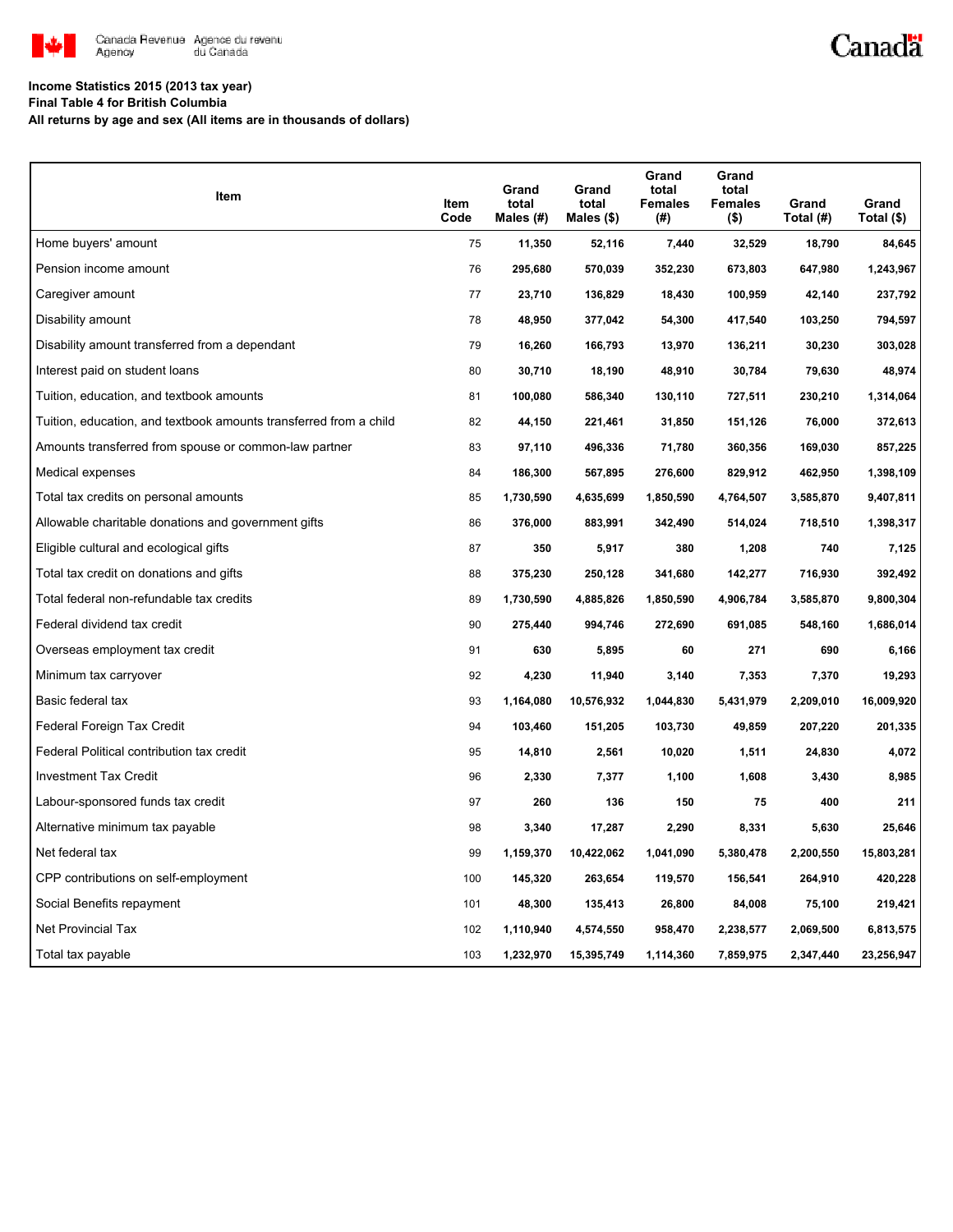**Income Statistics 2015 (2013 tax year)**
**Final Table 4 for British Columbia**
**All returns by age and sex (All items are in thousands of dollars)**

| Item | Item Code | Grand total Males (#) | Grand total Males ($) | Grand total Females (#) | Grand total Females ($) | Grand Total (#) | Grand Total ($) |
|---|---|---|---|---|---|---|---|
| Home buyers' amount | 75 | 11,350 | 52,116 | 7,440 | 32,529 | 18,790 | 84,645 |
| Pension income amount | 76 | 295,680 | 570,039 | 352,230 | 673,803 | 647,980 | 1,243,967 |
| Caregiver amount | 77 | 23,710 | 136,829 | 18,430 | 100,959 | 42,140 | 237,792 |
| Disability amount | 78 | 48,950 | 377,042 | 54,300 | 417,540 | 103,250 | 794,597 |
| Disability amount transferred from a dependant | 79 | 16,260 | 166,793 | 13,970 | 136,211 | 30,230 | 303,028 |
| Interest paid on student loans | 80 | 30,710 | 18,190 | 48,910 | 30,784 | 79,630 | 48,974 |
| Tuition, education, and textbook amounts | 81 | 100,080 | 586,340 | 130,110 | 727,511 | 230,210 | 1,314,064 |
| Tuition, education, and textbook amounts transferred from a child | 82 | 44,150 | 221,461 | 31,850 | 151,126 | 76,000 | 372,613 |
| Amounts transferred from spouse or common-law partner | 83 | 97,110 | 496,336 | 71,780 | 360,356 | 169,030 | 857,225 |
| Medical expenses | 84 | 186,300 | 567,895 | 276,600 | 829,912 | 462,950 | 1,398,109 |
| Total tax credits on personal amounts | 85 | 1,730,590 | 4,635,699 | 1,850,590 | 4,764,507 | 3,585,870 | 9,407,811 |
| Allowable charitable donations and government gifts | 86 | 376,000 | 883,991 | 342,490 | 514,024 | 718,510 | 1,398,317 |
| Eligible cultural and ecological gifts | 87 | 350 | 5,917 | 380 | 1,208 | 740 | 7,125 |
| Total tax credit on donations and gifts | 88 | 375,230 | 250,128 | 341,680 | 142,277 | 716,930 | 392,492 |
| Total federal non-refundable tax credits | 89 | 1,730,590 | 4,885,826 | 1,850,590 | 4,906,784 | 3,585,870 | 9,800,304 |
| Federal dividend tax credit | 90 | 275,440 | 994,746 | 272,690 | 691,085 | 548,160 | 1,686,014 |
| Overseas employment tax credit | 91 | 630 | 5,895 | 60 | 271 | 690 | 6,166 |
| Minimum tax carryover | 92 | 4,230 | 11,940 | 3,140 | 7,353 | 7,370 | 19,293 |
| Basic federal tax | 93 | 1,164,080 | 10,576,932 | 1,044,830 | 5,431,979 | 2,209,010 | 16,009,920 |
| Federal Foreign Tax Credit | 94 | 103,460 | 151,205 | 103,730 | 49,859 | 207,220 | 201,335 |
| Federal Political contribution tax credit | 95 | 14,810 | 2,561 | 10,020 | 1,511 | 24,830 | 4,072 |
| Investment Tax Credit | 96 | 2,330 | 7,377 | 1,100 | 1,608 | 3,430 | 8,985 |
| Labour-sponsored funds tax credit | 97 | 260 | 136 | 150 | 75 | 400 | 211 |
| Alternative minimum tax payable | 98 | 3,340 | 17,287 | 2,290 | 8,331 | 5,630 | 25,646 |
| Net federal tax | 99 | 1,159,370 | 10,422,062 | 1,041,090 | 5,380,478 | 2,200,550 | 15,803,281 |
| CPP contributions on self-employment | 100 | 145,320 | 263,654 | 119,570 | 156,541 | 264,910 | 420,228 |
| Social Benefits repayment | 101 | 48,300 | 135,413 | 26,800 | 84,008 | 75,100 | 219,421 |
| Net Provincial Tax | 102 | 1,110,940 | 4,574,550 | 958,470 | 2,238,577 | 2,069,500 | 6,813,575 |
| Total tax payable | 103 | 1,232,970 | 15,395,749 | 1,114,360 | 7,859,975 | 2,347,440 | 23,256,947 |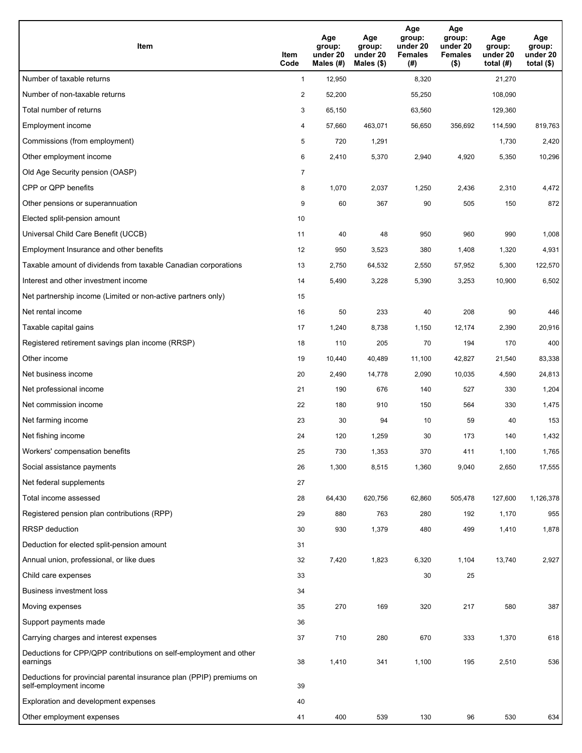| Item | Item Code | Age group: under 20 Males (#) | Age group: under 20 Males ($) | Age group: under 20 Females (#) | Age group: under 20 Females ($) | Age group: under 20 total (#) | Age group: under 20 total ($) |
|---|---|---|---|---|---|---|---|
| Number of taxable returns | 1 | 12,950 | | 8,320 | | 21,270 | |
| Number of non-taxable returns | 2 | 52,200 | | 55,250 | | 108,090 | |
| Total number of returns | 3 | 65,150 | | 63,560 | | 129,360 | |
| Employment income | 4 | 57,660 | 463,071 | 56,650 | 356,692 | 114,590 | 819,763 |
| Commissions (from employment) | 5 | 720 | 1,291 | | | 1,730 | 2,420 |
| Other employment income | 6 | 2,410 | 5,370 | 2,940 | 4,920 | 5,350 | 10,296 |
| Old Age Security pension (OASP) | 7 | | | | | | |
| CPP or QPP benefits | 8 | 1,070 | 2,037 | 1,250 | 2,436 | 2,310 | 4,472 |
| Other pensions or superannuation | 9 | 60 | 367 | 90 | 505 | 150 | 872 |
| Elected split-pension amount | 10 | | | | | | |
| Universal Child Care Benefit (UCCB) | 11 | 40 | 48 | 950 | 960 | 990 | 1,008 |
| Employment Insurance and other benefits | 12 | 950 | 3,523 | 380 | 1,408 | 1,320 | 4,931 |
| Taxable amount of dividends from taxable Canadian corporations | 13 | 2,750 | 64,532 | 2,550 | 57,952 | 5,300 | 122,570 |
| Interest and other investment income | 14 | 5,490 | 3,228 | 5,390 | 3,253 | 10,900 | 6,502 |
| Net partnership income (Limited or non-active partners only) | 15 | | | | | | |
| Net rental income | 16 | 50 | 233 | 40 | 208 | 90 | 446 |
| Taxable capital gains | 17 | 1,240 | 8,738 | 1,150 | 12,174 | 2,390 | 20,916 |
| Registered retirement savings plan income (RRSP) | 18 | 110 | 205 | 70 | 194 | 170 | 400 |
| Other income | 19 | 10,440 | 40,489 | 11,100 | 42,827 | 21,540 | 83,338 |
| Net business income | 20 | 2,490 | 14,778 | 2,090 | 10,035 | 4,590 | 24,813 |
| Net professional income | 21 | 190 | 676 | 140 | 527 | 330 | 1,204 |
| Net commission income | 22 | 180 | 910 | 150 | 564 | 330 | 1,475 |
| Net farming income | 23 | 30 | 94 | 10 | 59 | 40 | 153 |
| Net fishing income | 24 | 120 | 1,259 | 30 | 173 | 140 | 1,432 |
| Workers' compensation benefits | 25 | 730 | 1,353 | 370 | 411 | 1,100 | 1,765 |
| Social assistance payments | 26 | 1,300 | 8,515 | 1,360 | 9,040 | 2,650 | 17,555 |
| Net federal supplements | 27 | | | | | | |
| Total income assessed | 28 | 64,430 | 620,756 | 62,860 | 505,478 | 127,600 | 1,126,378 |
| Registered pension plan contributions (RPP) | 29 | 880 | 763 | 280 | 192 | 1,170 | 955 |
| RRSP deduction | 30 | 930 | 1,379 | 480 | 499 | 1,410 | 1,878 |
| Deduction for elected split-pension amount | 31 | | | | | | |
| Annual union, professional, or like dues | 32 | 7,420 | 1,823 | 6,320 | 1,104 | 13,740 | 2,927 |
| Child care expenses | 33 | | | 30 | 25 | | |
| Business investment loss | 34 | | | | | | |
| Moving expenses | 35 | 270 | 169 | 320 | 217 | 580 | 387 |
| Support payments made | 36 | | | | | | |
| Carrying charges and interest expenses | 37 | 710 | 280 | 670 | 333 | 1,370 | 618 |
| Deductions for CPP/QPP contributions on self-employment and other earnings | 38 | 1,410 | 341 | 1,100 | 195 | 2,510 | 536 |
| Deductions for provincial parental insurance plan (PPIP) premiums on self-employment income | 39 | | | | | | |
| Exploration and development expenses | 40 | | | | | | |
| Other employment expenses | 41 | 400 | 539 | 130 | 96 | 530 | 634 |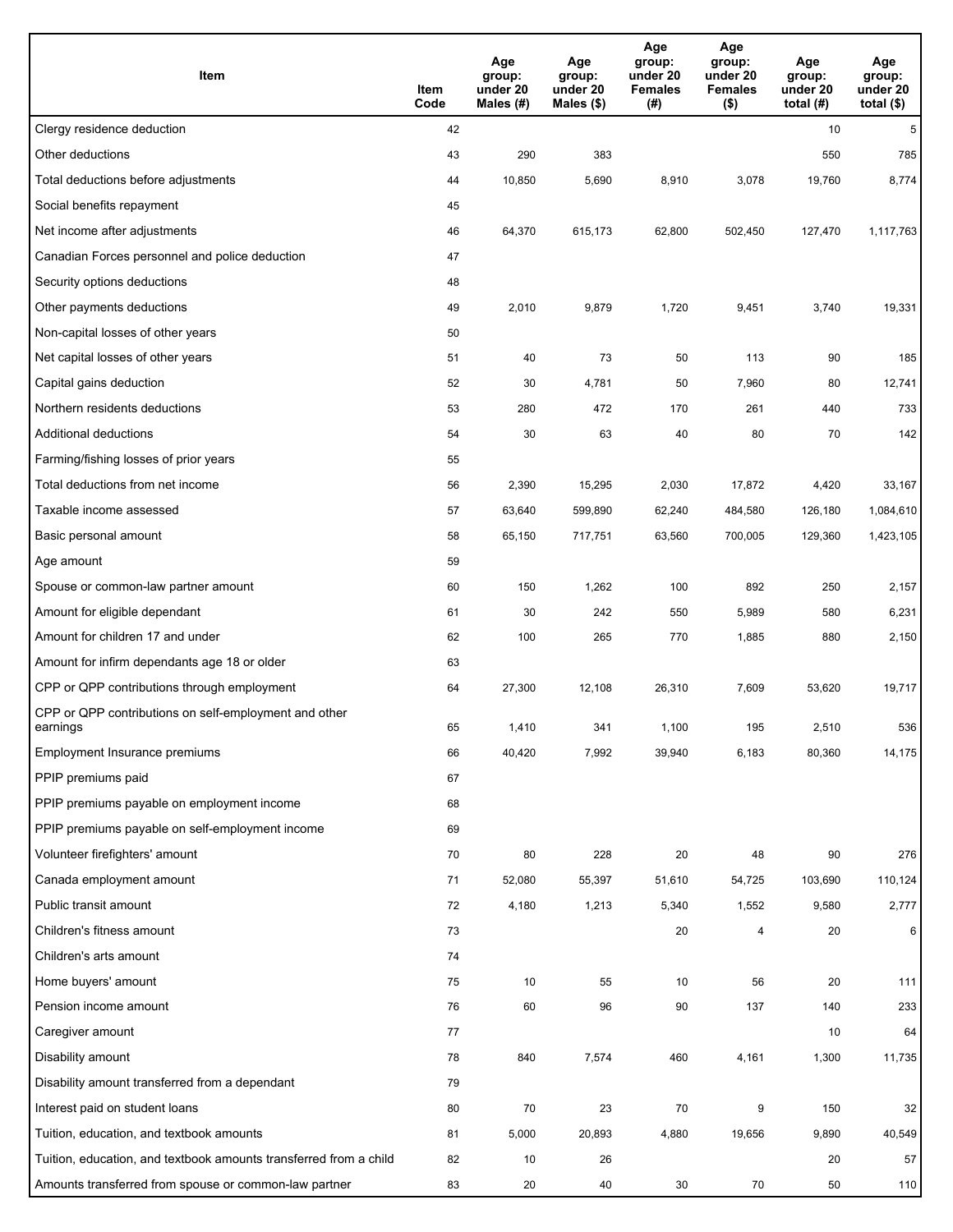| Item | Item Code | Age group: under 20 Males (#) | Age group: under 20 Males ($) | Age group: under 20 Females (#) | Age group: under 20 Females ($) | Age group: under 20 total (#) | Age group: under 20 total ($) |
|---|---|---|---|---|---|---|---|
| Clergy residence deduction | 42 | | | | | 10 | 5 |
| Other deductions | 43 | 290 | 383 | | | 550 | 785 |
| Total deductions before adjustments | 44 | 10,850 | 5,690 | 8,910 | 3,078 | 19,760 | 8,774 |
| Social benefits repayment | 45 | | | | | | |
| Net income after adjustments | 46 | 64,370 | 615,173 | 62,800 | 502,450 | 127,470 | 1,117,763 |
| Canadian Forces personnel and police deduction | 47 | | | | | | |
| Security options deductions | 48 | | | | | | |
| Other payments deductions | 49 | 2,010 | 9,879 | 1,720 | 9,451 | 3,740 | 19,331 |
| Non-capital losses of other years | 50 | | | | | | |
| Net capital losses of other years | 51 | 40 | 73 | 50 | 113 | 90 | 185 |
| Capital gains deduction | 52 | 30 | 4,781 | 50 | 7,960 | 80 | 12,741 |
| Northern residents deductions | 53 | 280 | 472 | 170 | 261 | 440 | 733 |
| Additional deductions | 54 | 30 | 63 | 40 | 80 | 70 | 142 |
| Farming/fishing losses of prior years | 55 | | | | | | |
| Total deductions from net income | 56 | 2,390 | 15,295 | 2,030 | 17,872 | 4,420 | 33,167 |
| Taxable income assessed | 57 | 63,640 | 599,890 | 62,240 | 484,580 | 126,180 | 1,084,610 |
| Basic personal amount | 58 | 65,150 | 717,751 | 63,560 | 700,005 | 129,360 | 1,423,105 |
| Age amount | 59 | | | | | | |
| Spouse or common-law partner amount | 60 | 150 | 1,262 | 100 | 892 | 250 | 2,157 |
| Amount for eligible dependant | 61 | 30 | 242 | 550 | 5,989 | 580 | 6,231 |
| Amount for children 17 and under | 62 | 100 | 265 | 770 | 1,885 | 880 | 2,150 |
| Amount for infirm dependants age 18 or older | 63 | | | | | | |
| CPP or QPP contributions through employment | 64 | 27,300 | 12,108 | 26,310 | 7,609 | 53,620 | 19,717 |
| CPP or QPP contributions on self-employment and other earnings | 65 | 1,410 | 341 | 1,100 | 195 | 2,510 | 536 |
| Employment Insurance premiums | 66 | 40,420 | 7,992 | 39,940 | 6,183 | 80,360 | 14,175 |
| PPIP premiums paid | 67 | | | | | | |
| PPIP premiums payable on employment income | 68 | | | | | | |
| PPIP premiums payable on self-employment income | 69 | | | | | | |
| Volunteer firefighters' amount | 70 | 80 | 228 | 20 | 48 | 90 | 276 |
| Canada employment amount | 71 | 52,080 | 55,397 | 51,610 | 54,725 | 103,690 | 110,124 |
| Public transit amount | 72 | 4,180 | 1,213 | 5,340 | 1,552 | 9,580 | 2,777 |
| Children's fitness amount | 73 | | | 20 | 4 | 20 | 6 |
| Children's arts amount | 74 | | | | | | |
| Home buyers' amount | 75 | 10 | 55 | 10 | 56 | 20 | 111 |
| Pension income amount | 76 | 60 | 96 | 90 | 137 | 140 | 233 |
| Caregiver amount | 77 | | | | | 10 | 64 |
| Disability amount | 78 | 840 | 7,574 | 460 | 4,161 | 1,300 | 11,735 |
| Disability amount transferred from a dependant | 79 | | | | | | |
| Interest paid on student loans | 80 | 70 | 23 | 70 | 9 | 150 | 32 |
| Tuition, education, and textbook amounts | 81 | 5,000 | 20,893 | 4,880 | 19,656 | 9,890 | 40,549 |
| Tuition, education, and textbook amounts transferred from a child | 82 | 10 | 26 | | | 20 | 57 |
| Amounts transferred from spouse or common-law partner | 83 | 20 | 40 | 30 | 70 | 50 | 110 |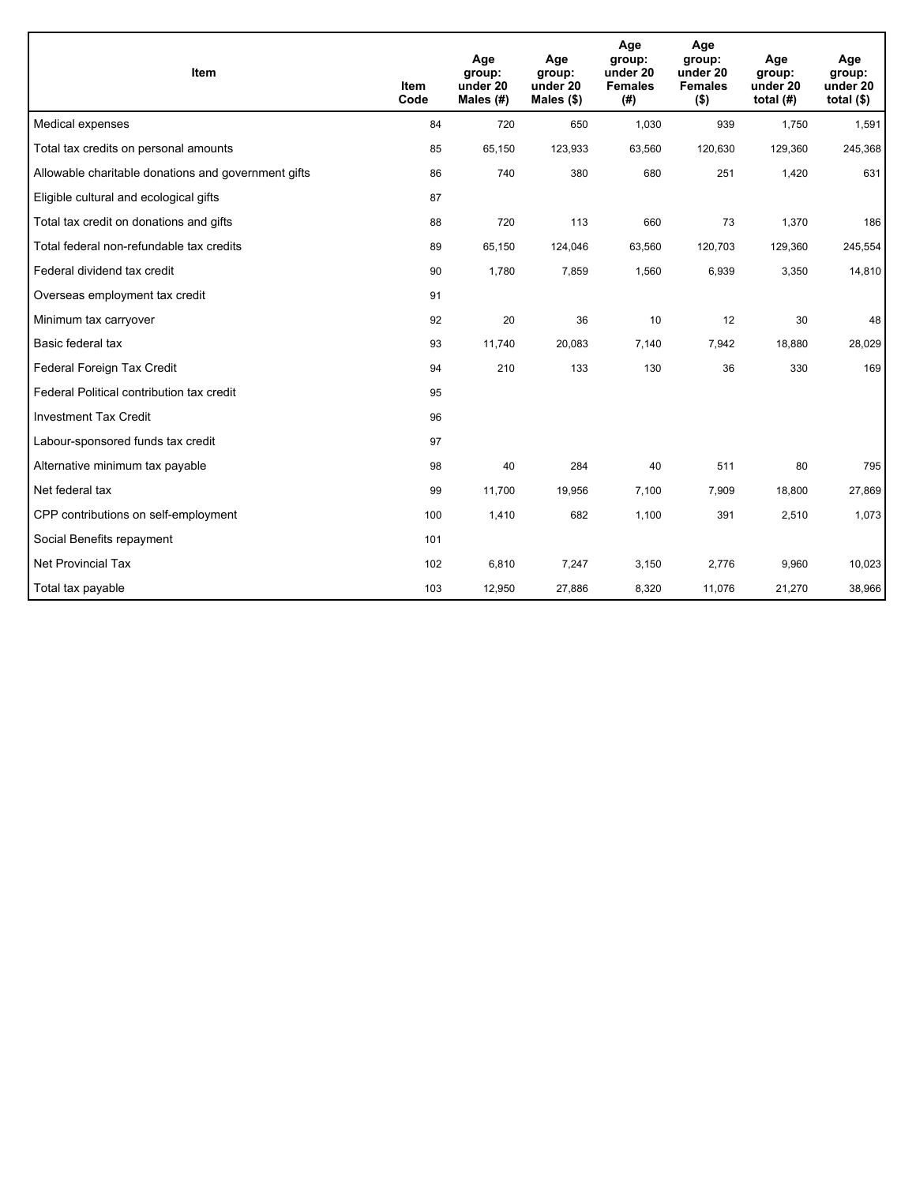| Item | Item Code | Age group: under 20 Males (#) | Age group: under 20 Males ($) | Age group: under 20 Females (#) | Age group: under 20 Females ($) | Age group: under 20 total (#) | Age group: under 20 total ($) |
|---|---|---|---|---|---|---|---|
| Medical expenses | 84 | 720 | 650 | 1,030 | 939 | 1,750 | 1,591 |
| Total tax credits on personal amounts | 85 | 65,150 | 123,933 | 63,560 | 120,630 | 129,360 | 245,368 |
| Allowable charitable donations and government gifts | 86 | 740 | 380 | 680 | 251 | 1,420 | 631 |
| Eligible cultural and ecological gifts | 87 | | | | | | |
| Total tax credit on donations and gifts | 88 | 720 | 113 | 660 | 73 | 1,370 | 186 |
| Total federal non-refundable tax credits | 89 | 65,150 | 124,046 | 63,560 | 120,703 | 129,360 | 245,554 |
| Federal dividend tax credit | 90 | 1,780 | 7,859 | 1,560 | 6,939 | 3,350 | 14,810 |
| Overseas employment tax credit | 91 | | | | | | |
| Minimum tax carryover | 92 | 20 | 36 | 10 | 12 | 30 | 48 |
| Basic federal tax | 93 | 11,740 | 20,083 | 7,140 | 7,942 | 18,880 | 28,029 |
| Federal Foreign Tax Credit | 94 | 210 | 133 | 130 | 36 | 330 | 169 |
| Federal Political contribution tax credit | 95 | | | | | | |
| Investment Tax Credit | 96 | | | | | | |
| Labour-sponsored funds tax credit | 97 | | | | | | |
| Alternative minimum tax payable | 98 | 40 | 284 | 40 | 511 | 80 | 795 |
| Net federal tax | 99 | 11,700 | 19,956 | 7,100 | 7,909 | 18,800 | 27,869 |
| CPP contributions on self-employment | 100 | 1,410 | 682 | 1,100 | 391 | 2,510 | 1,073 |
| Social Benefits repayment | 101 | | | | | | |
| Net Provincial Tax | 102 | 6,810 | 7,247 | 3,150 | 2,776 | 9,960 | 10,023 |
| Total tax payable | 103 | 12,950 | 27,886 | 8,320 | 11,076 | 21,270 | 38,966 |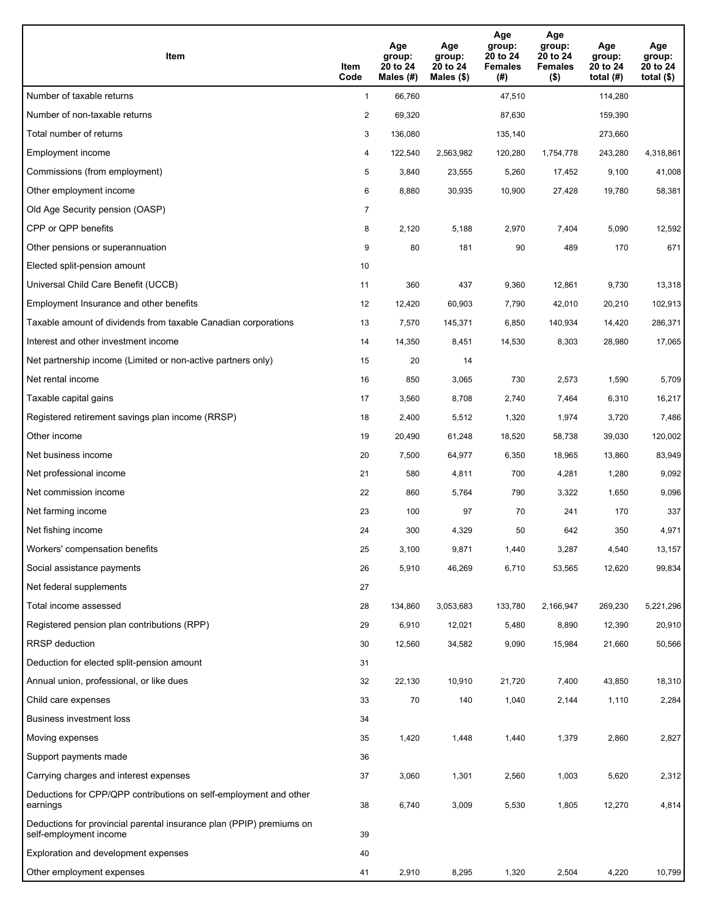| Item | Item Code | Age group: 20 to 24 Males (#) | Age group: 20 to 24 Males ($) | Age group: 20 to 24 Females (#) | Age group: 20 to 24 Females ($) | Age group: 20 to 24 total (#) | Age group: 20 to 24 total ($) |
|---|---|---|---|---|---|---|---|
| Number of taxable returns | 1 | 66,760 | | 47,510 | | 114,280 | |
| Number of non-taxable returns | 2 | 69,320 | | 87,630 | | 159,390 | |
| Total number of returns | 3 | 136,080 | | 135,140 | | 273,660 | |
| Employment income | 4 | 122,540 | 2,563,982 | 120,280 | 1,754,778 | 243,280 | 4,318,861 |
| Commissions (from employment) | 5 | 3,840 | 23,555 | 5,260 | 17,452 | 9,100 | 41,008 |
| Other employment income | 6 | 8,880 | 30,935 | 10,900 | 27,428 | 19,780 | 58,381 |
| Old Age Security pension (OASP) | 7 | | | | | | |
| CPP or QPP benefits | 8 | 2,120 | 5,188 | 2,970 | 7,404 | 5,090 | 12,592 |
| Other pensions or superannuation | 9 | 80 | 181 | 90 | 489 | 170 | 671 |
| Elected split-pension amount | 10 | | | | | | |
| Universal Child Care Benefit (UCCB) | 11 | 360 | 437 | 9,360 | 12,861 | 9,730 | 13,318 |
| Employment Insurance and other benefits | 12 | 12,420 | 60,903 | 7,790 | 42,010 | 20,210 | 102,913 |
| Taxable amount of dividends from taxable Canadian corporations | 13 | 7,570 | 145,371 | 6,850 | 140,934 | 14,420 | 286,371 |
| Interest and other investment income | 14 | 14,350 | 8,451 | 14,530 | 8,303 | 28,980 | 17,065 |
| Net partnership income (Limited or non-active partners only) | 15 | 20 | 14 | | | | |
| Net rental income | 16 | 850 | 3,065 | 730 | 2,573 | 1,590 | 5,709 |
| Taxable capital gains | 17 | 3,560 | 8,708 | 2,740 | 7,464 | 6,310 | 16,217 |
| Registered retirement savings plan income (RRSP) | 18 | 2,400 | 5,512 | 1,320 | 1,974 | 3,720 | 7,486 |
| Other income | 19 | 20,490 | 61,248 | 18,520 | 58,738 | 39,030 | 120,002 |
| Net business income | 20 | 7,500 | 64,977 | 6,350 | 18,965 | 13,860 | 83,949 |
| Net professional income | 21 | 580 | 4,811 | 700 | 4,281 | 1,280 | 9,092 |
| Net commission income | 22 | 860 | 5,764 | 790 | 3,322 | 1,650 | 9,096 |
| Net farming income | 23 | 100 | 97 | 70 | 241 | 170 | 337 |
| Net fishing income | 24 | 300 | 4,329 | 50 | 642 | 350 | 4,971 |
| Workers' compensation benefits | 25 | 3,100 | 9,871 | 1,440 | 3,287 | 4,540 | 13,157 |
| Social assistance payments | 26 | 5,910 | 46,269 | 6,710 | 53,565 | 12,620 | 99,834 |
| Net federal supplements | 27 | | | | | | |
| Total income assessed | 28 | 134,860 | 3,053,683 | 133,780 | 2,166,947 | 269,230 | 5,221,296 |
| Registered pension plan contributions (RPP) | 29 | 6,910 | 12,021 | 5,480 | 8,890 | 12,390 | 20,910 |
| RRSP deduction | 30 | 12,560 | 34,582 | 9,090 | 15,984 | 21,660 | 50,566 |
| Deduction for elected split-pension amount | 31 | | | | | | |
| Annual union, professional, or like dues | 32 | 22,130 | 10,910 | 21,720 | 7,400 | 43,850 | 18,310 |
| Child care expenses | 33 | 70 | 140 | 1,040 | 2,144 | 1,110 | 2,284 |
| Business investment loss | 34 | | | | | | |
| Moving expenses | 35 | 1,420 | 1,448 | 1,440 | 1,379 | 2,860 | 2,827 |
| Support payments made | 36 | | | | | | |
| Carrying charges and interest expenses | 37 | 3,060 | 1,301 | 2,560 | 1,003 | 5,620 | 2,312 |
| Deductions for CPP/QPP contributions on self-employment and other earnings | 38 | 6,740 | 3,009 | 5,530 | 1,805 | 12,270 | 4,814 |
| Deductions for provincial parental insurance plan (PPIP) premiums on self-employment income | 39 | | | | | | |
| Exploration and development expenses | 40 | | | | | | |
| Other employment expenses | 41 | 2,910 | 8,295 | 1,320 | 2,504 | 4,220 | 10,799 |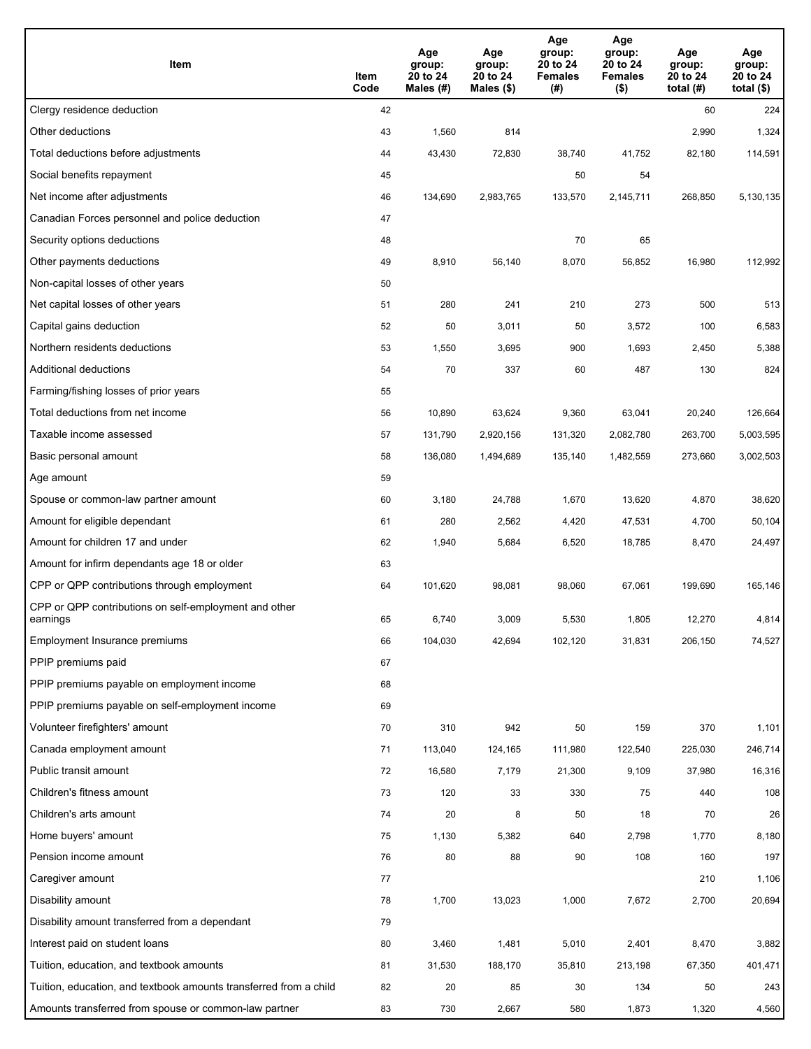| Item | Item Code | Age group: 20 to 24 Males (#) | Age group: 20 to 24 Males ($) | Age group: 20 to 24 Females (#) | Age group: 20 to 24 Females ($) | Age group: 20 to 24 total (#) | Age group: 20 to 24 total ($) |
|---|---|---|---|---|---|---|---|
| Clergy residence deduction | 42 | | | | | 60 | 224 |
| Other deductions | 43 | 1,560 | 814 | | | 2,990 | 1,324 |
| Total deductions before adjustments | 44 | 43,430 | 72,830 | 38,740 | 41,752 | 82,180 | 114,591 |
| Social benefits repayment | 45 | | | 50 | 54 | | |
| Net income after adjustments | 46 | 134,690 | 2,983,765 | 133,570 | 2,145,711 | 268,850 | 5,130,135 |
| Canadian Forces personnel and police deduction | 47 | | | | | | |
| Security options deductions | 48 | | | 70 | 65 | | |
| Other payments deductions | 49 | 8,910 | 56,140 | 8,070 | 56,852 | 16,980 | 112,992 |
| Non-capital losses of other years | 50 | | | | | | |
| Net capital losses of other years | 51 | 280 | 241 | 210 | 273 | 500 | 513 |
| Capital gains deduction | 52 | 50 | 3,011 | 50 | 3,572 | 100 | 6,583 |
| Northern residents deductions | 53 | 1,550 | 3,695 | 900 | 1,693 | 2,450 | 5,388 |
| Additional deductions | 54 | 70 | 337 | 60 | 487 | 130 | 824 |
| Farming/fishing losses of prior years | 55 | | | | | | |
| Total deductions from net income | 56 | 10,890 | 63,624 | 9,360 | 63,041 | 20,240 | 126,664 |
| Taxable income assessed | 57 | 131,790 | 2,920,156 | 131,320 | 2,082,780 | 263,700 | 5,003,595 |
| Basic personal amount | 58 | 136,080 | 1,494,689 | 135,140 | 1,482,559 | 273,660 | 3,002,503 |
| Age amount | 59 | | | | | | |
| Spouse or common-law partner amount | 60 | 3,180 | 24,788 | 1,670 | 13,620 | 4,870 | 38,620 |
| Amount for eligible dependant | 61 | 280 | 2,562 | 4,420 | 47,531 | 4,700 | 50,104 |
| Amount for children 17 and under | 62 | 1,940 | 5,684 | 6,520 | 18,785 | 8,470 | 24,497 |
| Amount for infirm dependants age 18 or older | 63 | | | | | | |
| CPP or QPP contributions through employment | 64 | 101,620 | 98,081 | 98,060 | 67,061 | 199,690 | 165,146 |
| CPP or QPP contributions on self-employment and other earnings | 65 | 6,740 | 3,009 | 5,530 | 1,805 | 12,270 | 4,814 |
| Employment Insurance premiums | 66 | 104,030 | 42,694 | 102,120 | 31,831 | 206,150 | 74,527 |
| PPIP premiums paid | 67 | | | | | | |
| PPIP premiums payable on employment income | 68 | | | | | | |
| PPIP premiums payable on self-employment income | 69 | | | | | | |
| Volunteer firefighters' amount | 70 | 310 | 942 | 50 | 159 | 370 | 1,101 |
| Canada employment amount | 71 | 113,040 | 124,165 | 111,980 | 122,540 | 225,030 | 246,714 |
| Public transit amount | 72 | 16,580 | 7,179 | 21,300 | 9,109 | 37,980 | 16,316 |
| Children's fitness amount | 73 | 120 | 33 | 330 | 75 | 440 | 108 |
| Children's arts amount | 74 | 20 | 8 | 50 | 18 | 70 | 26 |
| Home buyers' amount | 75 | 1,130 | 5,382 | 640 | 2,798 | 1,770 | 8,180 |
| Pension income amount | 76 | 80 | 88 | 90 | 108 | 160 | 197 |
| Caregiver amount | 77 | | | | | 210 | 1,106 |
| Disability amount | 78 | 1,700 | 13,023 | 1,000 | 7,672 | 2,700 | 20,694 |
| Disability amount transferred from a dependant | 79 | | | | | | |
| Interest paid on student loans | 80 | 3,460 | 1,481 | 5,010 | 2,401 | 8,470 | 3,882 |
| Tuition, education, and textbook amounts | 81 | 31,530 | 188,170 | 35,810 | 213,198 | 67,350 | 401,471 |
| Tuition, education, and textbook amounts transferred from a child | 82 | 20 | 85 | 30 | 134 | 50 | 243 |
| Amounts transferred from spouse or common-law partner | 83 | 730 | 2,667 | 580 | 1,873 | 1,320 | 4,560 |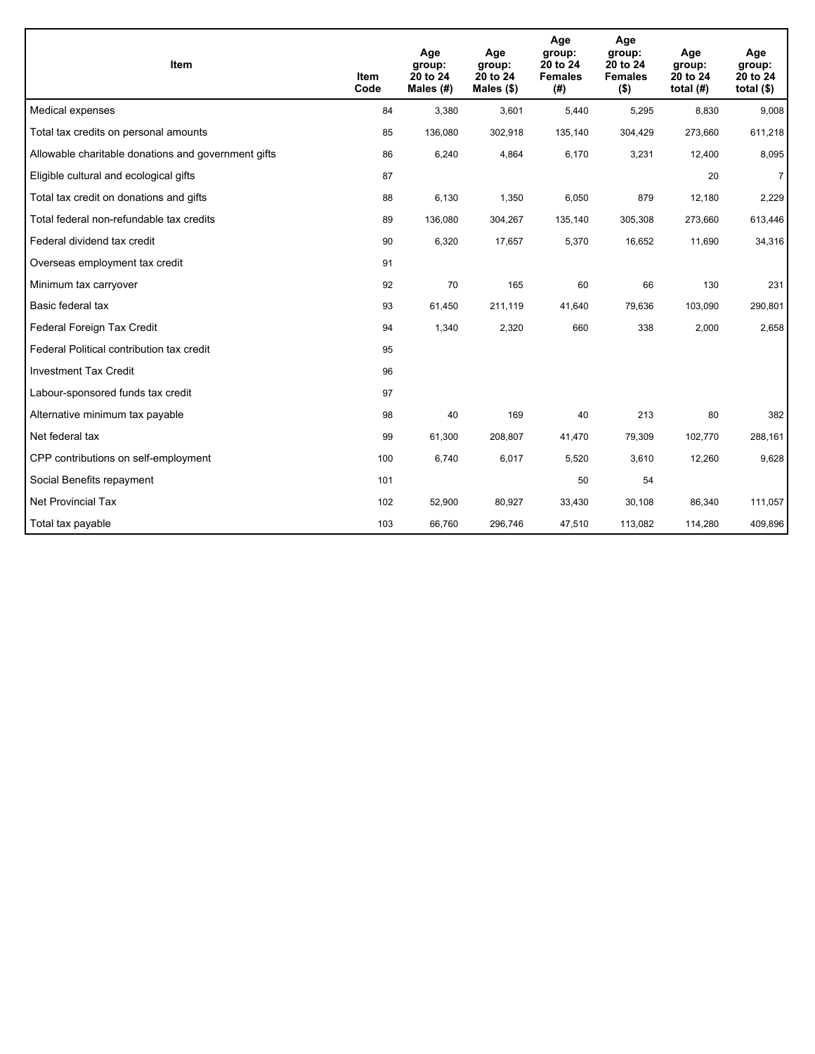| Item | Item Code | Age group: 20 to 24 Males (#) | Age group: 20 to 24 Males ($) | Age group: 20 to 24 Females (#) | Age group: 20 to 24 Females ($) | Age group: 20 to 24 total (#) | Age group: 20 to 24 total ($) |
|---|---|---|---|---|---|---|---|
| Medical expenses | 84 | 3,380 | 3,601 | 5,440 | 5,295 | 8,830 | 9,008 |
| Total tax credits on personal amounts | 85 | 136,080 | 302,918 | 135,140 | 304,429 | 273,660 | 611,218 |
| Allowable charitable donations and government gifts | 86 | 6,240 | 4,864 | 6,170 | 3,231 | 12,400 | 8,095 |
| Eligible cultural and ecological gifts | 87 | | | | | 20 | 7 |
| Total tax credit on donations and gifts | 88 | 6,130 | 1,350 | 6,050 | 879 | 12,180 | 2,229 |
| Total federal non-refundable tax credits | 89 | 136,080 | 304,267 | 135,140 | 305,308 | 273,660 | 613,446 |
| Federal dividend tax credit | 90 | 6,320 | 17,657 | 5,370 | 16,652 | 11,690 | 34,316 |
| Overseas employment tax credit | 91 | | | | | | |
| Minimum tax carryover | 92 | 70 | 165 | 60 | 66 | 130 | 231 |
| Basic federal tax | 93 | 61,450 | 211,119 | 41,640 | 79,636 | 103,090 | 290,801 |
| Federal Foreign Tax Credit | 94 | 1,340 | 2,320 | 660 | 338 | 2,000 | 2,658 |
| Federal Political contribution tax credit | 95 | | | | | | |
| Investment Tax Credit | 96 | | | | | | |
| Labour-sponsored funds tax credit | 97 | | | | | | |
| Alternative minimum tax payable | 98 | 40 | 169 | 40 | 213 | 80 | 382 |
| Net federal tax | 99 | 61,300 | 208,807 | 41,470 | 79,309 | 102,770 | 288,161 |
| CPP contributions on self-employment | 100 | 6,740 | 6,017 | 5,520 | 3,610 | 12,260 | 9,628 |
| Social Benefits repayment | 101 | | | 50 | 54 | | |
| Net Provincial Tax | 102 | 52,900 | 80,927 | 33,430 | 30,108 | 86,340 | 111,057 |
| Total tax payable | 103 | 66,760 | 296,746 | 47,510 | 113,082 | 114,280 | 409,896 |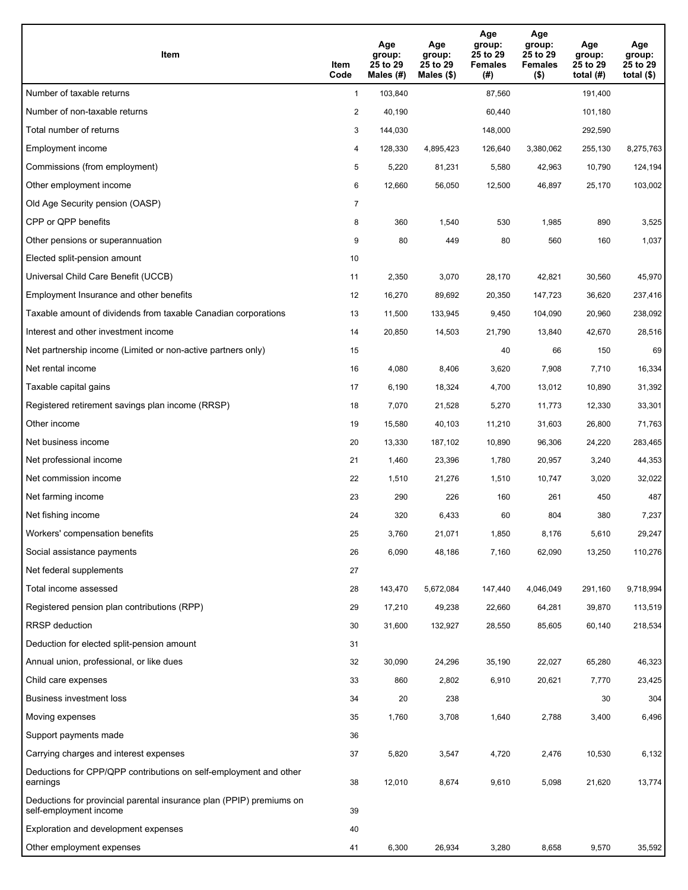| Item | Item Code | Age group: 25 to 29 Males (#) | Age group: 25 to 29 Males ($) | Age group: 25 to 29 Females (#) | Age group: 25 to 29 Females ($) | Age group: 25 to 29 total (#) | Age group: 25 to 29 total ($) |
| --- | --- | --- | --- | --- | --- | --- | --- |
| Number of taxable returns | 1 | 103,840 | | 87,560 | | 191,400 | |
| Number of non-taxable returns | 2 | 40,190 | | 60,440 | | 101,180 | |
| Total number of returns | 3 | 144,030 | | 148,000 | | 292,590 | |
| Employment income | 4 | 128,330 | 4,895,423 | 126,640 | 3,380,062 | 255,130 | 8,275,763 |
| Commissions (from employment) | 5 | 5,220 | 81,231 | 5,580 | 42,963 | 10,790 | 124,194 |
| Other employment income | 6 | 12,660 | 56,050 | 12,500 | 46,897 | 25,170 | 103,002 |
| Old Age Security pension (OASP) | 7 | | | | | | |
| CPP or QPP benefits | 8 | 360 | 1,540 | 530 | 1,985 | 890 | 3,525 |
| Other pensions or superannuation | 9 | 80 | 449 | 80 | 560 | 160 | 1,037 |
| Elected split-pension amount | 10 | | | | | | |
| Universal Child Care Benefit (UCCB) | 11 | 2,350 | 3,070 | 28,170 | 42,821 | 30,560 | 45,970 |
| Employment Insurance and other benefits | 12 | 16,270 | 89,692 | 20,350 | 147,723 | 36,620 | 237,416 |
| Taxable amount of dividends from taxable Canadian corporations | 13 | 11,500 | 133,945 | 9,450 | 104,090 | 20,960 | 238,092 |
| Interest and other investment income | 14 | 20,850 | 14,503 | 21,790 | 13,840 | 42,670 | 28,516 |
| Net partnership income (Limited or non-active partners only) | 15 | | | 40 | 66 | 150 | 69 |
| Net rental income | 16 | 4,080 | 8,406 | 3,620 | 7,908 | 7,710 | 16,334 |
| Taxable capital gains | 17 | 6,190 | 18,324 | 4,700 | 13,012 | 10,890 | 31,392 |
| Registered retirement savings plan income (RRSP) | 18 | 7,070 | 21,528 | 5,270 | 11,773 | 12,330 | 33,301 |
| Other income | 19 | 15,580 | 40,103 | 11,210 | 31,603 | 26,800 | 71,763 |
| Net business income | 20 | 13,330 | 187,102 | 10,890 | 96,306 | 24,220 | 283,465 |
| Net professional income | 21 | 1,460 | 23,396 | 1,780 | 20,957 | 3,240 | 44,353 |
| Net commission income | 22 | 1,510 | 21,276 | 1,510 | 10,747 | 3,020 | 32,022 |
| Net farming income | 23 | 290 | 226 | 160 | 261 | 450 | 487 |
| Net fishing income | 24 | 320 | 6,433 | 60 | 804 | 380 | 7,237 |
| Workers' compensation benefits | 25 | 3,760 | 21,071 | 1,850 | 8,176 | 5,610 | 29,247 |
| Social assistance payments | 26 | 6,090 | 48,186 | 7,160 | 62,090 | 13,250 | 110,276 |
| Net federal supplements | 27 | | | | | | |
| Total income assessed | 28 | 143,470 | 5,672,084 | 147,440 | 4,046,049 | 291,160 | 9,718,994 |
| Registered pension plan contributions (RPP) | 29 | 17,210 | 49,238 | 22,660 | 64,281 | 39,870 | 113,519 |
| RRSP deduction | 30 | 31,600 | 132,927 | 28,550 | 85,605 | 60,140 | 218,534 |
| Deduction for elected split-pension amount | 31 | | | | | | |
| Annual union, professional, or like dues | 32 | 30,090 | 24,296 | 35,190 | 22,027 | 65,280 | 46,323 |
| Child care expenses | 33 | 860 | 2,802 | 6,910 | 20,621 | 7,770 | 23,425 |
| Business investment loss | 34 | 20 | 238 | | | 30 | 304 |
| Moving expenses | 35 | 1,760 | 3,708 | 1,640 | 2,788 | 3,400 | 6,496 |
| Support payments made | 36 | | | | | | |
| Carrying charges and interest expenses | 37 | 5,820 | 3,547 | 4,720 | 2,476 | 10,530 | 6,132 |
| Deductions for CPP/QPP contributions on self-employment and other earnings | 38 | 12,010 | 8,674 | 9,610 | 5,098 | 21,620 | 13,774 |
| Deductions for provincial parental insurance plan (PPIP) premiums on self-employment income | 39 | | | | | | |
| Exploration and development expenses | 40 | | | | | | |
| Other employment expenses | 41 | 6,300 | 26,934 | 3,280 | 8,658 | 9,570 | 35,592 |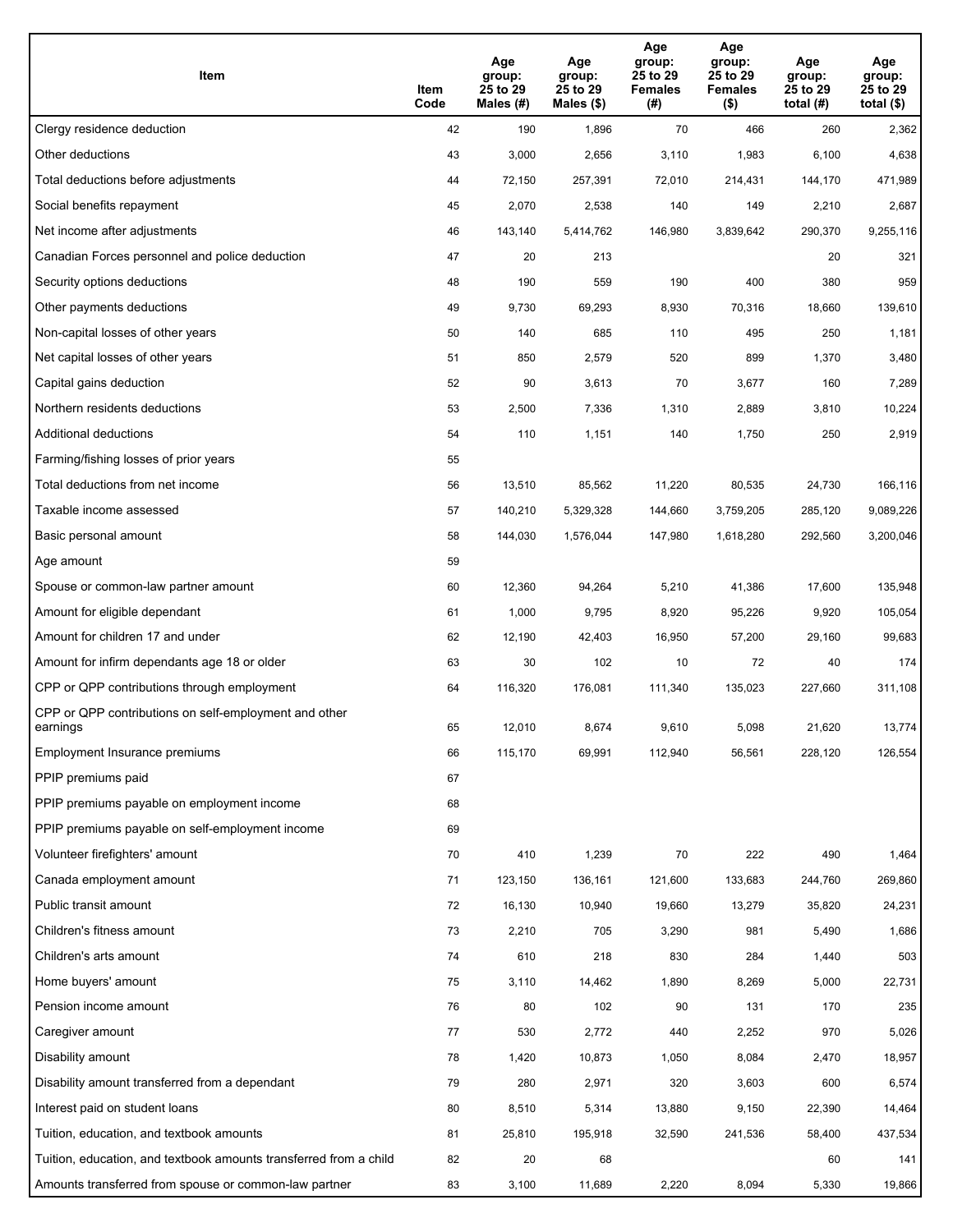| Item | Item Code | Age group: 25 to 29 Males (#) | Age group: 25 to 29 Males ($) | Age group: 25 to 29 Females (#) | Age group: 25 to 29 Females ($) | Age group: 25 to 29 total (#) | Age group: 25 to 29 total ($) |
|---|---|---|---|---|---|---|---|
| Clergy residence deduction | 42 | 190 | 1,896 | 70 | 466 | 260 | 2,362 |
| Other deductions | 43 | 3,000 | 2,656 | 3,110 | 1,983 | 6,100 | 4,638 |
| Total deductions before adjustments | 44 | 72,150 | 257,391 | 72,010 | 214,431 | 144,170 | 471,989 |
| Social benefits repayment | 45 | 2,070 | 2,538 | 140 | 149 | 2,210 | 2,687 |
| Net income after adjustments | 46 | 143,140 | 5,414,762 | 146,980 | 3,839,642 | 290,370 | 9,255,116 |
| Canadian Forces personnel and police deduction | 47 | 20 | 213 | | | 20 | 321 |
| Security options deductions | 48 | 190 | 559 | 190 | 400 | 380 | 959 |
| Other payments deductions | 49 | 9,730 | 69,293 | 8,930 | 70,316 | 18,660 | 139,610 |
| Non-capital losses of other years | 50 | 140 | 685 | 110 | 495 | 250 | 1,181 |
| Net capital losses of other years | 51 | 850 | 2,579 | 520 | 899 | 1,370 | 3,480 |
| Capital gains deduction | 52 | 90 | 3,613 | 70 | 3,677 | 160 | 7,289 |
| Northern residents deductions | 53 | 2,500 | 7,336 | 1,310 | 2,889 | 3,810 | 10,224 |
| Additional deductions | 54 | 110 | 1,151 | 140 | 1,750 | 250 | 2,919 |
| Farming/fishing losses of prior years | 55 | | | | | | |
| Total deductions from net income | 56 | 13,510 | 85,562 | 11,220 | 80,535 | 24,730 | 166,116 |
| Taxable income assessed | 57 | 140,210 | 5,329,328 | 144,660 | 3,759,205 | 285,120 | 9,089,226 |
| Basic personal amount | 58 | 144,030 | 1,576,044 | 147,980 | 1,618,280 | 292,560 | 3,200,046 |
| Age amount | 59 | | | | | | |
| Spouse or common-law partner amount | 60 | 12,360 | 94,264 | 5,210 | 41,386 | 17,600 | 135,948 |
| Amount for eligible dependant | 61 | 1,000 | 9,795 | 8,920 | 95,226 | 9,920 | 105,054 |
| Amount for children 17 and under | 62 | 12,190 | 42,403 | 16,950 | 57,200 | 29,160 | 99,683 |
| Amount for infirm dependants age 18 or older | 63 | 30 | 102 | 10 | 72 | 40 | 174 |
| CPP or QPP contributions through employment | 64 | 116,320 | 176,081 | 111,340 | 135,023 | 227,660 | 311,108 |
| CPP or QPP contributions on self-employment and other earnings | 65 | 12,010 | 8,674 | 9,610 | 5,098 | 21,620 | 13,774 |
| Employment Insurance premiums | 66 | 115,170 | 69,991 | 112,940 | 56,561 | 228,120 | 126,554 |
| PPIP premiums paid | 67 | | | | | | |
| PPIP premiums payable on employment income | 68 | | | | | | |
| PPIP premiums payable on self-employment income | 69 | | | | | | |
| Volunteer firefighters' amount | 70 | 410 | 1,239 | 70 | 222 | 490 | 1,464 |
| Canada employment amount | 71 | 123,150 | 136,161 | 121,600 | 133,683 | 244,760 | 269,860 |
| Public transit amount | 72 | 16,130 | 10,940 | 19,660 | 13,279 | 35,820 | 24,231 |
| Children's fitness amount | 73 | 2,210 | 705 | 3,290 | 981 | 5,490 | 1,686 |
| Children's arts amount | 74 | 610 | 218 | 830 | 284 | 1,440 | 503 |
| Home buyers' amount | 75 | 3,110 | 14,462 | 1,890 | 8,269 | 5,000 | 22,731 |
| Pension income amount | 76 | 80 | 102 | 90 | 131 | 170 | 235 |
| Caregiver amount | 77 | 530 | 2,772 | 440 | 2,252 | 970 | 5,026 |
| Disability amount | 78 | 1,420 | 10,873 | 1,050 | 8,084 | 2,470 | 18,957 |
| Disability amount transferred from a dependant | 79 | 280 | 2,971 | 320 | 3,603 | 600 | 6,574 |
| Interest paid on student loans | 80 | 8,510 | 5,314 | 13,880 | 9,150 | 22,390 | 14,464 |
| Tuition, education, and textbook amounts | 81 | 25,810 | 195,918 | 32,590 | 241,536 | 58,400 | 437,534 |
| Tuition, education, and textbook amounts transferred from a child | 82 | 20 | 68 | | | 60 | 141 |
| Amounts transferred from spouse or common-law partner | 83 | 3,100 | 11,689 | 2,220 | 8,094 | 5,330 | 19,866 |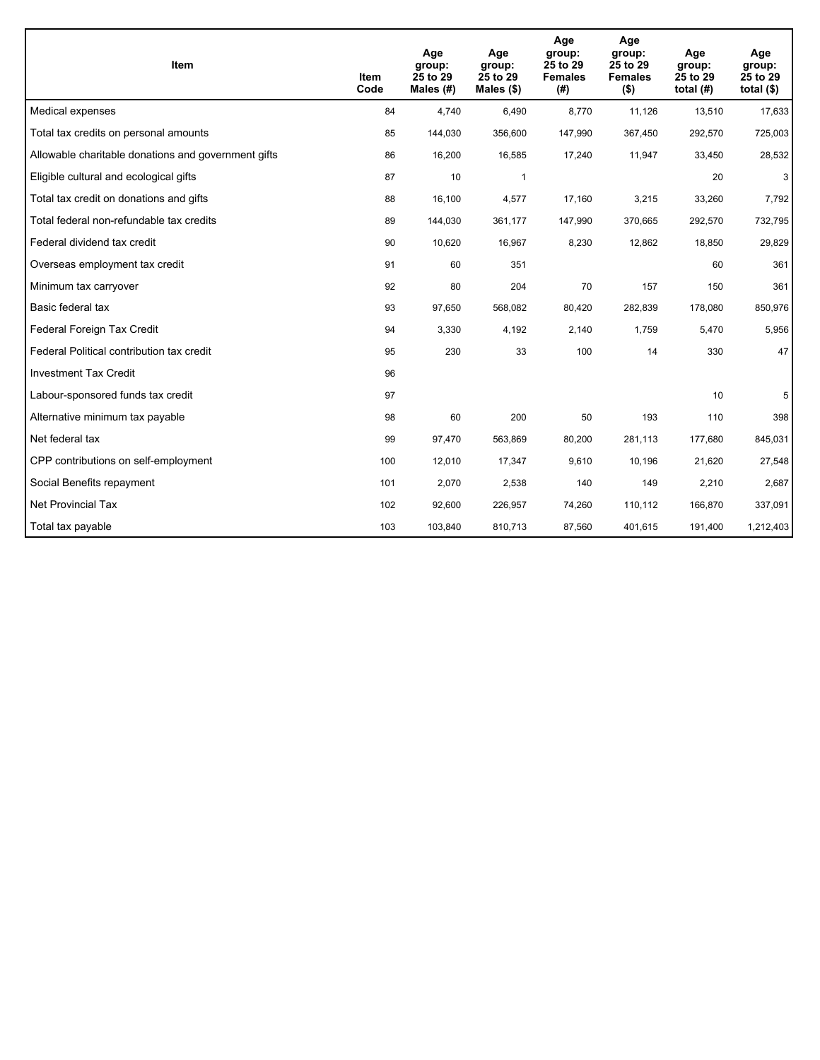| Item | Item Code | Age group: 25 to 29 Males (#) | Age group: 25 to 29 Males ($) | Age group: 25 to 29 Females (#) | Age group: 25 to 29 Females ($) | Age group: 25 to 29 total (#) | Age group: 25 to 29 total ($) |
|---|---|---|---|---|---|---|---|
| Medical expenses | 84 | 4,740 | 6,490 | 8,770 | 11,126 | 13,510 | 17,633 |
| Total tax credits on personal amounts | 85 | 144,030 | 356,600 | 147,990 | 367,450 | 292,570 | 725,003 |
| Allowable charitable donations and government gifts | 86 | 16,200 | 16,585 | 17,240 | 11,947 | 33,450 | 28,532 |
| Eligible cultural and ecological gifts | 87 | 10 | 1 | | | 20 | 3 |
| Total tax credit on donations and gifts | 88 | 16,100 | 4,577 | 17,160 | 3,215 | 33,260 | 7,792 |
| Total federal non-refundable tax credits | 89 | 144,030 | 361,177 | 147,990 | 370,665 | 292,570 | 732,795 |
| Federal dividend tax credit | 90 | 10,620 | 16,967 | 8,230 | 12,862 | 18,850 | 29,829 |
| Overseas employment tax credit | 91 | 60 | 351 | | | 60 | 361 |
| Minimum tax carryover | 92 | 80 | 204 | 70 | 157 | 150 | 361 |
| Basic federal tax | 93 | 97,650 | 568,082 | 80,420 | 282,839 | 178,080 | 850,976 |
| Federal Foreign Tax Credit | 94 | 3,330 | 4,192 | 2,140 | 1,759 | 5,470 | 5,956 |
| Federal Political contribution tax credit | 95 | 230 | 33 | 100 | 14 | 330 | 47 |
| Investment Tax Credit | 96 | | | | | | |
| Labour-sponsored funds tax credit | 97 | | | | | 10 | 5 |
| Alternative minimum tax payable | 98 | 60 | 200 | 50 | 193 | 110 | 398 |
| Net federal tax | 99 | 97,470 | 563,869 | 80,200 | 281,113 | 177,680 | 845,031 |
| CPP contributions on self-employment | 100 | 12,010 | 17,347 | 9,610 | 10,196 | 21,620 | 27,548 |
| Social Benefits repayment | 101 | 2,070 | 2,538 | 140 | 149 | 2,210 | 2,687 |
| Net Provincial Tax | 102 | 92,600 | 226,957 | 74,260 | 110,112 | 166,870 | 337,091 |
| Total tax payable | 103 | 103,840 | 810,713 | 87,560 | 401,615 | 191,400 | 1,212,403 |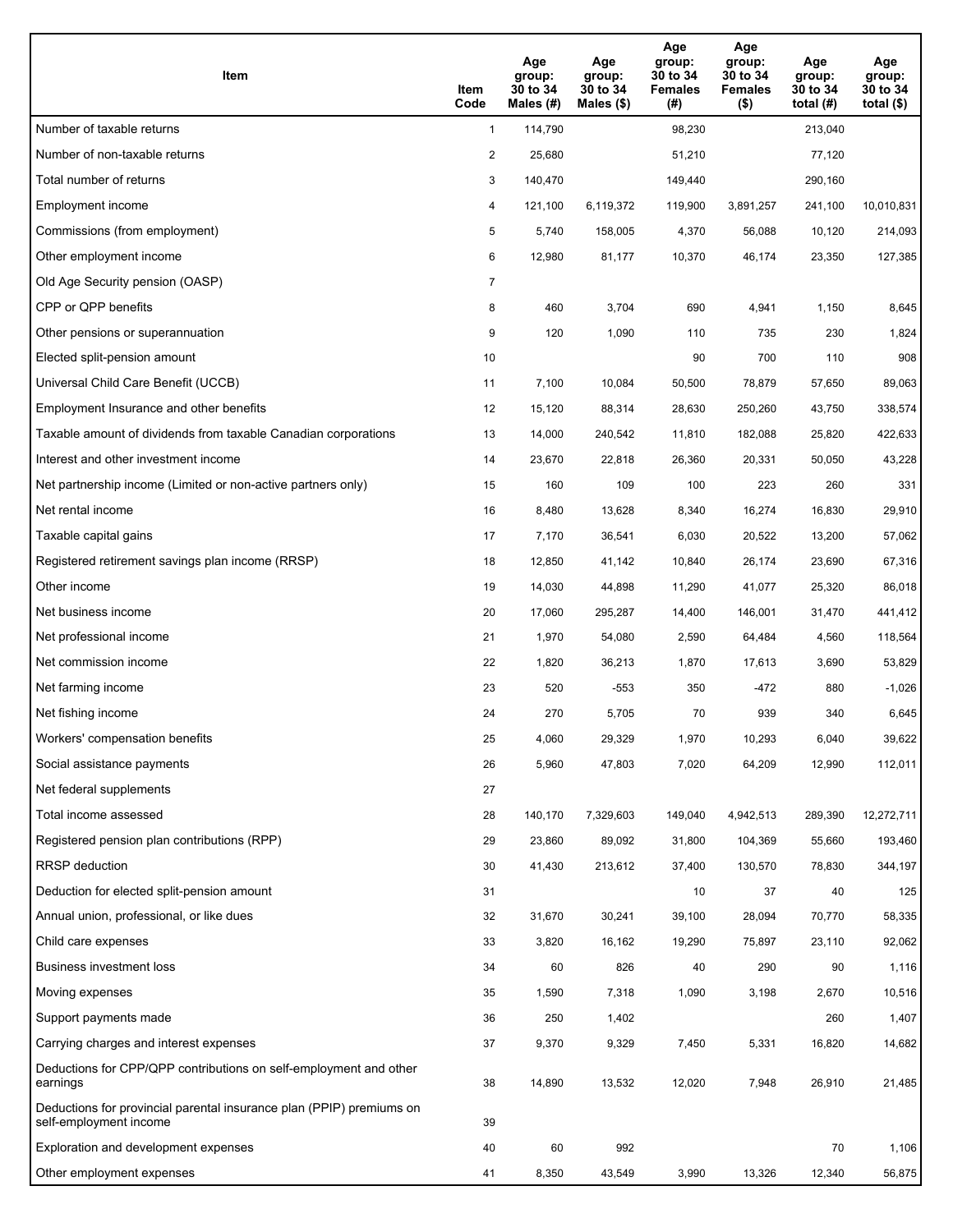| Item | Item Code | Age group: 30 to 34 Males (#) | Age group: 30 to 34 Males ($) | Age group: 30 to 34 Females (#) | Age group: 30 to 34 Females ($) | Age group: 30 to 34 total (#) | Age group: 30 to 34 total ($) |
|---|---|---|---|---|---|---|---|
| Number of taxable returns | 1 | 114,790 | | 98,230 | | 213,040 | |
| Number of non-taxable returns | 2 | 25,680 | | 51,210 | | 77,120 | |
| Total number of returns | 3 | 140,470 | | 149,440 | | 290,160 | |
| Employment income | 4 | 121,100 | 6,119,372 | 119,900 | 3,891,257 | 241,100 | 10,010,831 |
| Commissions (from employment) | 5 | 5,740 | 158,005 | 4,370 | 56,088 | 10,120 | 214,093 |
| Other employment income | 6 | 12,980 | 81,177 | 10,370 | 46,174 | 23,350 | 127,385 |
| Old Age Security pension (OASP) | 7 | | | | | | |
| CPP or QPP benefits | 8 | 460 | 3,704 | 690 | 4,941 | 1,150 | 8,645 |
| Other pensions or superannuation | 9 | 120 | 1,090 | 110 | 735 | 230 | 1,824 |
| Elected split-pension amount | 10 | | | 90 | 700 | 110 | 908 |
| Universal Child Care Benefit (UCCB) | 11 | 7,100 | 10,084 | 50,500 | 78,879 | 57,650 | 89,063 |
| Employment Insurance and other benefits | 12 | 15,120 | 88,314 | 28,630 | 250,260 | 43,750 | 338,574 |
| Taxable amount of dividends from taxable Canadian corporations | 13 | 14,000 | 240,542 | 11,810 | 182,088 | 25,820 | 422,633 |
| Interest and other investment income | 14 | 23,670 | 22,818 | 26,360 | 20,331 | 50,050 | 43,228 |
| Net partnership income (Limited or non-active partners only) | 15 | 160 | 109 | 100 | 223 | 260 | 331 |
| Net rental income | 16 | 8,480 | 13,628 | 8,340 | 16,274 | 16,830 | 29,910 |
| Taxable capital gains | 17 | 7,170 | 36,541 | 6,030 | 20,522 | 13,200 | 57,062 |
| Registered retirement savings plan income (RRSP) | 18 | 12,850 | 41,142 | 10,840 | 26,174 | 23,690 | 67,316 |
| Other income | 19 | 14,030 | 44,898 | 11,290 | 41,077 | 25,320 | 86,018 |
| Net business income | 20 | 17,060 | 295,287 | 14,400 | 146,001 | 31,470 | 441,412 |
| Net professional income | 21 | 1,970 | 54,080 | 2,590 | 64,484 | 4,560 | 118,564 |
| Net commission income | 22 | 1,820 | 36,213 | 1,870 | 17,613 | 3,690 | 53,829 |
| Net farming income | 23 | 520 | -553 | 350 | -472 | 880 | -1,026 |
| Net fishing income | 24 | 270 | 5,705 | 70 | 939 | 340 | 6,645 |
| Workers' compensation benefits | 25 | 4,060 | 29,329 | 1,970 | 10,293 | 6,040 | 39,622 |
| Social assistance payments | 26 | 5,960 | 47,803 | 7,020 | 64,209 | 12,990 | 112,011 |
| Net federal supplements | 27 | | | | | | |
| Total income assessed | 28 | 140,170 | 7,329,603 | 149,040 | 4,942,513 | 289,390 | 12,272,711 |
| Registered pension plan contributions (RPP) | 29 | 23,860 | 89,092 | 31,800 | 104,369 | 55,660 | 193,460 |
| RRSP deduction | 30 | 41,430 | 213,612 | 37,400 | 130,570 | 78,830 | 344,197 |
| Deduction for elected split-pension amount | 31 | | | 10 | 37 | 40 | 125 |
| Annual union, professional, or like dues | 32 | 31,670 | 30,241 | 39,100 | 28,094 | 70,770 | 58,335 |
| Child care expenses | 33 | 3,820 | 16,162 | 19,290 | 75,897 | 23,110 | 92,062 |
| Business investment loss | 34 | 60 | 826 | 40 | 290 | 90 | 1,116 |
| Moving expenses | 35 | 1,590 | 7,318 | 1,090 | 3,198 | 2,670 | 10,516 |
| Support payments made | 36 | 250 | 1,402 | | | 260 | 1,407 |
| Carrying charges and interest expenses | 37 | 9,370 | 9,329 | 7,450 | 5,331 | 16,820 | 14,682 |
| Deductions for CPP/QPP contributions on self-employment and other earnings | 38 | 14,890 | 13,532 | 12,020 | 7,948 | 26,910 | 21,485 |
| Deductions for provincial parental insurance plan (PPIP) premiums on self-employment income | 39 | | | | | | |
| Exploration and development expenses | 40 | 60 | 992 | | | 70 | 1,106 |
| Other employment expenses | 41 | 8,350 | 43,549 | 3,990 | 13,326 | 12,340 | 56,875 |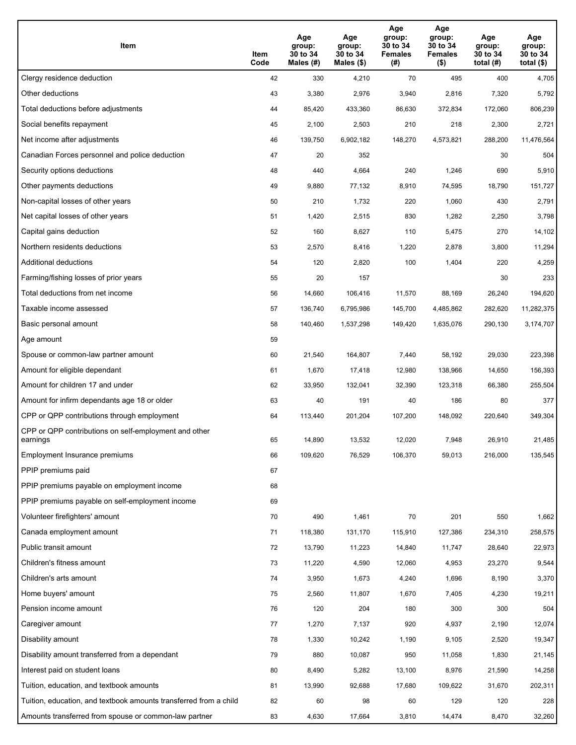| Item | Item Code | Age group: 30 to 34 Males (#) | Age group: 30 to 34 Males ($) | Age group: 30 to 34 Females (#) | Age group: 30 to 34 Females ($) | Age group: 30 to 34 total (#) | Age group: 30 to 34 total ($) |
|---|---|---|---|---|---|---|---|
| Clergy residence deduction | 42 | 330 | 4,210 | 70 | 495 | 400 | 4,705 |
| Other deductions | 43 | 3,380 | 2,976 | 3,940 | 2,816 | 7,320 | 5,792 |
| Total deductions before adjustments | 44 | 85,420 | 433,360 | 86,630 | 372,834 | 172,060 | 806,239 |
| Social benefits repayment | 45 | 2,100 | 2,503 | 210 | 218 | 2,300 | 2,721 |
| Net income after adjustments | 46 | 139,750 | 6,902,182 | 148,270 | 4,573,821 | 288,200 | 11,476,564 |
| Canadian Forces personnel and police deduction | 47 | 20 | 352 | | | 30 | 504 |
| Security options deductions | 48 | 440 | 4,664 | 240 | 1,246 | 690 | 5,910 |
| Other payments deductions | 49 | 9,880 | 77,132 | 8,910 | 74,595 | 18,790 | 151,727 |
| Non-capital losses of other years | 50 | 210 | 1,732 | 220 | 1,060 | 430 | 2,791 |
| Net capital losses of other years | 51 | 1,420 | 2,515 | 830 | 1,282 | 2,250 | 3,798 |
| Capital gains deduction | 52 | 160 | 8,627 | 110 | 5,475 | 270 | 14,102 |
| Northern residents deductions | 53 | 2,570 | 8,416 | 1,220 | 2,878 | 3,800 | 11,294 |
| Additional deductions | 54 | 120 | 2,820 | 100 | 1,404 | 220 | 4,259 |
| Farming/fishing losses of prior years | 55 | 20 | 157 | | | 30 | 233 |
| Total deductions from net income | 56 | 14,660 | 106,416 | 11,570 | 88,169 | 26,240 | 194,620 |
| Taxable income assessed | 57 | 136,740 | 6,795,986 | 145,700 | 4,485,862 | 282,620 | 11,282,375 |
| Basic personal amount | 58 | 140,460 | 1,537,298 | 149,420 | 1,635,076 | 290,130 | 3,174,707 |
| Age amount | 59 | | | | | | |
| Spouse or common-law partner amount | 60 | 21,540 | 164,807 | 7,440 | 58,192 | 29,030 | 223,398 |
| Amount for eligible dependant | 61 | 1,670 | 17,418 | 12,980 | 138,966 | 14,650 | 156,393 |
| Amount for children 17 and under | 62 | 33,950 | 132,041 | 32,390 | 123,318 | 66,380 | 255,504 |
| Amount for infirm dependants age 18 or older | 63 | 40 | 191 | 40 | 186 | 80 | 377 |
| CPP or QPP contributions through employment | 64 | 113,440 | 201,204 | 107,200 | 148,092 | 220,640 | 349,304 |
| CPP or QPP contributions on self-employment and other earnings | 65 | 14,890 | 13,532 | 12,020 | 7,948 | 26,910 | 21,485 |
| Employment Insurance premiums | 66 | 109,620 | 76,529 | 106,370 | 59,013 | 216,000 | 135,545 |
| PPIP premiums paid | 67 | | | | | | |
| PPIP premiums payable on employment income | 68 | | | | | | |
| PPIP premiums payable on self-employment income | 69 | | | | | | |
| Volunteer firefighters' amount | 70 | 490 | 1,461 | 70 | 201 | 550 | 1,662 |
| Canada employment amount | 71 | 118,380 | 131,170 | 115,910 | 127,386 | 234,310 | 258,575 |
| Public transit amount | 72 | 13,790 | 11,223 | 14,840 | 11,747 | 28,640 | 22,973 |
| Children's fitness amount | 73 | 11,220 | 4,590 | 12,060 | 4,953 | 23,270 | 9,544 |
| Children's arts amount | 74 | 3,950 | 1,673 | 4,240 | 1,696 | 8,190 | 3,370 |
| Home buyers' amount | 75 | 2,560 | 11,807 | 1,670 | 7,405 | 4,230 | 19,211 |
| Pension income amount | 76 | 120 | 204 | 180 | 300 | 300 | 504 |
| Caregiver amount | 77 | 1,270 | 7,137 | 920 | 4,937 | 2,190 | 12,074 |
| Disability amount | 78 | 1,330 | 10,242 | 1,190 | 9,105 | 2,520 | 19,347 |
| Disability amount transferred from a dependant | 79 | 880 | 10,087 | 950 | 11,058 | 1,830 | 21,145 |
| Interest paid on student loans | 80 | 8,490 | 5,282 | 13,100 | 8,976 | 21,590 | 14,258 |
| Tuition, education, and textbook amounts | 81 | 13,990 | 92,688 | 17,680 | 109,622 | 31,670 | 202,311 |
| Tuition, education, and textbook amounts transferred from a child | 82 | 60 | 98 | 60 | 129 | 120 | 228 |
| Amounts transferred from spouse or common-law partner | 83 | 4,630 | 17,664 | 3,810 | 14,474 | 8,470 | 32,260 |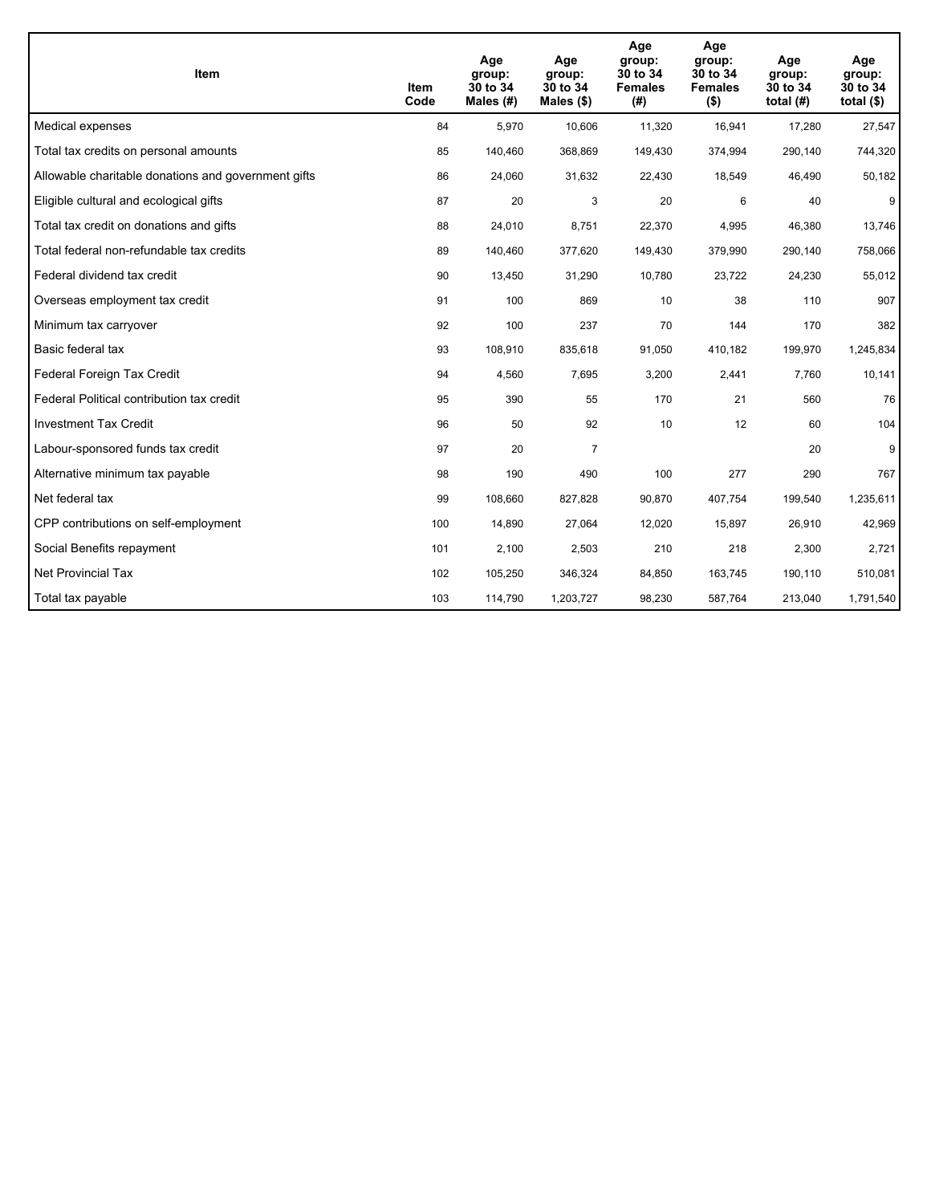| Item | Item Code | Age group: 30 to 34 Males (#) | Age group: 30 to 34 Males ($) | Age group: 30 to 34 Females (#) | Age group: 30 to 34 Females ($) | Age group: 30 to 34 total (#) | Age group: 30 to 34 total ($) |
|---|---|---|---|---|---|---|---|
| Medical expenses | 84 | 5,970 | 10,606 | 11,320 | 16,941 | 17,280 | 27,547 |
| Total tax credits on personal amounts | 85 | 140,460 | 368,869 | 149,430 | 374,994 | 290,140 | 744,320 |
| Allowable charitable donations and government gifts | 86 | 24,060 | 31,632 | 22,430 | 18,549 | 46,490 | 50,182 |
| Eligible cultural and ecological gifts | 87 | 20 | 3 | 20 | 6 | 40 | 9 |
| Total tax credit on donations and gifts | 88 | 24,010 | 8,751 | 22,370 | 4,995 | 46,380 | 13,746 |
| Total federal non-refundable tax credits | 89 | 140,460 | 377,620 | 149,430 | 379,990 | 290,140 | 758,066 |
| Federal dividend tax credit | 90 | 13,450 | 31,290 | 10,780 | 23,722 | 24,230 | 55,012 |
| Overseas employment tax credit | 91 | 100 | 869 | 10 | 38 | 110 | 907 |
| Minimum tax carryover | 92 | 100 | 237 | 70 | 144 | 170 | 382 |
| Basic federal tax | 93 | 108,910 | 835,618 | 91,050 | 410,182 | 199,970 | 1,245,834 |
| Federal Foreign Tax Credit | 94 | 4,560 | 7,695 | 3,200 | 2,441 | 7,760 | 10,141 |
| Federal Political contribution tax credit | 95 | 390 | 55 | 170 | 21 | 560 | 76 |
| Investment Tax Credit | 96 | 50 | 92 | 10 | 12 | 60 | 104 |
| Labour-sponsored funds tax credit | 97 | 20 | 7 | | | 20 | 9 |
| Alternative minimum tax payable | 98 | 190 | 490 | 100 | 277 | 290 | 767 |
| Net federal tax | 99 | 108,660 | 827,828 | 90,870 | 407,754 | 199,540 | 1,235,611 |
| CPP contributions on self-employment | 100 | 14,890 | 27,064 | 12,020 | 15,897 | 26,910 | 42,969 |
| Social Benefits repayment | 101 | 2,100 | 2,503 | 210 | 218 | 2,300 | 2,721 |
| Net Provincial Tax | 102 | 105,250 | 346,324 | 84,850 | 163,745 | 190,110 | 510,081 |
| Total tax payable | 103 | 114,790 | 1,203,727 | 98,230 | 587,764 | 213,040 | 1,791,540 |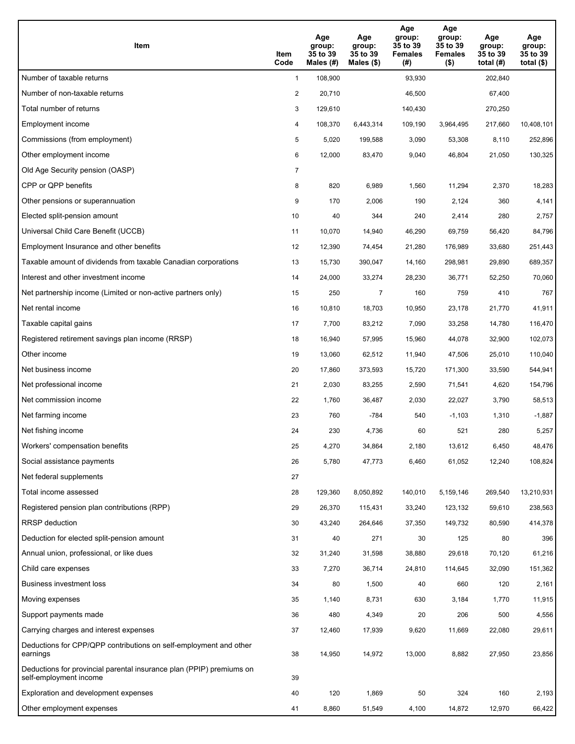| Item | Item Code | Age group: 35 to 39 Males (#) | Age group: 35 to 39 Males ($) | Age group: 35 to 39 Females (#) | Age group: 35 to 39 Females ($) | Age group: 35 to 39 total (#) | Age group: 35 to 39 total ($) |
|---|---|---|---|---|---|---|---|
| Number of taxable returns | 1 | 108,900 | | 93,930 | | 202,840 | |
| Number of non-taxable returns | 2 | 20,710 | | 46,500 | | 67,400 | |
| Total number of returns | 3 | 129,610 | | 140,430 | | 270,250 | |
| Employment income | 4 | 108,370 | 6,443,314 | 109,190 | 3,964,495 | 217,660 | 10,408,101 |
| Commissions (from employment) | 5 | 5,020 | 199,588 | 3,090 | 53,308 | 8,110 | 252,896 |
| Other employment income | 6 | 12,000 | 83,470 | 9,040 | 46,804 | 21,050 | 130,325 |
| Old Age Security pension (OASP) | 7 | | | | | | |
| CPP or QPP benefits | 8 | 820 | 6,989 | 1,560 | 11,294 | 2,370 | 18,283 |
| Other pensions or superannuation | 9 | 170 | 2,006 | 190 | 2,124 | 360 | 4,141 |
| Elected split-pension amount | 10 | 40 | 344 | 240 | 2,414 | 280 | 2,757 |
| Universal Child Care Benefit (UCCB) | 11 | 10,070 | 14,940 | 46,290 | 69,759 | 56,420 | 84,796 |
| Employment Insurance and other benefits | 12 | 12,390 | 74,454 | 21,280 | 176,989 | 33,680 | 251,443 |
| Taxable amount of dividends from taxable Canadian corporations | 13 | 15,730 | 390,047 | 14,160 | 298,981 | 29,890 | 689,357 |
| Interest and other investment income | 14 | 24,000 | 33,274 | 28,230 | 36,771 | 52,250 | 70,060 |
| Net partnership income (Limited or non-active partners only) | 15 | 250 | 7 | 160 | 759 | 410 | 767 |
| Net rental income | 16 | 10,810 | 18,703 | 10,950 | 23,178 | 21,770 | 41,911 |
| Taxable capital gains | 17 | 7,700 | 83,212 | 7,090 | 33,258 | 14,780 | 116,470 |
| Registered retirement savings plan income (RRSP) | 18 | 16,940 | 57,995 | 15,960 | 44,078 | 32,900 | 102,073 |
| Other income | 19 | 13,060 | 62,512 | 11,940 | 47,506 | 25,010 | 110,040 |
| Net business income | 20 | 17,860 | 373,593 | 15,720 | 171,300 | 33,590 | 544,941 |
| Net professional income | 21 | 2,030 | 83,255 | 2,590 | 71,541 | 4,620 | 154,796 |
| Net commission income | 22 | 1,760 | 36,487 | 2,030 | 22,027 | 3,790 | 58,513 |
| Net farming income | 23 | 760 | -784 | 540 | -1,103 | 1,310 | -1,887 |
| Net fishing income | 24 | 230 | 4,736 | 60 | 521 | 280 | 5,257 |
| Workers' compensation benefits | 25 | 4,270 | 34,864 | 2,180 | 13,612 | 6,450 | 48,476 |
| Social assistance payments | 26 | 5,780 | 47,773 | 6,460 | 61,052 | 12,240 | 108,824 |
| Net federal supplements | 27 | | | | | | |
| Total income assessed | 28 | 129,360 | 8,050,892 | 140,010 | 5,159,146 | 269,540 | 13,210,931 |
| Registered pension plan contributions (RPP) | 29 | 26,370 | 115,431 | 33,240 | 123,132 | 59,610 | 238,563 |
| RRSP deduction | 30 | 43,240 | 264,646 | 37,350 | 149,732 | 80,590 | 414,378 |
| Deduction for elected split-pension amount | 31 | 40 | 271 | 30 | 125 | 80 | 396 |
| Annual union, professional, or like dues | 32 | 31,240 | 31,598 | 38,880 | 29,618 | 70,120 | 61,216 |
| Child care expenses | 33 | 7,270 | 36,714 | 24,810 | 114,645 | 32,090 | 151,362 |
| Business investment loss | 34 | 80 | 1,500 | 40 | 660 | 120 | 2,161 |
| Moving expenses | 35 | 1,140 | 8,731 | 630 | 3,184 | 1,770 | 11,915 |
| Support payments made | 36 | 480 | 4,349 | 20 | 206 | 500 | 4,556 |
| Carrying charges and interest expenses | 37 | 12,460 | 17,939 | 9,620 | 11,669 | 22,080 | 29,611 |
| Deductions for CPP/QPP contributions on self-employment and other earnings | 38 | 14,950 | 14,972 | 13,000 | 8,882 | 27,950 | 23,856 |
| Deductions for provincial parental insurance plan (PPIP) premiums on self-employment income | 39 | | | | | | |
| Exploration and development expenses | 40 | 120 | 1,869 | 50 | 324 | 160 | 2,193 |
| Other employment expenses | 41 | 8,860 | 51,549 | 4,100 | 14,872 | 12,970 | 66,422 |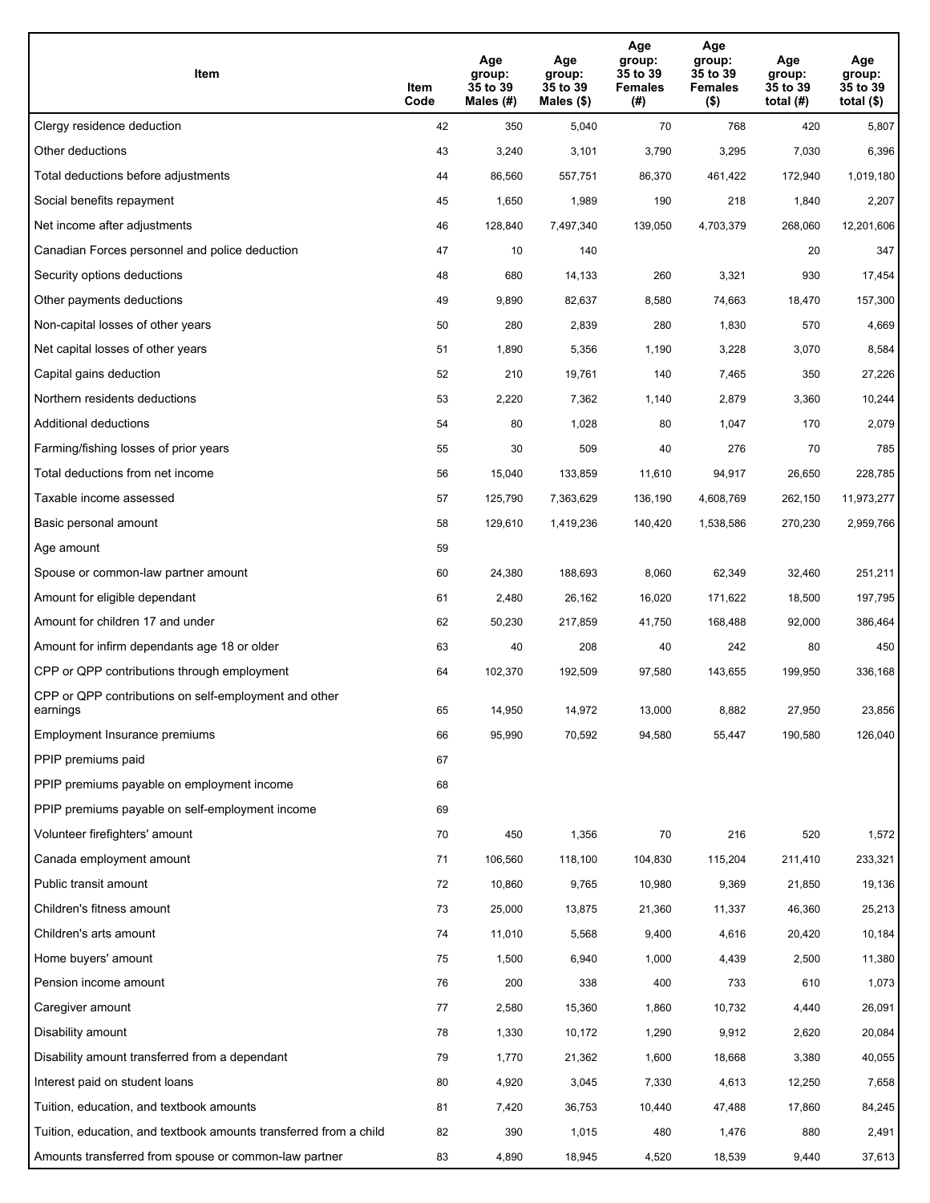| Item | Item Code | Age group: 35 to 39 Males (#) | Age group: 35 to 39 Males ($) | Age group: 35 to 39 Females (#) | Age group: 35 to 39 Females ($) | Age group: 35 to 39 total (#) | Age group: 35 to 39 total ($) |
| --- | --- | --- | --- | --- | --- | --- | --- |
| Clergy residence deduction | 42 | 350 | 5,040 | 70 | 768 | 420 | 5,807 |
| Other deductions | 43 | 3,240 | 3,101 | 3,790 | 3,295 | 7,030 | 6,396 |
| Total deductions before adjustments | 44 | 86,560 | 557,751 | 86,370 | 461,422 | 172,940 | 1,019,180 |
| Social benefits repayment | 45 | 1,650 | 1,989 | 190 | 218 | 1,840 | 2,207 |
| Net income after adjustments | 46 | 128,840 | 7,497,340 | 139,050 | 4,703,379 | 268,060 | 12,201,606 |
| Canadian Forces personnel and police deduction | 47 | 10 | 140 | | | 20 | 347 |
| Security options deductions | 48 | 680 | 14,133 | 260 | 3,321 | 930 | 17,454 |
| Other payments deductions | 49 | 9,890 | 82,637 | 8,580 | 74,663 | 18,470 | 157,300 |
| Non-capital losses of other years | 50 | 280 | 2,839 | 280 | 1,830 | 570 | 4,669 |
| Net capital losses of other years | 51 | 1,890 | 5,356 | 1,190 | 3,228 | 3,070 | 8,584 |
| Capital gains deduction | 52 | 210 | 19,761 | 140 | 7,465 | 350 | 27,226 |
| Northern residents deductions | 53 | 2,220 | 7,362 | 1,140 | 2,879 | 3,360 | 10,244 |
| Additional deductions | 54 | 80 | 1,028 | 80 | 1,047 | 170 | 2,079 |
| Farming/fishing losses of prior years | 55 | 30 | 509 | 40 | 276 | 70 | 785 |
| Total deductions from net income | 56 | 15,040 | 133,859 | 11,610 | 94,917 | 26,650 | 228,785 |
| Taxable income assessed | 57 | 125,790 | 7,363,629 | 136,190 | 4,608,769 | 262,150 | 11,973,277 |
| Basic personal amount | 58 | 129,610 | 1,419,236 | 140,420 | 1,538,586 | 270,230 | 2,959,766 |
| Age amount | 59 | | | | | | |
| Spouse or common-law partner amount | 60 | 24,380 | 188,693 | 8,060 | 62,349 | 32,460 | 251,211 |
| Amount for eligible dependant | 61 | 2,480 | 26,162 | 16,020 | 171,622 | 18,500 | 197,795 |
| Amount for children 17 and under | 62 | 50,230 | 217,859 | 41,750 | 168,488 | 92,000 | 386,464 |
| Amount for infirm dependants age 18 or older | 63 | 40 | 208 | 40 | 242 | 80 | 450 |
| CPP or QPP contributions through employment | 64 | 102,370 | 192,509 | 97,580 | 143,655 | 199,950 | 336,168 |
| CPP or QPP contributions on self-employment and other earnings | 65 | 14,950 | 14,972 | 13,000 | 8,882 | 27,950 | 23,856 |
| Employment Insurance premiums | 66 | 95,990 | 70,592 | 94,580 | 55,447 | 190,580 | 126,040 |
| PPIP premiums paid | 67 | | | | | | |
| PPIP premiums payable on employment income | 68 | | | | | | |
| PPIP premiums payable on self-employment income | 69 | | | | | | |
| Volunteer firefighters' amount | 70 | 450 | 1,356 | 70 | 216 | 520 | 1,572 |
| Canada employment amount | 71 | 106,560 | 118,100 | 104,830 | 115,204 | 211,410 | 233,321 |
| Public transit amount | 72 | 10,860 | 9,765 | 10,980 | 9,369 | 21,850 | 19,136 |
| Children's fitness amount | 73 | 25,000 | 13,875 | 21,360 | 11,337 | 46,360 | 25,213 |
| Children's arts amount | 74 | 11,010 | 5,568 | 9,400 | 4,616 | 20,420 | 10,184 |
| Home buyers' amount | 75 | 1,500 | 6,940 | 1,000 | 4,439 | 2,500 | 11,380 |
| Pension income amount | 76 | 200 | 338 | 400 | 733 | 610 | 1,073 |
| Caregiver amount | 77 | 2,580 | 15,360 | 1,860 | 10,732 | 4,440 | 26,091 |
| Disability amount | 78 | 1,330 | 10,172 | 1,290 | 9,912 | 2,620 | 20,084 |
| Disability amount transferred from a dependant | 79 | 1,770 | 21,362 | 1,600 | 18,668 | 3,380 | 40,055 |
| Interest paid on student loans | 80 | 4,920 | 3,045 | 7,330 | 4,613 | 12,250 | 7,658 |
| Tuition, education, and textbook amounts | 81 | 7,420 | 36,753 | 10,440 | 47,488 | 17,860 | 84,245 |
| Tuition, education, and textbook amounts transferred from a child | 82 | 390 | 1,015 | 480 | 1,476 | 880 | 2,491 |
| Amounts transferred from spouse or common-law partner | 83 | 4,890 | 18,945 | 4,520 | 18,539 | 9,440 | 37,613 |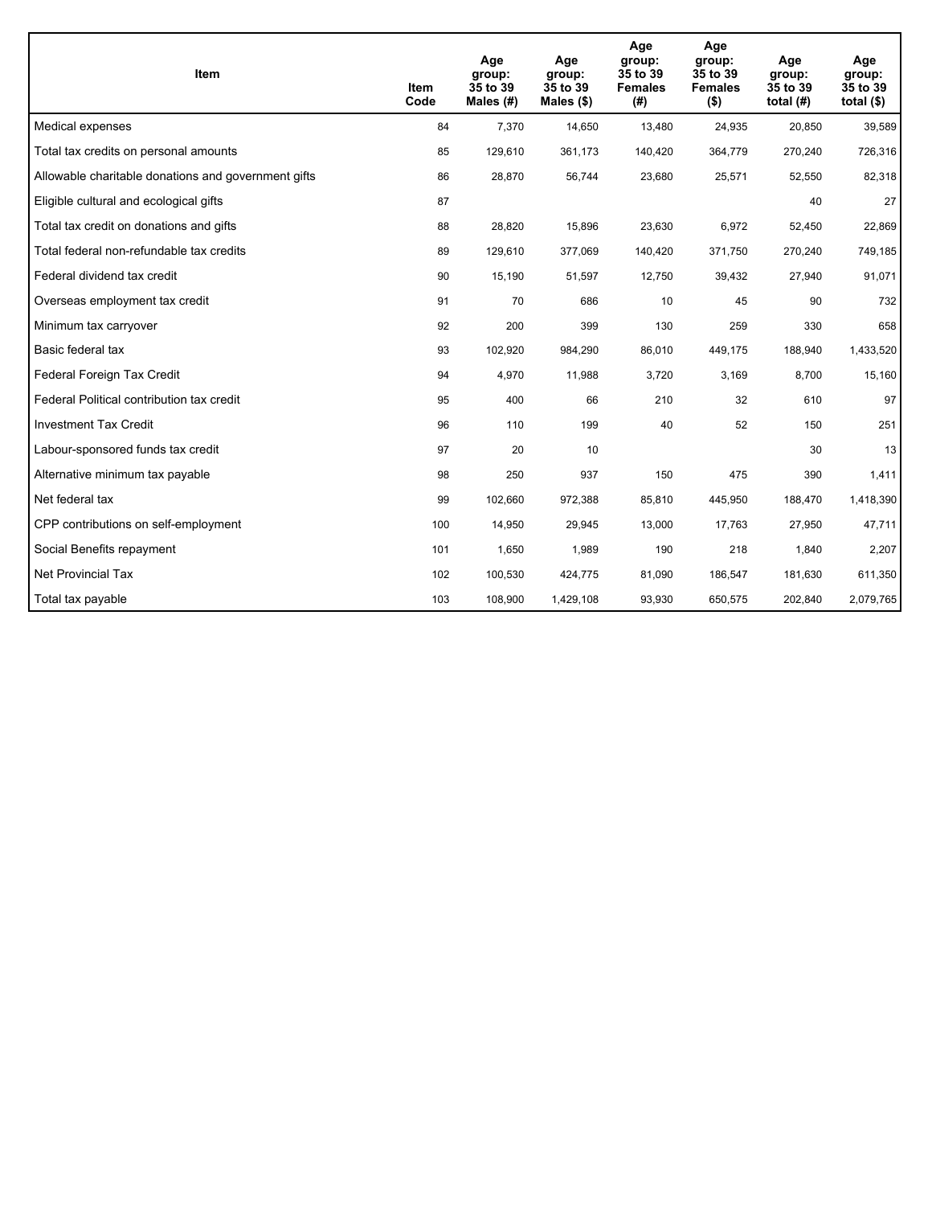| Item | Item Code | Age group: 35 to 39 Males (#) | Age group: 35 to 39 Males ($) | Age group: 35 to 39 Females (#) | Age group: 35 to 39 Females ($) | Age group: 35 to 39 total (#) | Age group: 35 to 39 total ($) |
|---|---|---|---|---|---|---|---|
| Medical expenses | 84 | 7,370 | 14,650 | 13,480 | 24,935 | 20,850 | 39,589 |
| Total tax credits on personal amounts | 85 | 129,610 | 361,173 | 140,420 | 364,779 | 270,240 | 726,316 |
| Allowable charitable donations and government gifts | 86 | 28,870 | 56,744 | 23,680 | 25,571 | 52,550 | 82,318 |
| Eligible cultural and ecological gifts | 87 | | | | | 40 | 27 |
| Total tax credit on donations and gifts | 88 | 28,820 | 15,896 | 23,630 | 6,972 | 52,450 | 22,869 |
| Total federal non-refundable tax credits | 89 | 129,610 | 377,069 | 140,420 | 371,750 | 270,240 | 749,185 |
| Federal dividend tax credit | 90 | 15,190 | 51,597 | 12,750 | 39,432 | 27,940 | 91,071 |
| Overseas employment tax credit | 91 | 70 | 686 | 10 | 45 | 90 | 732 |
| Minimum tax carryover | 92 | 200 | 399 | 130 | 259 | 330 | 658 |
| Basic federal tax | 93 | 102,920 | 984,290 | 86,010 | 449,175 | 188,940 | 1,433,520 |
| Federal Foreign Tax Credit | 94 | 4,970 | 11,988 | 3,720 | 3,169 | 8,700 | 15,160 |
| Federal Political contribution tax credit | 95 | 400 | 66 | 210 | 32 | 610 | 97 |
| Investment Tax Credit | 96 | 110 | 199 | 40 | 52 | 150 | 251 |
| Labour-sponsored funds tax credit | 97 | 20 | 10 | | | 30 | 13 |
| Alternative minimum tax payable | 98 | 250 | 937 | 150 | 475 | 390 | 1,411 |
| Net federal tax | 99 | 102,660 | 972,388 | 85,810 | 445,950 | 188,470 | 1,418,390 |
| CPP contributions on self-employment | 100 | 14,950 | 29,945 | 13,000 | 17,763 | 27,950 | 47,711 |
| Social Benefits repayment | 101 | 1,650 | 1,989 | 190 | 218 | 1,840 | 2,207 |
| Net Provincial Tax | 102 | 100,530 | 424,775 | 81,090 | 186,547 | 181,630 | 611,350 |
| Total tax payable | 103 | 108,900 | 1,429,108 | 93,930 | 650,575 | 202,840 | 2,079,765 |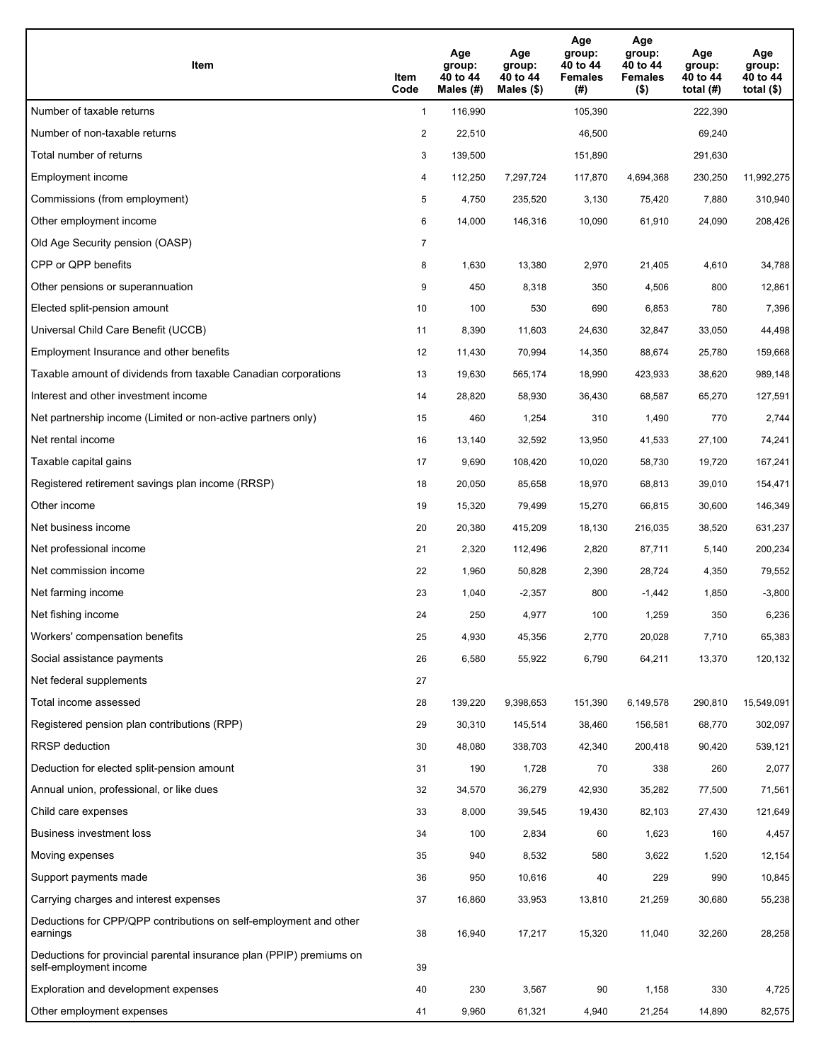| Item | Item Code | Age group: 40 to 44 Males (#) | Age group: 40 to 44 Males ($) | Age group: 40 to 44 Females (#) | Age group: 40 to 44 Females ($) | Age group: 40 to 44 total (#) | Age group: 40 to 44 total ($) |
|---|---|---|---|---|---|---|---|
| Number of taxable returns | 1 | 116,990 | | 105,390 | | 222,390 | |
| Number of non-taxable returns | 2 | 22,510 | | 46,500 | | 69,240 | |
| Total number of returns | 3 | 139,500 | | 151,890 | | 291,630 | |
| Employment income | 4 | 112,250 | 7,297,724 | 117,870 | 4,694,368 | 230,250 | 11,992,275 |
| Commissions (from employment) | 5 | 4,750 | 235,520 | 3,130 | 75,420 | 7,880 | 310,940 |
| Other employment income | 6 | 14,000 | 146,316 | 10,090 | 61,910 | 24,090 | 208,426 |
| Old Age Security pension (OASP) | 7 | | | | | | |
| CPP or QPP benefits | 8 | 1,630 | 13,380 | 2,970 | 21,405 | 4,610 | 34,788 |
| Other pensions or superannuation | 9 | 450 | 8,318 | 350 | 4,506 | 800 | 12,861 |
| Elected split-pension amount | 10 | 100 | 530 | 690 | 6,853 | 780 | 7,396 |
| Universal Child Care Benefit (UCCB) | 11 | 8,390 | 11,603 | 24,630 | 32,847 | 33,050 | 44,498 |
| Employment Insurance and other benefits | 12 | 11,430 | 70,994 | 14,350 | 88,674 | 25,780 | 159,668 |
| Taxable amount of dividends from taxable Canadian corporations | 13 | 19,630 | 565,174 | 18,990 | 423,933 | 38,620 | 989,148 |
| Interest and other investment income | 14 | 28,820 | 58,930 | 36,430 | 68,587 | 65,270 | 127,591 |
| Net partnership income (Limited or non-active partners only) | 15 | 460 | 1,254 | 310 | 1,490 | 770 | 2,744 |
| Net rental income | 16 | 13,140 | 32,592 | 13,950 | 41,533 | 27,100 | 74,241 |
| Taxable capital gains | 17 | 9,690 | 108,420 | 10,020 | 58,730 | 19,720 | 167,241 |
| Registered retirement savings plan income (RRSP) | 18 | 20,050 | 85,658 | 18,970 | 68,813 | 39,010 | 154,471 |
| Other income | 19 | 15,320 | 79,499 | 15,270 | 66,815 | 30,600 | 146,349 |
| Net business income | 20 | 20,380 | 415,209 | 18,130 | 216,035 | 38,520 | 631,237 |
| Net professional income | 21 | 2,320 | 112,496 | 2,820 | 87,711 | 5,140 | 200,234 |
| Net commission income | 22 | 1,960 | 50,828 | 2,390 | 28,724 | 4,350 | 79,552 |
| Net farming income | 23 | 1,040 | -2,357 | 800 | -1,442 | 1,850 | -3,800 |
| Net fishing income | 24 | 250 | 4,977 | 100 | 1,259 | 350 | 6,236 |
| Workers' compensation benefits | 25 | 4,930 | 45,356 | 2,770 | 20,028 | 7,710 | 65,383 |
| Social assistance payments | 26 | 6,580 | 55,922 | 6,790 | 64,211 | 13,370 | 120,132 |
| Net federal supplements | 27 | | | | | | |
| Total income assessed | 28 | 139,220 | 9,398,653 | 151,390 | 6,149,578 | 290,810 | 15,549,091 |
| Registered pension plan contributions (RPP) | 29 | 30,310 | 145,514 | 38,460 | 156,581 | 68,770 | 302,097 |
| RRSP deduction | 30 | 48,080 | 338,703 | 42,340 | 200,418 | 90,420 | 539,121 |
| Deduction for elected split-pension amount | 31 | 190 | 1,728 | 70 | 338 | 260 | 2,077 |
| Annual union, professional, or like dues | 32 | 34,570 | 36,279 | 42,930 | 35,282 | 77,500 | 71,561 |
| Child care expenses | 33 | 8,000 | 39,545 | 19,430 | 82,103 | 27,430 | 121,649 |
| Business investment loss | 34 | 100 | 2,834 | 60 | 1,623 | 160 | 4,457 |
| Moving expenses | 35 | 940 | 8,532 | 580 | 3,622 | 1,520 | 12,154 |
| Support payments made | 36 | 950 | 10,616 | 40 | 229 | 990 | 10,845 |
| Carrying charges and interest expenses | 37 | 16,860 | 33,953 | 13,810 | 21,259 | 30,680 | 55,238 |
| Deductions for CPP/QPP contributions on self-employment and other earnings | 38 | 16,940 | 17,217 | 15,320 | 11,040 | 32,260 | 28,258 |
| Deductions for provincial parental insurance plan (PPIP) premiums on self-employment income | 39 | | | | | | |
| Exploration and development expenses | 40 | 230 | 3,567 | 90 | 1,158 | 330 | 4,725 |
| Other employment expenses | 41 | 9,960 | 61,321 | 4,940 | 21,254 | 14,890 | 82,575 |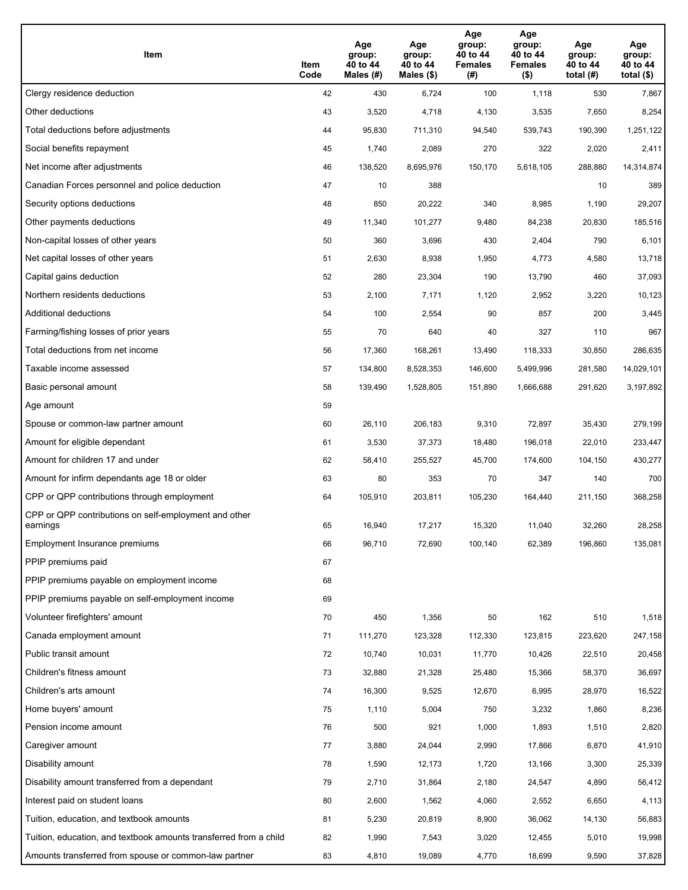| Item | Item Code | Age group: 40 to 44 Males (#) | Age group: 40 to 44 Males ($) | Age group: 40 to 44 Females (#) | Age group: 40 to 44 Females ($) | Age group: 40 to 44 total (#) | Age group: 40 to 44 total ($) |
|---|---|---|---|---|---|---|---|
| Clergy residence deduction | 42 | 430 | 6,724 | 100 | 1,118 | 530 | 7,867 |
| Other deductions | 43 | 3,520 | 4,718 | 4,130 | 3,535 | 7,650 | 8,254 |
| Total deductions before adjustments | 44 | 95,830 | 711,310 | 94,540 | 539,743 | 190,390 | 1,251,122 |
| Social benefits repayment | 45 | 1,740 | 2,089 | 270 | 322 | 2,020 | 2,411 |
| Net income after adjustments | 46 | 138,520 | 8,695,976 | 150,170 | 5,618,105 | 288,880 | 14,314,874 |
| Canadian Forces personnel and police deduction | 47 | 10 | 388 | | | 10 | 389 |
| Security options deductions | 48 | 850 | 20,222 | 340 | 8,985 | 1,190 | 29,207 |
| Other payments deductions | 49 | 11,340 | 101,277 | 9,480 | 84,238 | 20,830 | 185,516 |
| Non-capital losses of other years | 50 | 360 | 3,696 | 430 | 2,404 | 790 | 6,101 |
| Net capital losses of other years | 51 | 2,630 | 8,938 | 1,950 | 4,773 | 4,580 | 13,718 |
| Capital gains deduction | 52 | 280 | 23,304 | 190 | 13,790 | 460 | 37,093 |
| Northern residents deductions | 53 | 2,100 | 7,171 | 1,120 | 2,952 | 3,220 | 10,123 |
| Additional deductions | 54 | 100 | 2,554 | 90 | 857 | 200 | 3,445 |
| Farming/fishing losses of prior years | 55 | 70 | 640 | 40 | 327 | 110 | 967 |
| Total deductions from net income | 56 | 17,360 | 168,261 | 13,490 | 118,333 | 30,850 | 286,635 |
| Taxable income assessed | 57 | 134,800 | 8,528,353 | 146,600 | 5,499,996 | 281,580 | 14,029,101 |
| Basic personal amount | 58 | 139,490 | 1,528,805 | 151,890 | 1,666,688 | 291,620 | 3,197,892 |
| Age amount | 59 | | | | | | |
| Spouse or common-law partner amount | 60 | 26,110 | 206,183 | 9,310 | 72,897 | 35,430 | 279,199 |
| Amount for eligible dependant | 61 | 3,530 | 37,373 | 18,480 | 196,018 | 22,010 | 233,447 |
| Amount for children 17 and under | 62 | 58,410 | 255,527 | 45,700 | 174,600 | 104,150 | 430,277 |
| Amount for infirm dependants age 18 or older | 63 | 80 | 353 | 70 | 347 | 140 | 700 |
| CPP or QPP contributions through employment | 64 | 105,910 | 203,811 | 105,230 | 164,440 | 211,150 | 368,258 |
| CPP or QPP contributions on self-employment and other earnings | 65 | 16,940 | 17,217 | 15,320 | 11,040 | 32,260 | 28,258 |
| Employment Insurance premiums | 66 | 96,710 | 72,690 | 100,140 | 62,389 | 196,860 | 135,081 |
| PPIP premiums paid | 67 | | | | | | |
| PPIP premiums payable on employment income | 68 | | | | | | |
| PPIP premiums payable on self-employment income | 69 | | | | | | |
| Volunteer firefighters' amount | 70 | 450 | 1,356 | 50 | 162 | 510 | 1,518 |
| Canada employment amount | 71 | 111,270 | 123,328 | 112,330 | 123,815 | 223,620 | 247,158 |
| Public transit amount | 72 | 10,740 | 10,031 | 11,770 | 10,426 | 22,510 | 20,458 |
| Children's fitness amount | 73 | 32,880 | 21,328 | 25,480 | 15,366 | 58,370 | 36,697 |
| Children's arts amount | 74 | 16,300 | 9,525 | 12,670 | 6,995 | 28,970 | 16,522 |
| Home buyers' amount | 75 | 1,110 | 5,004 | 750 | 3,232 | 1,860 | 8,236 |
| Pension income amount | 76 | 500 | 921 | 1,000 | 1,893 | 1,510 | 2,820 |
| Caregiver amount | 77 | 3,880 | 24,044 | 2,990 | 17,866 | 6,870 | 41,910 |
| Disability amount | 78 | 1,590 | 12,173 | 1,720 | 13,166 | 3,300 | 25,339 |
| Disability amount transferred from a dependant | 79 | 2,710 | 31,864 | 2,180 | 24,547 | 4,890 | 56,412 |
| Interest paid on student loans | 80 | 2,600 | 1,562 | 4,060 | 2,552 | 6,650 | 4,113 |
| Tuition, education, and textbook amounts | 81 | 5,230 | 20,819 | 8,900 | 36,062 | 14,130 | 56,883 |
| Tuition, education, and textbook amounts transferred from a child | 82 | 1,990 | 7,543 | 3,020 | 12,455 | 5,010 | 19,998 |
| Amounts transferred from spouse or common-law partner | 83 | 4,810 | 19,089 | 4,770 | 18,699 | 9,590 | 37,828 |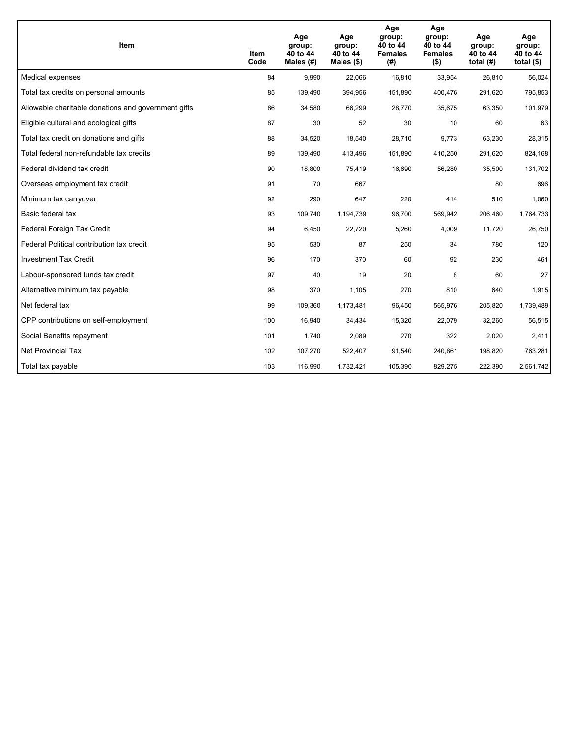| Item | Item Code | Age group: 40 to 44 Males (#) | Age group: 40 to 44 Males ($) | Age group: 40 to 44 Females (#) | Age group: 40 to 44 Females ($) | Age group: 40 to 44 total (#) | Age group: 40 to 44 total ($) |
|---|---|---|---|---|---|---|---|
| Medical expenses | 84 | 9,990 | 22,066 | 16,810 | 33,954 | 26,810 | 56,024 |
| Total tax credits on personal amounts | 85 | 139,490 | 394,956 | 151,890 | 400,476 | 291,620 | 795,853 |
| Allowable charitable donations and government gifts | 86 | 34,580 | 66,299 | 28,770 | 35,675 | 63,350 | 101,979 |
| Eligible cultural and ecological gifts | 87 | 30 | 52 | 30 | 10 | 60 | 63 |
| Total tax credit on donations and gifts | 88 | 34,520 | 18,540 | 28,710 | 9,773 | 63,230 | 28,315 |
| Total federal non-refundable tax credits | 89 | 139,490 | 413,496 | 151,890 | 410,250 | 291,620 | 824,168 |
| Federal dividend tax credit | 90 | 18,800 | 75,419 | 16,690 | 56,280 | 35,500 | 131,702 |
| Overseas employment tax credit | 91 | 70 | 667 | | | 80 | 696 |
| Minimum tax carryover | 92 | 290 | 647 | 220 | 414 | 510 | 1,060 |
| Basic federal tax | 93 | 109,740 | 1,194,739 | 96,700 | 569,942 | 206,460 | 1,764,733 |
| Federal Foreign Tax Credit | 94 | 6,450 | 22,720 | 5,260 | 4,009 | 11,720 | 26,750 |
| Federal Political contribution tax credit | 95 | 530 | 87 | 250 | 34 | 780 | 120 |
| Investment Tax Credit | 96 | 170 | 370 | 60 | 92 | 230 | 461 |
| Labour-sponsored funds tax credit | 97 | 40 | 19 | 20 | 8 | 60 | 27 |
| Alternative minimum tax payable | 98 | 370 | 1,105 | 270 | 810 | 640 | 1,915 |
| Net federal tax | 99 | 109,360 | 1,173,481 | 96,450 | 565,976 | 205,820 | 1,739,489 |
| CPP contributions on self-employment | 100 | 16,940 | 34,434 | 15,320 | 22,079 | 32,260 | 56,515 |
| Social Benefits repayment | 101 | 1,740 | 2,089 | 270 | 322 | 2,020 | 2,411 |
| Net Provincial Tax | 102 | 107,270 | 522,407 | 91,540 | 240,861 | 198,820 | 763,281 |
| Total tax payable | 103 | 116,990 | 1,732,421 | 105,390 | 829,275 | 222,390 | 2,561,742 |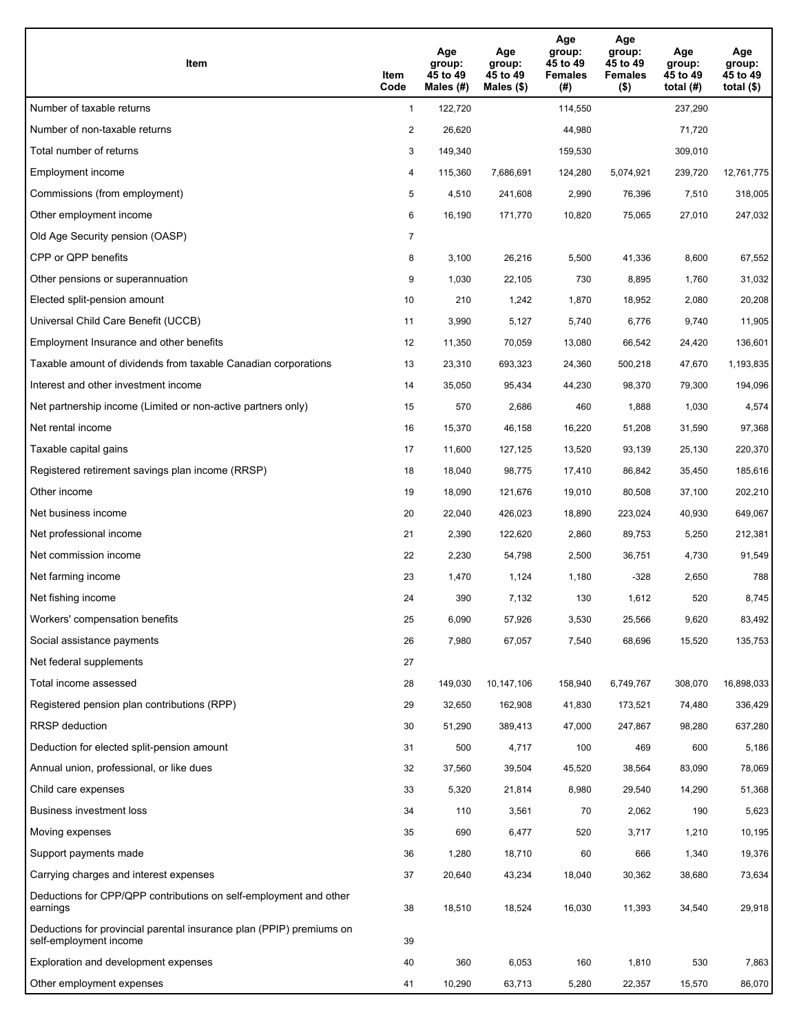| Item | Item Code | Age group: 45 to 49 Males (#) | Age group: 45 to 49 Males ($) | Age group: 45 to 49 Females (#) | Age group: 45 to 49 Females ($) | Age group: 45 to 49 total (#) | Age group: 45 to 49 total ($) |
|---|---|---|---|---|---|---|---|
| Number of taxable returns | 1 | 122,720 | | 114,550 | | 237,290 | |
| Number of non-taxable returns | 2 | 26,620 | | 44,980 | | 71,720 | |
| Total number of returns | 3 | 149,340 | | 159,530 | | 309,010 | |
| Employment income | 4 | 115,360 | 7,686,691 | 124,280 | 5,074,921 | 239,720 | 12,761,775 |
| Commissions (from employment) | 5 | 4,510 | 241,608 | 2,990 | 76,396 | 7,510 | 318,005 |
| Other employment income | 6 | 16,190 | 171,770 | 10,820 | 75,065 | 27,010 | 247,032 |
| Old Age Security pension (OASP) | 7 | | | | | | |
| CPP or QPP benefits | 8 | 3,100 | 26,216 | 5,500 | 41,336 | 8,600 | 67,552 |
| Other pensions or superannuation | 9 | 1,030 | 22,105 | 730 | 8,895 | 1,760 | 31,032 |
| Elected split-pension amount | 10 | 210 | 1,242 | 1,870 | 18,952 | 2,080 | 20,208 |
| Universal Child Care Benefit (UCCB) | 11 | 3,990 | 5,127 | 5,740 | 6,776 | 9,740 | 11,905 |
| Employment Insurance and other benefits | 12 | 11,350 | 70,059 | 13,080 | 66,542 | 24,420 | 136,601 |
| Taxable amount of dividends from taxable Canadian corporations | 13 | 23,310 | 693,323 | 24,360 | 500,218 | 47,670 | 1,193,835 |
| Interest and other investment income | 14 | 35,050 | 95,434 | 44,230 | 98,370 | 79,300 | 194,096 |
| Net partnership income (Limited or non-active partners only) | 15 | 570 | 2,686 | 460 | 1,888 | 1,030 | 4,574 |
| Net rental income | 16 | 15,370 | 46,158 | 16,220 | 51,208 | 31,590 | 97,368 |
| Taxable capital gains | 17 | 11,600 | 127,125 | 13,520 | 93,139 | 25,130 | 220,370 |
| Registered retirement savings plan income (RRSP) | 18 | 18,040 | 98,775 | 17,410 | 86,842 | 35,450 | 185,616 |
| Other income | 19 | 18,090 | 121,676 | 19,010 | 80,508 | 37,100 | 202,210 |
| Net business income | 20 | 22,040 | 426,023 | 18,890 | 223,024 | 40,930 | 649,067 |
| Net professional income | 21 | 2,390 | 122,620 | 2,860 | 89,753 | 5,250 | 212,381 |
| Net commission income | 22 | 2,230 | 54,798 | 2,500 | 36,751 | 4,730 | 91,549 |
| Net farming income | 23 | 1,470 | 1,124 | 1,180 | -328 | 2,650 | 788 |
| Net fishing income | 24 | 390 | 7,132 | 130 | 1,612 | 520 | 8,745 |
| Workers' compensation benefits | 25 | 6,090 | 57,926 | 3,530 | 25,566 | 9,620 | 83,492 |
| Social assistance payments | 26 | 7,980 | 67,057 | 7,540 | 68,696 | 15,520 | 135,753 |
| Net federal supplements | 27 | | | | | | |
| Total income assessed | 28 | 149,030 | 10,147,106 | 158,940 | 6,749,767 | 308,070 | 16,898,033 |
| Registered pension plan contributions (RPP) | 29 | 32,650 | 162,908 | 41,830 | 173,521 | 74,480 | 336,429 |
| RRSP deduction | 30 | 51,290 | 389,413 | 47,000 | 247,867 | 98,280 | 637,280 |
| Deduction for elected split-pension amount | 31 | 500 | 4,717 | 100 | 469 | 600 | 5,186 |
| Annual union, professional, or like dues | 32 | 37,560 | 39,504 | 45,520 | 38,564 | 83,090 | 78,069 |
| Child care expenses | 33 | 5,320 | 21,814 | 8,980 | 29,540 | 14,290 | 51,368 |
| Business investment loss | 34 | 110 | 3,561 | 70 | 2,062 | 190 | 5,623 |
| Moving expenses | 35 | 690 | 6,477 | 520 | 3,717 | 1,210 | 10,195 |
| Support payments made | 36 | 1,280 | 18,710 | 60 | 666 | 1,340 | 19,376 |
| Carrying charges and interest expenses | 37 | 20,640 | 43,234 | 18,040 | 30,362 | 38,680 | 73,634 |
| Deductions for CPP/QPP contributions on self-employment and other earnings | 38 | 18,510 | 18,524 | 16,030 | 11,393 | 34,540 | 29,918 |
| Deductions for provincial parental insurance plan (PPIP) premiums on self-employment income | 39 | | | | | | |
| Exploration and development expenses | 40 | 360 | 6,053 | 160 | 1,810 | 530 | 7,863 |
| Other employment expenses | 41 | 10,290 | 63,713 | 5,280 | 22,357 | 15,570 | 86,070 |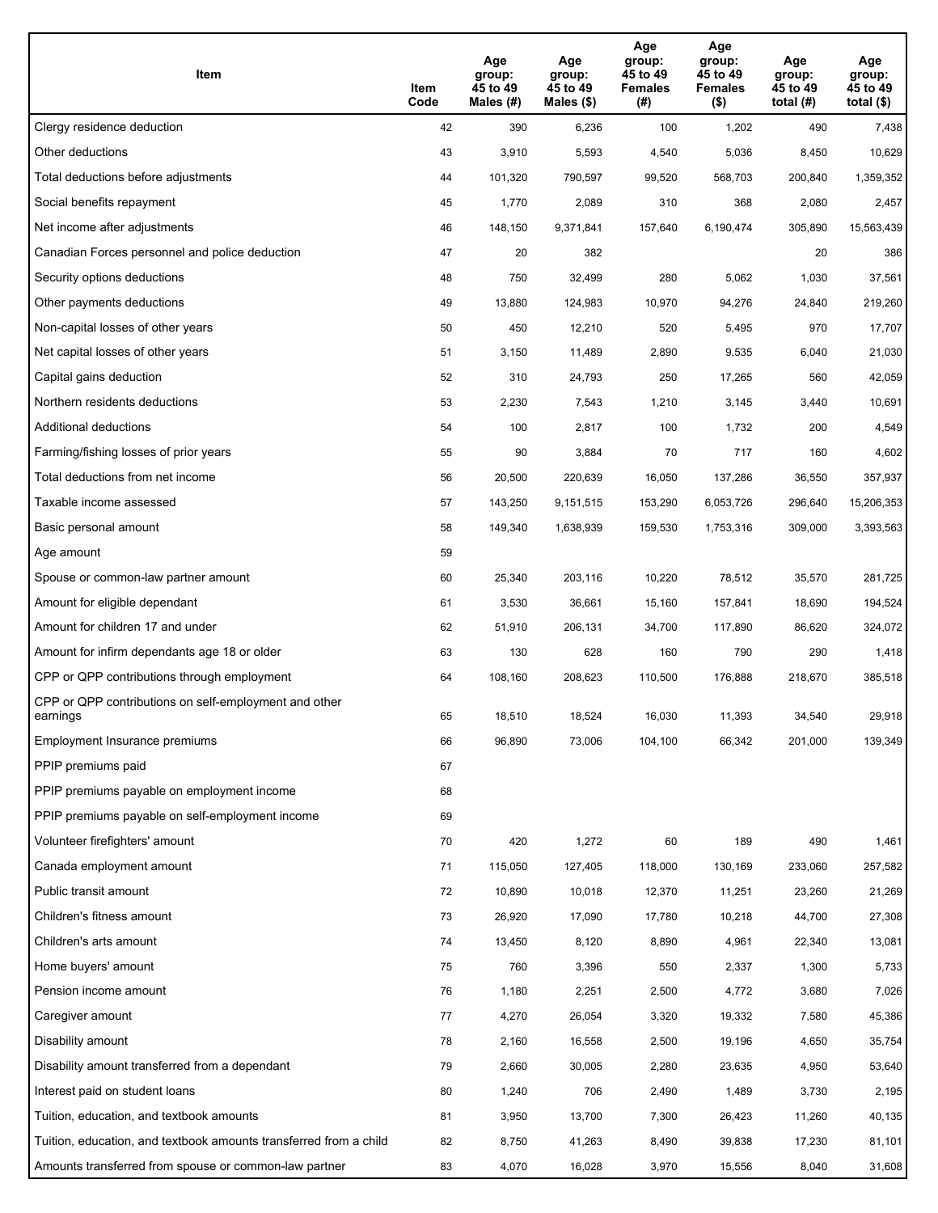| Item | Item Code | Age group: 45 to 49 Males (#) | Age group: 45 to 49 Males ($) | Age group: 45 to 49 Females (#) | Age group: 45 to 49 Females ($) | Age group: 45 to 49 total (#) | Age group: 45 to 49 total ($) |
|---|---|---|---|---|---|---|---|
| Clergy residence deduction | 42 | 390 | 6,236 | 100 | 1,202 | 490 | 7,438 |
| Other deductions | 43 | 3,910 | 5,593 | 4,540 | 5,036 | 8,450 | 10,629 |
| Total deductions before adjustments | 44 | 101,320 | 790,597 | 99,520 | 568,703 | 200,840 | 1,359,352 |
| Social benefits repayment | 45 | 1,770 | 2,089 | 310 | 368 | 2,080 | 2,457 |
| Net income after adjustments | 46 | 148,150 | 9,371,841 | 157,640 | 6,190,474 | 305,890 | 15,563,439 |
| Canadian Forces personnel and police deduction | 47 | 20 | 382 | | | 20 | 386 |
| Security options deductions | 48 | 750 | 32,499 | 280 | 5,062 | 1,030 | 37,561 |
| Other payments deductions | 49 | 13,880 | 124,983 | 10,970 | 94,276 | 24,840 | 219,260 |
| Non-capital losses of other years | 50 | 450 | 12,210 | 520 | 5,495 | 970 | 17,707 |
| Net capital losses of other years | 51 | 3,150 | 11,489 | 2,890 | 9,535 | 6,040 | 21,030 |
| Capital gains deduction | 52 | 310 | 24,793 | 250 | 17,265 | 560 | 42,059 |
| Northern residents deductions | 53 | 2,230 | 7,543 | 1,210 | 3,145 | 3,440 | 10,691 |
| Additional deductions | 54 | 100 | 2,817 | 100 | 1,732 | 200 | 4,549 |
| Farming/fishing losses of prior years | 55 | 90 | 3,884 | 70 | 717 | 160 | 4,602 |
| Total deductions from net income | 56 | 20,500 | 220,639 | 16,050 | 137,286 | 36,550 | 357,937 |
| Taxable income assessed | 57 | 143,250 | 9,151,515 | 153,290 | 6,053,726 | 296,640 | 15,206,353 |
| Basic personal amount | 58 | 149,340 | 1,638,939 | 159,530 | 1,753,316 | 309,000 | 3,393,563 |
| Age amount | 59 | | | | | | |
| Spouse or common-law partner amount | 60 | 25,340 | 203,116 | 10,220 | 78,512 | 35,570 | 281,725 |
| Amount for eligible dependant | 61 | 3,530 | 36,661 | 15,160 | 157,841 | 18,690 | 194,524 |
| Amount for children 17 and under | 62 | 51,910 | 206,131 | 34,700 | 117,890 | 86,620 | 324,072 |
| Amount for infirm dependants age 18 or older | 63 | 130 | 628 | 160 | 790 | 290 | 1,418 |
| CPP or QPP contributions through employment | 64 | 108,160 | 208,623 | 110,500 | 176,888 | 218,670 | 385,518 |
| CPP or QPP contributions on self-employment and other earnings | 65 | 18,510 | 18,524 | 16,030 | 11,393 | 34,540 | 29,918 |
| Employment Insurance premiums | 66 | 96,890 | 73,006 | 104,100 | 66,342 | 201,000 | 139,349 |
| PPIP premiums paid | 67 | | | | | | |
| PPIP premiums payable on employment income | 68 | | | | | | |
| PPIP premiums payable on self-employment income | 69 | | | | | | |
| Volunteer firefighters' amount | 70 | 420 | 1,272 | 60 | 189 | 490 | 1,461 |
| Canada employment amount | 71 | 115,050 | 127,405 | 118,000 | 130,169 | 233,060 | 257,582 |
| Public transit amount | 72 | 10,890 | 10,018 | 12,370 | 11,251 | 23,260 | 21,269 |
| Children's fitness amount | 73 | 26,920 | 17,090 | 17,780 | 10,218 | 44,700 | 27,308 |
| Children's arts amount | 74 | 13,450 | 8,120 | 8,890 | 4,961 | 22,340 | 13,081 |
| Home buyers' amount | 75 | 760 | 3,396 | 550 | 2,337 | 1,300 | 5,733 |
| Pension income amount | 76 | 1,180 | 2,251 | 2,500 | 4,772 | 3,680 | 7,026 |
| Caregiver amount | 77 | 4,270 | 26,054 | 3,320 | 19,332 | 7,580 | 45,386 |
| Disability amount | 78 | 2,160 | 16,558 | 2,500 | 19,196 | 4,650 | 35,754 |
| Disability amount transferred from a dependant | 79 | 2,660 | 30,005 | 2,280 | 23,635 | 4,950 | 53,640 |
| Interest paid on student loans | 80 | 1,240 | 706 | 2,490 | 1,489 | 3,730 | 2,195 |
| Tuition, education, and textbook amounts | 81 | 3,950 | 13,700 | 7,300 | 26,423 | 11,260 | 40,135 |
| Tuition, education, and textbook amounts transferred from a child | 82 | 8,750 | 41,263 | 8,490 | 39,838 | 17,230 | 81,101 |
| Amounts transferred from spouse or common-law partner | 83 | 4,070 | 16,028 | 3,970 | 15,556 | 8,040 | 31,608 |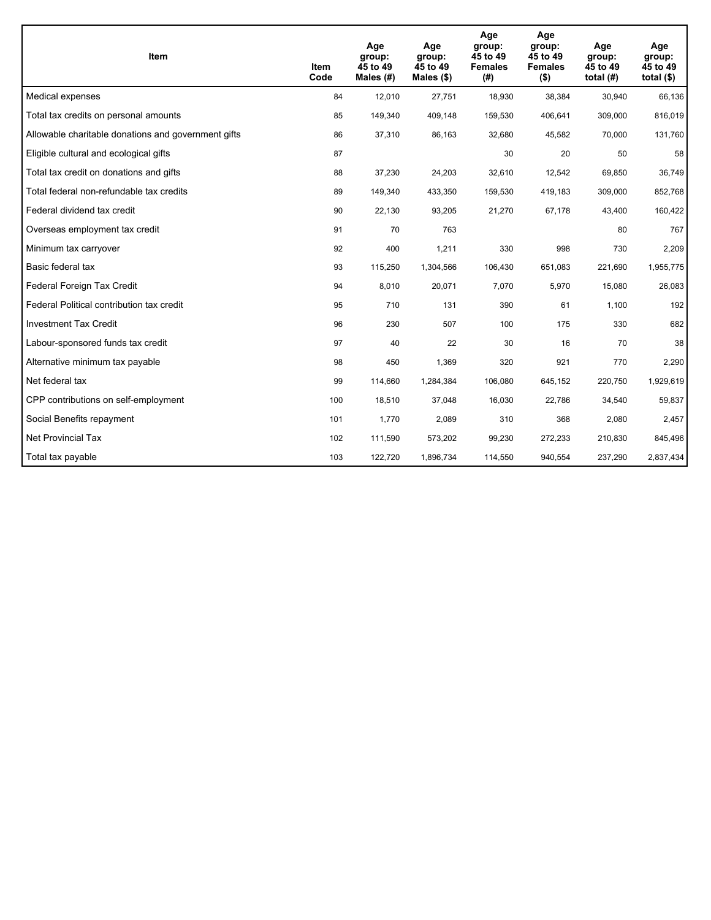| Item | Item Code | Age group: 45 to 49 Males (#) | Age group: 45 to 49 Males ($) | Age group: 45 to 49 Females (#) | Age group: 45 to 49 Females ($) | Age group: 45 to 49 total (#) | Age group: 45 to 49 total ($) |
| --- | --- | --- | --- | --- | --- | --- | --- |
| Medical expenses | 84 | 12,010 | 27,751 | 18,930 | 38,384 | 30,940 | 66,136 |
| Total tax credits on personal amounts | 85 | 149,340 | 409,148 | 159,530 | 406,641 | 309,000 | 816,019 |
| Allowable charitable donations and government gifts | 86 | 37,310 | 86,163 | 32,680 | 45,582 | 70,000 | 131,760 |
| Eligible cultural and ecological gifts | 87 | | | 30 | 20 | 50 | 58 |
| Total tax credit on donations and gifts | 88 | 37,230 | 24,203 | 32,610 | 12,542 | 69,850 | 36,749 |
| Total federal non-refundable tax credits | 89 | 149,340 | 433,350 | 159,530 | 419,183 | 309,000 | 852,768 |
| Federal dividend tax credit | 90 | 22,130 | 93,205 | 21,270 | 67,178 | 43,400 | 160,422 |
| Overseas employment tax credit | 91 | 70 | 763 | | | 80 | 767 |
| Minimum tax carryover | 92 | 400 | 1,211 | 330 | 998 | 730 | 2,209 |
| Basic federal tax | 93 | 115,250 | 1,304,566 | 106,430 | 651,083 | 221,690 | 1,955,775 |
| Federal Foreign Tax Credit | 94 | 8,010 | 20,071 | 7,070 | 5,970 | 15,080 | 26,083 |
| Federal Political contribution tax credit | 95 | 710 | 131 | 390 | 61 | 1,100 | 192 |
| Investment Tax Credit | 96 | 230 | 507 | 100 | 175 | 330 | 682 |
| Labour-sponsored funds tax credit | 97 | 40 | 22 | 30 | 16 | 70 | 38 |
| Alternative minimum tax payable | 98 | 450 | 1,369 | 320 | 921 | 770 | 2,290 |
| Net federal tax | 99 | 114,660 | 1,284,384 | 106,080 | 645,152 | 220,750 | 1,929,619 |
| CPP contributions on self-employment | 100 | 18,510 | 37,048 | 16,030 | 22,786 | 34,540 | 59,837 |
| Social Benefits repayment | 101 | 1,770 | 2,089 | 310 | 368 | 2,080 | 2,457 |
| Net Provincial Tax | 102 | 111,590 | 573,202 | 99,230 | 272,233 | 210,830 | 845,496 |
| Total tax payable | 103 | 122,720 | 1,896,734 | 114,550 | 940,554 | 237,290 | 2,837,434 |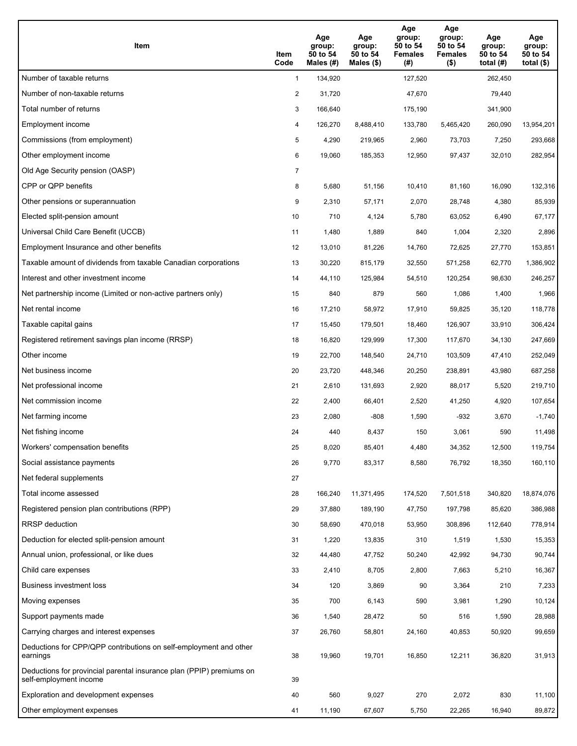| Item | Item Code | Age group: 50 to 54 Males (#) | Age group: 50 to 54 Males ($) | Age group: 50 to 54 Females (#) | Age group: 50 to 54 Females ($) | Age group: 50 to 54 total (#) | Age group: 50 to 54 total ($) |
|---|---|---|---|---|---|---|---|
| Number of taxable returns | 1 | 134,920 | | 127,520 | | 262,450 | |
| Number of non-taxable returns | 2 | 31,720 | | 47,670 | | 79,440 | |
| Total number of returns | 3 | 166,640 | | 175,190 | | 341,900 | |
| Employment income | 4 | 126,270 | 8,488,410 | 133,780 | 5,465,420 | 260,090 | 13,954,201 |
| Commissions (from employment) | 5 | 4,290 | 219,965 | 2,960 | 73,703 | 7,250 | 293,668 |
| Other employment income | 6 | 19,060 | 185,353 | 12,950 | 97,437 | 32,010 | 282,954 |
| Old Age Security pension (OASP) | 7 | | | | | | |
| CPP or QPP benefits | 8 | 5,680 | 51,156 | 10,410 | 81,160 | 16,090 | 132,316 |
| Other pensions or superannuation | 9 | 2,310 | 57,171 | 2,070 | 28,748 | 4,380 | 85,939 |
| Elected split-pension amount | 10 | 710 | 4,124 | 5,780 | 63,052 | 6,490 | 67,177 |
| Universal Child Care Benefit (UCCB) | 11 | 1,480 | 1,889 | 840 | 1,004 | 2,320 | 2,896 |
| Employment Insurance and other benefits | 12 | 13,010 | 81,226 | 14,760 | 72,625 | 27,770 | 153,851 |
| Taxable amount of dividends from taxable Canadian corporations | 13 | 30,220 | 815,179 | 32,550 | 571,258 | 62,770 | 1,386,902 |
| Interest and other investment income | 14 | 44,110 | 125,984 | 54,510 | 120,254 | 98,630 | 246,257 |
| Net partnership income (Limited or non-active partners only) | 15 | 840 | 879 | 560 | 1,086 | 1,400 | 1,966 |
| Net rental income | 16 | 17,210 | 58,972 | 17,910 | 59,825 | 35,120 | 118,778 |
| Taxable capital gains | 17 | 15,450 | 179,501 | 18,460 | 126,907 | 33,910 | 306,424 |
| Registered retirement savings plan income (RRSP) | 18 | 16,820 | 129,999 | 17,300 | 117,670 | 34,130 | 247,669 |
| Other income | 19 | 22,700 | 148,540 | 24,710 | 103,509 | 47,410 | 252,049 |
| Net business income | 20 | 23,720 | 448,346 | 20,250 | 238,891 | 43,980 | 687,258 |
| Net professional income | 21 | 2,610 | 131,693 | 2,920 | 88,017 | 5,520 | 219,710 |
| Net commission income | 22 | 2,400 | 66,401 | 2,520 | 41,250 | 4,920 | 107,654 |
| Net farming income | 23 | 2,080 | -808 | 1,590 | -932 | 3,670 | -1,740 |
| Net fishing income | 24 | 440 | 8,437 | 150 | 3,061 | 590 | 11,498 |
| Workers' compensation benefits | 25 | 8,020 | 85,401 | 4,480 | 34,352 | 12,500 | 119,754 |
| Social assistance payments | 26 | 9,770 | 83,317 | 8,580 | 76,792 | 18,350 | 160,110 |
| Net federal supplements | 27 | | | | | | |
| Total income assessed | 28 | 166,240 | 11,371,495 | 174,520 | 7,501,518 | 340,820 | 18,874,076 |
| Registered pension plan contributions (RPP) | 29 | 37,880 | 189,190 | 47,750 | 197,798 | 85,620 | 386,988 |
| RRSP deduction | 30 | 58,690 | 470,018 | 53,950 | 308,896 | 112,640 | 778,914 |
| Deduction for elected split-pension amount | 31 | 1,220 | 13,835 | 310 | 1,519 | 1,530 | 15,353 |
| Annual union, professional, or like dues | 32 | 44,480 | 47,752 | 50,240 | 42,992 | 94,730 | 90,744 |
| Child care expenses | 33 | 2,410 | 8,705 | 2,800 | 7,663 | 5,210 | 16,367 |
| Business investment loss | 34 | 120 | 3,869 | 90 | 3,364 | 210 | 7,233 |
| Moving expenses | 35 | 700 | 6,143 | 590 | 3,981 | 1,290 | 10,124 |
| Support payments made | 36 | 1,540 | 28,472 | 50 | 516 | 1,590 | 28,988 |
| Carrying charges and interest expenses | 37 | 26,760 | 58,801 | 24,160 | 40,853 | 50,920 | 99,659 |
| Deductions for CPP/QPP contributions on self-employment and other earnings | 38 | 19,960 | 19,701 | 16,850 | 12,211 | 36,820 | 31,913 |
| Deductions for provincial parental insurance plan (PPIP) premiums on self-employment income | 39 | | | | | | |
| Exploration and development expenses | 40 | 560 | 9,027 | 270 | 2,072 | 830 | 11,100 |
| Other employment expenses | 41 | 11,190 | 67,607 | 5,750 | 22,265 | 16,940 | 89,872 |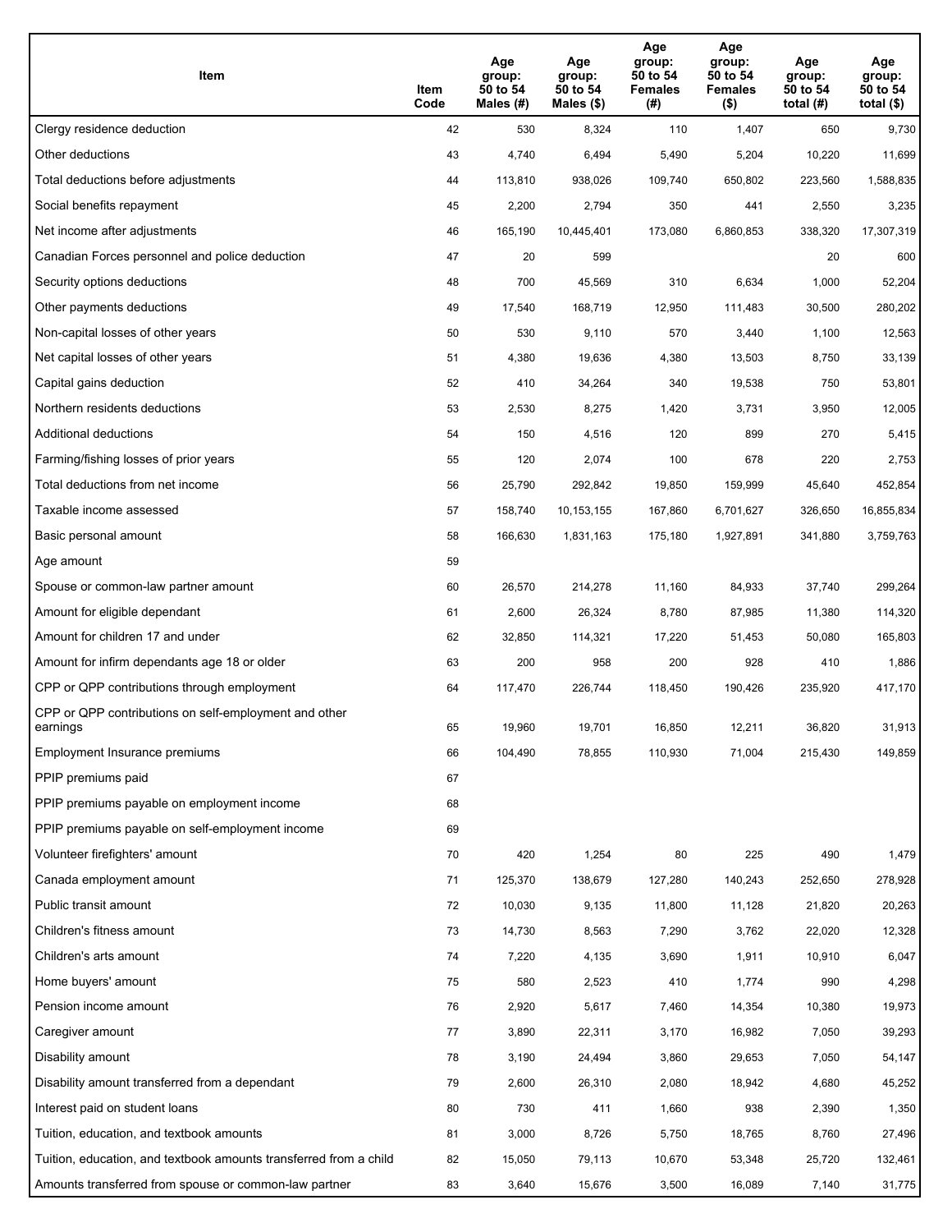| Item | Item Code | Age group: 50 to 54 Males (#) | Age group: 50 to 54 Males ($) | Age group: 50 to 54 Females (#) | Age group: 50 to 54 Females ($) | Age group: 50 to 54 total (#) | Age group: 50 to 54 total ($) |
|---|---|---|---|---|---|---|---|
| Clergy residence deduction | 42 | 530 | 8,324 | 110 | 1,407 | 650 | 9,730 |
| Other deductions | 43 | 4,740 | 6,494 | 5,490 | 5,204 | 10,220 | 11,699 |
| Total deductions before adjustments | 44 | 113,810 | 938,026 | 109,740 | 650,802 | 223,560 | 1,588,835 |
| Social benefits repayment | 45 | 2,200 | 2,794 | 350 | 441 | 2,550 | 3,235 |
| Net income after adjustments | 46 | 165,190 | 10,445,401 | 173,080 | 6,860,853 | 338,320 | 17,307,319 |
| Canadian Forces personnel and police deduction | 47 | 20 | 599 | | | 20 | 600 |
| Security options deductions | 48 | 700 | 45,569 | 310 | 6,634 | 1,000 | 52,204 |
| Other payments deductions | 49 | 17,540 | 168,719 | 12,950 | 111,483 | 30,500 | 280,202 |
| Non-capital losses of other years | 50 | 530 | 9,110 | 570 | 3,440 | 1,100 | 12,563 |
| Net capital losses of other years | 51 | 4,380 | 19,636 | 4,380 | 13,503 | 8,750 | 33,139 |
| Capital gains deduction | 52 | 410 | 34,264 | 340 | 19,538 | 750 | 53,801 |
| Northern residents deductions | 53 | 2,530 | 8,275 | 1,420 | 3,731 | 3,950 | 12,005 |
| Additional deductions | 54 | 150 | 4,516 | 120 | 899 | 270 | 5,415 |
| Farming/fishing losses of prior years | 55 | 120 | 2,074 | 100 | 678 | 220 | 2,753 |
| Total deductions from net income | 56 | 25,790 | 292,842 | 19,850 | 159,999 | 45,640 | 452,854 |
| Taxable income assessed | 57 | 158,740 | 10,153,155 | 167,860 | 6,701,627 | 326,650 | 16,855,834 |
| Basic personal amount | 58 | 166,630 | 1,831,163 | 175,180 | 1,927,891 | 341,880 | 3,759,763 |
| Age amount | 59 | | | | | | |
| Spouse or common-law partner amount | 60 | 26,570 | 214,278 | 11,160 | 84,933 | 37,740 | 299,264 |
| Amount for eligible dependant | 61 | 2,600 | 26,324 | 8,780 | 87,985 | 11,380 | 114,320 |
| Amount for children 17 and under | 62 | 32,850 | 114,321 | 17,220 | 51,453 | 50,080 | 165,803 |
| Amount for infirm dependants age 18 or older | 63 | 200 | 958 | 200 | 928 | 410 | 1,886 |
| CPP or QPP contributions through employment | 64 | 117,470 | 226,744 | 118,450 | 190,426 | 235,920 | 417,170 |
| CPP or QPP contributions on self-employment and other earnings | 65 | 19,960 | 19,701 | 16,850 | 12,211 | 36,820 | 31,913 |
| Employment Insurance premiums | 66 | 104,490 | 78,855 | 110,930 | 71,004 | 215,430 | 149,859 |
| PPIP premiums paid | 67 | | | | | | |
| PPIP premiums payable on employment income | 68 | | | | | | |
| PPIP premiums payable on self-employment income | 69 | | | | | | |
| Volunteer firefighters' amount | 70 | 420 | 1,254 | 80 | 225 | 490 | 1,479 |
| Canada employment amount | 71 | 125,370 | 138,679 | 127,280 | 140,243 | 252,650 | 278,928 |
| Public transit amount | 72 | 10,030 | 9,135 | 11,800 | 11,128 | 21,820 | 20,263 |
| Children's fitness amount | 73 | 14,730 | 8,563 | 7,290 | 3,762 | 22,020 | 12,328 |
| Children's arts amount | 74 | 7,220 | 4,135 | 3,690 | 1,911 | 10,910 | 6,047 |
| Home buyers' amount | 75 | 580 | 2,523 | 410 | 1,774 | 990 | 4,298 |
| Pension income amount | 76 | 2,920 | 5,617 | 7,460 | 14,354 | 10,380 | 19,973 |
| Caregiver amount | 77 | 3,890 | 22,311 | 3,170 | 16,982 | 7,050 | 39,293 |
| Disability amount | 78 | 3,190 | 24,494 | 3,860 | 29,653 | 7,050 | 54,147 |
| Disability amount transferred from a dependant | 79 | 2,600 | 26,310 | 2,080 | 18,942 | 4,680 | 45,252 |
| Interest paid on student loans | 80 | 730 | 411 | 1,660 | 938 | 2,390 | 1,350 |
| Tuition, education, and textbook amounts | 81 | 3,000 | 8,726 | 5,750 | 18,765 | 8,760 | 27,496 |
| Tuition, education, and textbook amounts transferred from a child | 82 | 15,050 | 79,113 | 10,670 | 53,348 | 25,720 | 132,461 |
| Amounts transferred from spouse or common-law partner | 83 | 3,640 | 15,676 | 3,500 | 16,089 | 7,140 | 31,775 |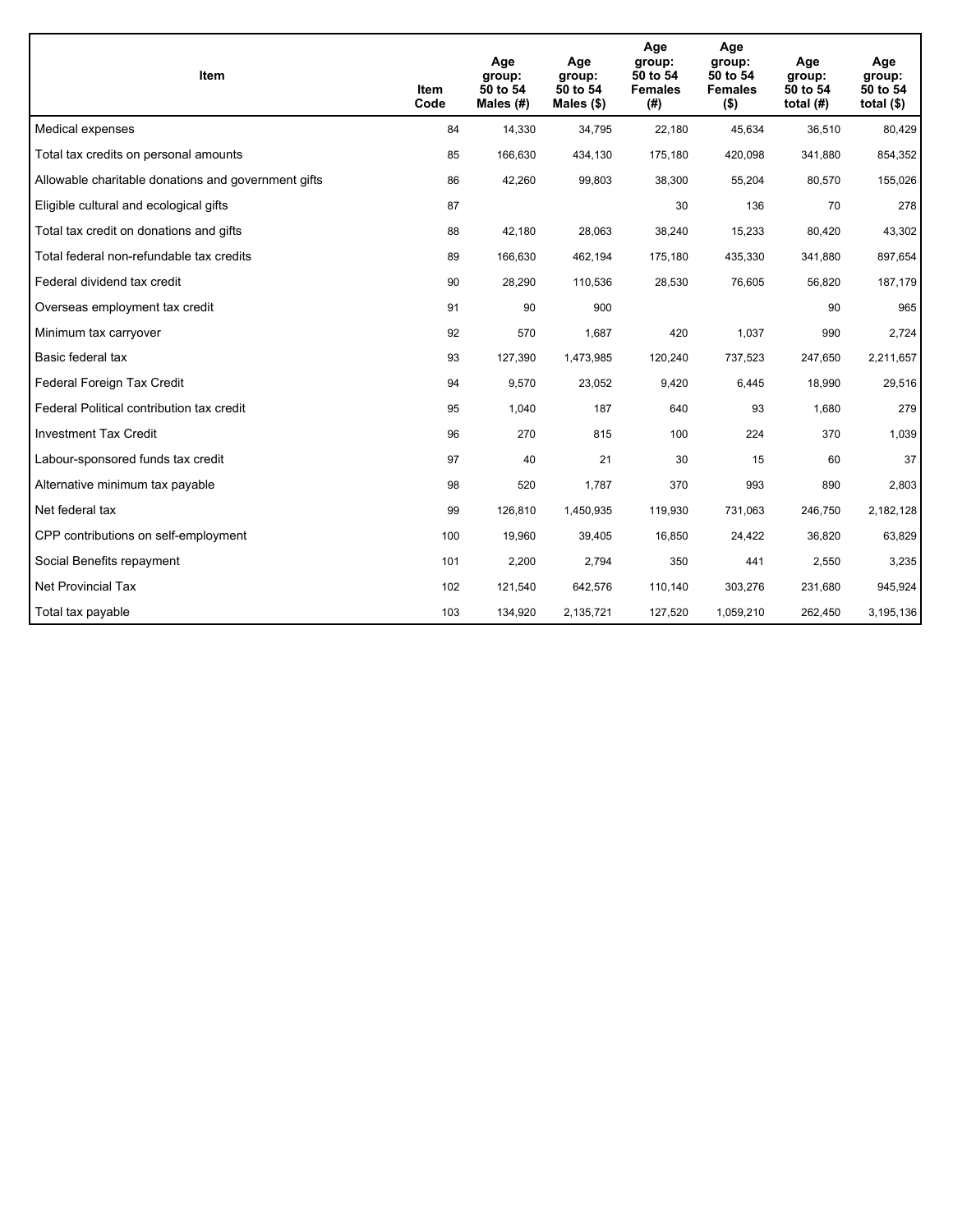| Item | Item Code | Age group: 50 to 54 Males (#) | Age group: 50 to 54 Males ($) | Age group: 50 to 54 Females (#) | Age group: 50 to 54 Females ($) | Age group: 50 to 54 total (#) | Age group: 50 to 54 total ($) |
|---|---|---|---|---|---|---|---|
| Medical expenses | 84 | 14,330 | 34,795 | 22,180 | 45,634 | 36,510 | 80,429 |
| Total tax credits on personal amounts | 85 | 166,630 | 434,130 | 175,180 | 420,098 | 341,880 | 854,352 |
| Allowable charitable donations and government gifts | 86 | 42,260 | 99,803 | 38,300 | 55,204 | 80,570 | 155,026 |
| Eligible cultural and ecological gifts | 87 | | | 30 | 136 | 70 | 278 |
| Total tax credit on donations and gifts | 88 | 42,180 | 28,063 | 38,240 | 15,233 | 80,420 | 43,302 |
| Total federal non-refundable tax credits | 89 | 166,630 | 462,194 | 175,180 | 435,330 | 341,880 | 897,654 |
| Federal dividend tax credit | 90 | 28,290 | 110,536 | 28,530 | 76,605 | 56,820 | 187,179 |
| Overseas employment tax credit | 91 | 90 | 900 | | | 90 | 965 |
| Minimum tax carryover | 92 | 570 | 1,687 | 420 | 1,037 | 990 | 2,724 |
| Basic federal tax | 93 | 127,390 | 1,473,985 | 120,240 | 737,523 | 247,650 | 2,211,657 |
| Federal Foreign Tax Credit | 94 | 9,570 | 23,052 | 9,420 | 6,445 | 18,990 | 29,516 |
| Federal Political contribution tax credit | 95 | 1,040 | 187 | 640 | 93 | 1,680 | 279 |
| Investment Tax Credit | 96 | 270 | 815 | 100 | 224 | 370 | 1,039 |
| Labour-sponsored funds tax credit | 97 | 40 | 21 | 30 | 15 | 60 | 37 |
| Alternative minimum tax payable | 98 | 520 | 1,787 | 370 | 993 | 890 | 2,803 |
| Net federal tax | 99 | 126,810 | 1,450,935 | 119,930 | 731,063 | 246,750 | 2,182,128 |
| CPP contributions on self-employment | 100 | 19,960 | 39,405 | 16,850 | 24,422 | 36,820 | 63,829 |
| Social Benefits repayment | 101 | 2,200 | 2,794 | 350 | 441 | 2,550 | 3,235 |
| Net Provincial Tax | 102 | 121,540 | 642,576 | 110,140 | 303,276 | 231,680 | 945,924 |
| Total tax payable | 103 | 134,920 | 2,135,721 | 127,520 | 1,059,210 | 262,450 | 3,195,136 |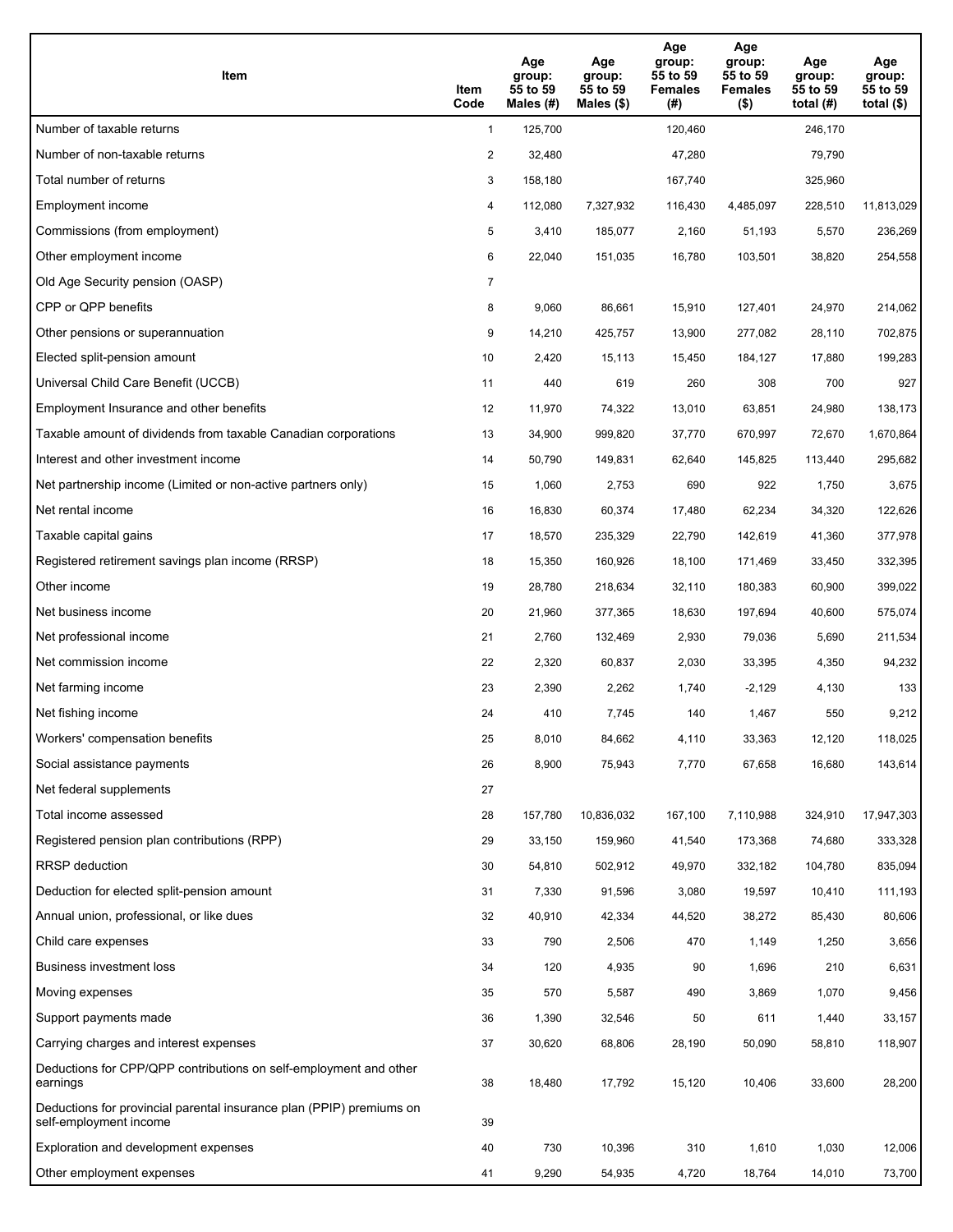| Item | Item Code | Age group: 55 to 59 Males (#) | Age group: 55 to 59 Males ($) | Age group: 55 to 59 Females (#) | Age group: 55 to 59 Females ($) | Age group: 55 to 59 total (#) | Age group: 55 to 59 total ($) |
|---|---|---|---|---|---|---|---|
| Number of taxable returns | 1 | 125,700 | | 120,460 | | 246,170 | |
| Number of non-taxable returns | 2 | 32,480 | | 47,280 | | 79,790 | |
| Total number of returns | 3 | 158,180 | | 167,740 | | 325,960 | |
| Employment income | 4 | 112,080 | 7,327,932 | 116,430 | 4,485,097 | 228,510 | 11,813,029 |
| Commissions (from employment) | 5 | 3,410 | 185,077 | 2,160 | 51,193 | 5,570 | 236,269 |
| Other employment income | 6 | 22,040 | 151,035 | 16,780 | 103,501 | 38,820 | 254,558 |
| Old Age Security pension (OASP) | 7 | | | | | | |
| CPP or QPP benefits | 8 | 9,060 | 86,661 | 15,910 | 127,401 | 24,970 | 214,062 |
| Other pensions or superannuation | 9 | 14,210 | 425,757 | 13,900 | 277,082 | 28,110 | 702,875 |
| Elected split-pension amount | 10 | 2,420 | 15,113 | 15,450 | 184,127 | 17,880 | 199,283 |
| Universal Child Care Benefit (UCCB) | 11 | 440 | 619 | 260 | 308 | 700 | 927 |
| Employment Insurance and other benefits | 12 | 11,970 | 74,322 | 13,010 | 63,851 | 24,980 | 138,173 |
| Taxable amount of dividends from taxable Canadian corporations | 13 | 34,900 | 999,820 | 37,770 | 670,997 | 72,670 | 1,670,864 |
| Interest and other investment income | 14 | 50,790 | 149,831 | 62,640 | 145,825 | 113,440 | 295,682 |
| Net partnership income (Limited or non-active partners only) | 15 | 1,060 | 2,753 | 690 | 922 | 1,750 | 3,675 |
| Net rental income | 16 | 16,830 | 60,374 | 17,480 | 62,234 | 34,320 | 122,626 |
| Taxable capital gains | 17 | 18,570 | 235,329 | 22,790 | 142,619 | 41,360 | 377,978 |
| Registered retirement savings plan income (RRSP) | 18 | 15,350 | 160,926 | 18,100 | 171,469 | 33,450 | 332,395 |
| Other income | 19 | 28,780 | 218,634 | 32,110 | 180,383 | 60,900 | 399,022 |
| Net business income | 20 | 21,960 | 377,365 | 18,630 | 197,694 | 40,600 | 575,074 |
| Net professional income | 21 | 2,760 | 132,469 | 2,930 | 79,036 | 5,690 | 211,534 |
| Net commission income | 22 | 2,320 | 60,837 | 2,030 | 33,395 | 4,350 | 94,232 |
| Net farming income | 23 | 2,390 | 2,262 | 1,740 | -2,129 | 4,130 | 133 |
| Net fishing income | 24 | 410 | 7,745 | 140 | 1,467 | 550 | 9,212 |
| Workers' compensation benefits | 25 | 8,010 | 84,662 | 4,110 | 33,363 | 12,120 | 118,025 |
| Social assistance payments | 26 | 8,900 | 75,943 | 7,770 | 67,658 | 16,680 | 143,614 |
| Net federal supplements | 27 | | | | | | |
| Total income assessed | 28 | 157,780 | 10,836,032 | 167,100 | 7,110,988 | 324,910 | 17,947,303 |
| Registered pension plan contributions (RPP) | 29 | 33,150 | 159,960 | 41,540 | 173,368 | 74,680 | 333,328 |
| RRSP deduction | 30 | 54,810 | 502,912 | 49,970 | 332,182 | 104,780 | 835,094 |
| Deduction for elected split-pension amount | 31 | 7,330 | 91,596 | 3,080 | 19,597 | 10,410 | 111,193 |
| Annual union, professional, or like dues | 32 | 40,910 | 42,334 | 44,520 | 38,272 | 85,430 | 80,606 |
| Child care expenses | 33 | 790 | 2,506 | 470 | 1,149 | 1,250 | 3,656 |
| Business investment loss | 34 | 120 | 4,935 | 90 | 1,696 | 210 | 6,631 |
| Moving expenses | 35 | 570 | 5,587 | 490 | 3,869 | 1,070 | 9,456 |
| Support payments made | 36 | 1,390 | 32,546 | 50 | 611 | 1,440 | 33,157 |
| Carrying charges and interest expenses | 37 | 30,620 | 68,806 | 28,190 | 50,090 | 58,810 | 118,907 |
| Deductions for CPP/QPP contributions on self-employment and other earnings | 38 | 18,480 | 17,792 | 15,120 | 10,406 | 33,600 | 28,200 |
| Deductions for provincial parental insurance plan (PPIP) premiums on self-employment income | 39 | | | | | | |
| Exploration and development expenses | 40 | 730 | 10,396 | 310 | 1,610 | 1,030 | 12,006 |
| Other employment expenses | 41 | 9,290 | 54,935 | 4,720 | 18,764 | 14,010 | 73,700 |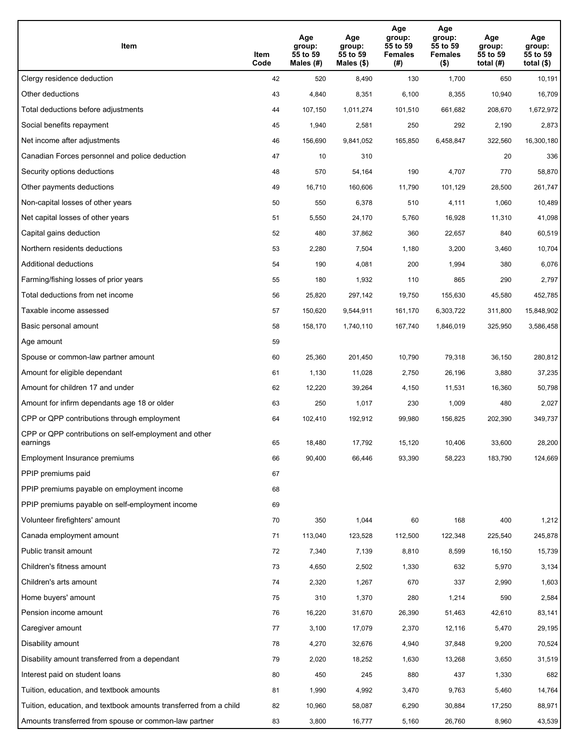| Item | Item Code | Age group: 55 to 59 Males (#) | Age group: 55 to 59 Males ($) | Age group: 55 to 59 Females (#) | Age group: 55 to 59 Females ($) | Age group: 55 to 59 total (#) | Age group: 55 to 59 total ($) |
|---|---|---|---|---|---|---|---|
| Clergy residence deduction | 42 | 520 | 8,490 | 130 | 1,700 | 650 | 10,191 |
| Other deductions | 43 | 4,840 | 8,351 | 6,100 | 8,355 | 10,940 | 16,709 |
| Total deductions before adjustments | 44 | 107,150 | 1,011,274 | 101,510 | 661,682 | 208,670 | 1,672,972 |
| Social benefits repayment | 45 | 1,940 | 2,581 | 250 | 292 | 2,190 | 2,873 |
| Net income after adjustments | 46 | 156,690 | 9,841,052 | 165,850 | 6,458,847 | 322,560 | 16,300,180 |
| Canadian Forces personnel and police deduction | 47 | 10 | 310 | | | 20 | 336 |
| Security options deductions | 48 | 570 | 54,164 | 190 | 4,707 | 770 | 58,870 |
| Other payments deductions | 49 | 16,710 | 160,606 | 11,790 | 101,129 | 28,500 | 261,747 |
| Non-capital losses of other years | 50 | 550 | 6,378 | 510 | 4,111 | 1,060 | 10,489 |
| Net capital losses of other years | 51 | 5,550 | 24,170 | 5,760 | 16,928 | 11,310 | 41,098 |
| Capital gains deduction | 52 | 480 | 37,862 | 360 | 22,657 | 840 | 60,519 |
| Northern residents deductions | 53 | 2,280 | 7,504 | 1,180 | 3,200 | 3,460 | 10,704 |
| Additional deductions | 54 | 190 | 4,081 | 200 | 1,994 | 380 | 6,076 |
| Farming/fishing losses of prior years | 55 | 180 | 1,932 | 110 | 865 | 290 | 2,797 |
| Total deductions from net income | 56 | 25,820 | 297,142 | 19,750 | 155,630 | 45,580 | 452,785 |
| Taxable income assessed | 57 | 150,620 | 9,544,911 | 161,170 | 6,303,722 | 311,800 | 15,848,902 |
| Basic personal amount | 58 | 158,170 | 1,740,110 | 167,740 | 1,846,019 | 325,950 | 3,586,458 |
| Age amount | 59 | | | | | | |
| Spouse or common-law partner amount | 60 | 25,360 | 201,450 | 10,790 | 79,318 | 36,150 | 280,812 |
| Amount for eligible dependant | 61 | 1,130 | 11,028 | 2,750 | 26,196 | 3,880 | 37,235 |
| Amount for children 17 and under | 62 | 12,220 | 39,264 | 4,150 | 11,531 | 16,360 | 50,798 |
| Amount for infirm dependants age 18 or older | 63 | 250 | 1,017 | 230 | 1,009 | 480 | 2,027 |
| CPP or QPP contributions through employment | 64 | 102,410 | 192,912 | 99,980 | 156,825 | 202,390 | 349,737 |
| CPP or QPP contributions on self-employment and other earnings | 65 | 18,480 | 17,792 | 15,120 | 10,406 | 33,600 | 28,200 |
| Employment Insurance premiums | 66 | 90,400 | 66,446 | 93,390 | 58,223 | 183,790 | 124,669 |
| PPIP premiums paid | 67 | | | | | | |
| PPIP premiums payable on employment income | 68 | | | | | | |
| PPIP premiums payable on self-employment income | 69 | | | | | | |
| Volunteer firefighters' amount | 70 | 350 | 1,044 | 60 | 168 | 400 | 1,212 |
| Canada employment amount | 71 | 113,040 | 123,528 | 112,500 | 122,348 | 225,540 | 245,878 |
| Public transit amount | 72 | 7,340 | 7,139 | 8,810 | 8,599 | 16,150 | 15,739 |
| Children's fitness amount | 73 | 4,650 | 2,502 | 1,330 | 632 | 5,970 | 3,134 |
| Children's arts amount | 74 | 2,320 | 1,267 | 670 | 337 | 2,990 | 1,603 |
| Home buyers' amount | 75 | 310 | 1,370 | 280 | 1,214 | 590 | 2,584 |
| Pension income amount | 76 | 16,220 | 31,670 | 26,390 | 51,463 | 42,610 | 83,141 |
| Caregiver amount | 77 | 3,100 | 17,079 | 2,370 | 12,116 | 5,470 | 29,195 |
| Disability amount | 78 | 4,270 | 32,676 | 4,940 | 37,848 | 9,200 | 70,524 |
| Disability amount transferred from a dependant | 79 | 2,020 | 18,252 | 1,630 | 13,268 | 3,650 | 31,519 |
| Interest paid on student loans | 80 | 450 | 245 | 880 | 437 | 1,330 | 682 |
| Tuition, education, and textbook amounts | 81 | 1,990 | 4,992 | 3,470 | 9,763 | 5,460 | 14,764 |
| Tuition, education, and textbook amounts transferred from a child | 82 | 10,960 | 58,087 | 6,290 | 30,884 | 17,250 | 88,971 |
| Amounts transferred from spouse or common-law partner | 83 | 3,800 | 16,777 | 5,160 | 26,760 | 8,960 | 43,539 |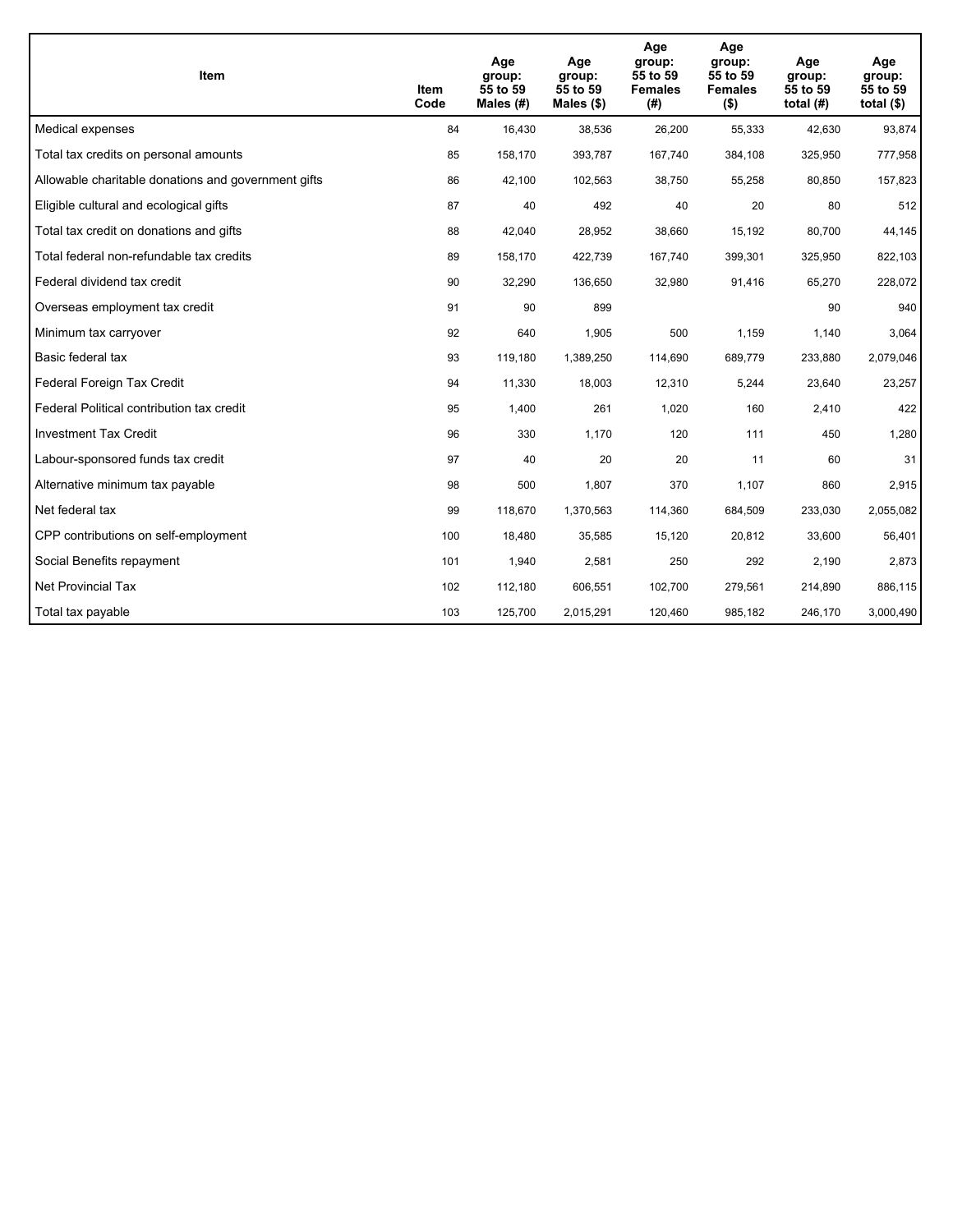| Item | Item Code | Age group: 55 to 59 Males (#) | Age group: 55 to 59 Males ($) | Age group: 55 to 59 Females (#) | Age group: 55 to 59 Females ($) | Age group: 55 to 59 total (#) | Age group: 55 to 59 total ($) |
|---|---|---|---|---|---|---|---|
| Medical expenses | 84 | 16,430 | 38,536 | 26,200 | 55,333 | 42,630 | 93,874 |
| Total tax credits on personal amounts | 85 | 158,170 | 393,787 | 167,740 | 384,108 | 325,950 | 777,958 |
| Allowable charitable donations and government gifts | 86 | 42,100 | 102,563 | 38,750 | 55,258 | 80,850 | 157,823 |
| Eligible cultural and ecological gifts | 87 | 40 | 492 | 40 | 20 | 80 | 512 |
| Total tax credit on donations and gifts | 88 | 42,040 | 28,952 | 38,660 | 15,192 | 80,700 | 44,145 |
| Total federal non-refundable tax credits | 89 | 158,170 | 422,739 | 167,740 | 399,301 | 325,950 | 822,103 |
| Federal dividend tax credit | 90 | 32,290 | 136,650 | 32,980 | 91,416 | 65,270 | 228,072 |
| Overseas employment tax credit | 91 | 90 | 899 | | | 90 | 940 |
| Minimum tax carryover | 92 | 640 | 1,905 | 500 | 1,159 | 1,140 | 3,064 |
| Basic federal tax | 93 | 119,180 | 1,389,250 | 114,690 | 689,779 | 233,880 | 2,079,046 |
| Federal Foreign Tax Credit | 94 | 11,330 | 18,003 | 12,310 | 5,244 | 23,640 | 23,257 |
| Federal Political contribution tax credit | 95 | 1,400 | 261 | 1,020 | 160 | 2,410 | 422 |
| Investment Tax Credit | 96 | 330 | 1,170 | 120 | 111 | 450 | 1,280 |
| Labour-sponsored funds tax credit | 97 | 40 | 20 | 20 | 11 | 60 | 31 |
| Alternative minimum tax payable | 98 | 500 | 1,807 | 370 | 1,107 | 860 | 2,915 |
| Net federal tax | 99 | 118,670 | 1,370,563 | 114,360 | 684,509 | 233,030 | 2,055,082 |
| CPP contributions on self-employment | 100 | 18,480 | 35,585 | 15,120 | 20,812 | 33,600 | 56,401 |
| Social Benefits repayment | 101 | 1,940 | 2,581 | 250 | 292 | 2,190 | 2,873 |
| Net Provincial Tax | 102 | 112,180 | 606,551 | 102,700 | 279,561 | 214,890 | 886,115 |
| Total tax payable | 103 | 125,700 | 2,015,291 | 120,460 | 985,182 | 246,170 | 3,000,490 |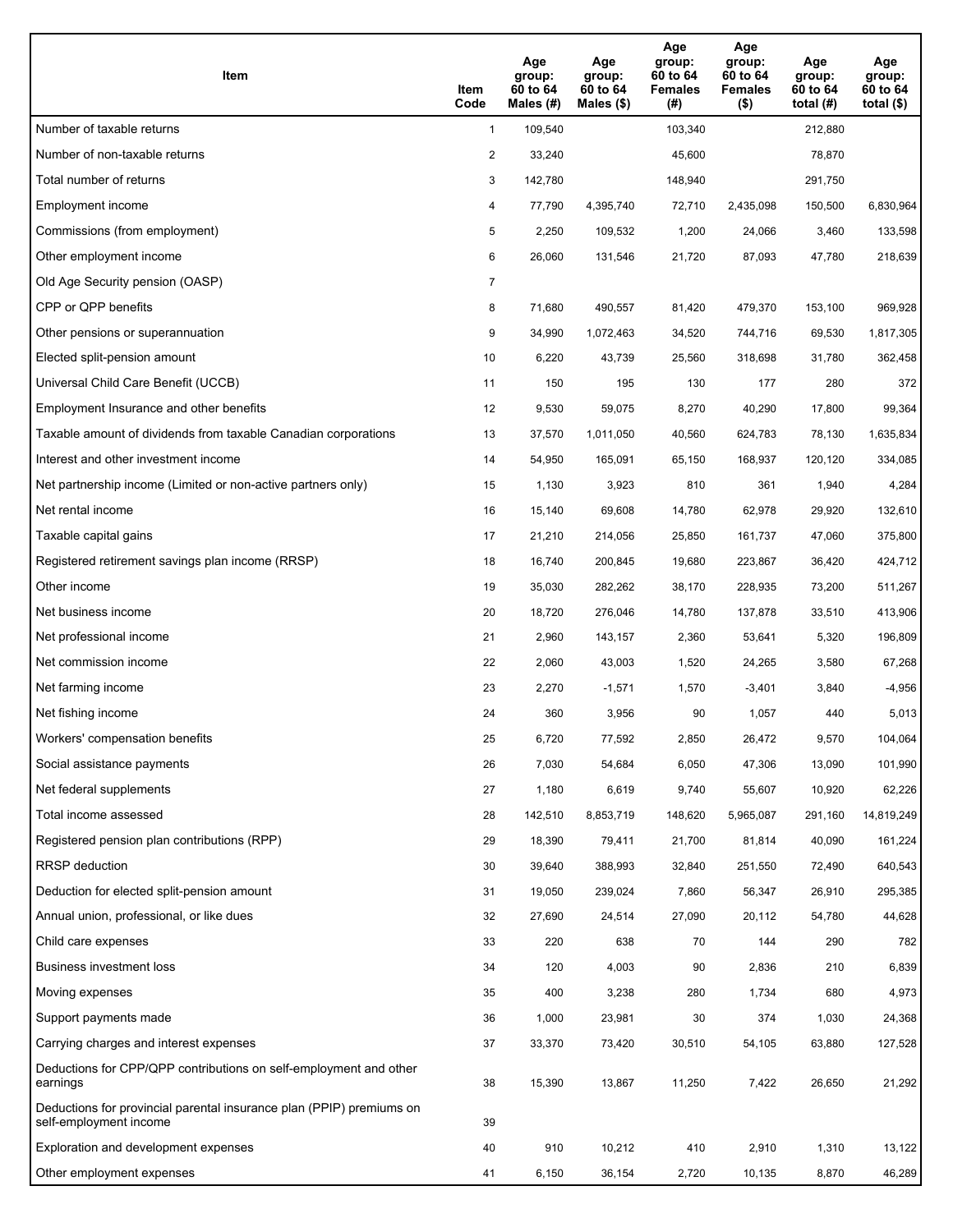| Item | Item Code | Age group: 60 to 64 Males (#) | Age group: 60 to 64 Males ($) | Age group: 60 to 64 Females (#) | Age group: 60 to 64 Females ($) | Age group: 60 to 64 total (#) | Age group: 60 to 64 total ($) |
| --- | --- | --- | --- | --- | --- | --- | --- |
| Number of taxable returns | 1 | 109,540 | | 103,340 | | 212,880 | |
| Number of non-taxable returns | 2 | 33,240 | | 45,600 | | 78,870 | |
| Total number of returns | 3 | 142,780 | | 148,940 | | 291,750 | |
| Employment income | 4 | 77,790 | 4,395,740 | 72,710 | 2,435,098 | 150,500 | 6,830,964 |
| Commissions (from employment) | 5 | 2,250 | 109,532 | 1,200 | 24,066 | 3,460 | 133,598 |
| Other employment income | 6 | 26,060 | 131,546 | 21,720 | 87,093 | 47,780 | 218,639 |
| Old Age Security pension (OASP) | 7 | | | | | | |
| CPP or QPP benefits | 8 | 71,680 | 490,557 | 81,420 | 479,370 | 153,100 | 969,928 |
| Other pensions or superannuation | 9 | 34,990 | 1,072,463 | 34,520 | 744,716 | 69,530 | 1,817,305 |
| Elected split-pension amount | 10 | 6,220 | 43,739 | 25,560 | 318,698 | 31,780 | 362,458 |
| Universal Child Care Benefit (UCCB) | 11 | 150 | 195 | 130 | 177 | 280 | 372 |
| Employment Insurance and other benefits | 12 | 9,530 | 59,075 | 8,270 | 40,290 | 17,800 | 99,364 |
| Taxable amount of dividends from taxable Canadian corporations | 13 | 37,570 | 1,011,050 | 40,560 | 624,783 | 78,130 | 1,635,834 |
| Interest and other investment income | 14 | 54,950 | 165,091 | 65,150 | 168,937 | 120,120 | 334,085 |
| Net partnership income (Limited or non-active partners only) | 15 | 1,130 | 3,923 | 810 | 361 | 1,940 | 4,284 |
| Net rental income | 16 | 15,140 | 69,608 | 14,780 | 62,978 | 29,920 | 132,610 |
| Taxable capital gains | 17 | 21,210 | 214,056 | 25,850 | 161,737 | 47,060 | 375,800 |
| Registered retirement savings plan income (RRSP) | 18 | 16,740 | 200,845 | 19,680 | 223,867 | 36,420 | 424,712 |
| Other income | 19 | 35,030 | 282,262 | 38,170 | 228,935 | 73,200 | 511,267 |
| Net business income | 20 | 18,720 | 276,046 | 14,780 | 137,878 | 33,510 | 413,906 |
| Net professional income | 21 | 2,960 | 143,157 | 2,360 | 53,641 | 5,320 | 196,809 |
| Net commission income | 22 | 2,060 | 43,003 | 1,520 | 24,265 | 3,580 | 67,268 |
| Net farming income | 23 | 2,270 | -1,571 | 1,570 | -3,401 | 3,840 | -4,956 |
| Net fishing income | 24 | 360 | 3,956 | 90 | 1,057 | 440 | 5,013 |
| Workers' compensation benefits | 25 | 6,720 | 77,592 | 2,850 | 26,472 | 9,570 | 104,064 |
| Social assistance payments | 26 | 7,030 | 54,684 | 6,050 | 47,306 | 13,090 | 101,990 |
| Net federal supplements | 27 | 1,180 | 6,619 | 9,740 | 55,607 | 10,920 | 62,226 |
| Total income assessed | 28 | 142,510 | 8,853,719 | 148,620 | 5,965,087 | 291,160 | 14,819,249 |
| Registered pension plan contributions (RPP) | 29 | 18,390 | 79,411 | 21,700 | 81,814 | 40,090 | 161,224 |
| RRSP deduction | 30 | 39,640 | 388,993 | 32,840 | 251,550 | 72,490 | 640,543 |
| Deduction for elected split-pension amount | 31 | 19,050 | 239,024 | 7,860 | 56,347 | 26,910 | 295,385 |
| Annual union, professional, or like dues | 32 | 27,690 | 24,514 | 27,090 | 20,112 | 54,780 | 44,628 |
| Child care expenses | 33 | 220 | 638 | 70 | 144 | 290 | 782 |
| Business investment loss | 34 | 120 | 4,003 | 90 | 2,836 | 210 | 6,839 |
| Moving expenses | 35 | 400 | 3,238 | 280 | 1,734 | 680 | 4,973 |
| Support payments made | 36 | 1,000 | 23,981 | 30 | 374 | 1,030 | 24,368 |
| Carrying charges and interest expenses | 37 | 33,370 | 73,420 | 30,510 | 54,105 | 63,880 | 127,528 |
| Deductions for CPP/QPP contributions on self-employment and other earnings | 38 | 15,390 | 13,867 | 11,250 | 7,422 | 26,650 | 21,292 |
| Deductions for provincial parental insurance plan (PPIP) premiums on self-employment income | 39 | | | | | | |
| Exploration and development expenses | 40 | 910 | 10,212 | 410 | 2,910 | 1,310 | 13,122 |
| Other employment expenses | 41 | 6,150 | 36,154 | 2,720 | 10,135 | 8,870 | 46,289 |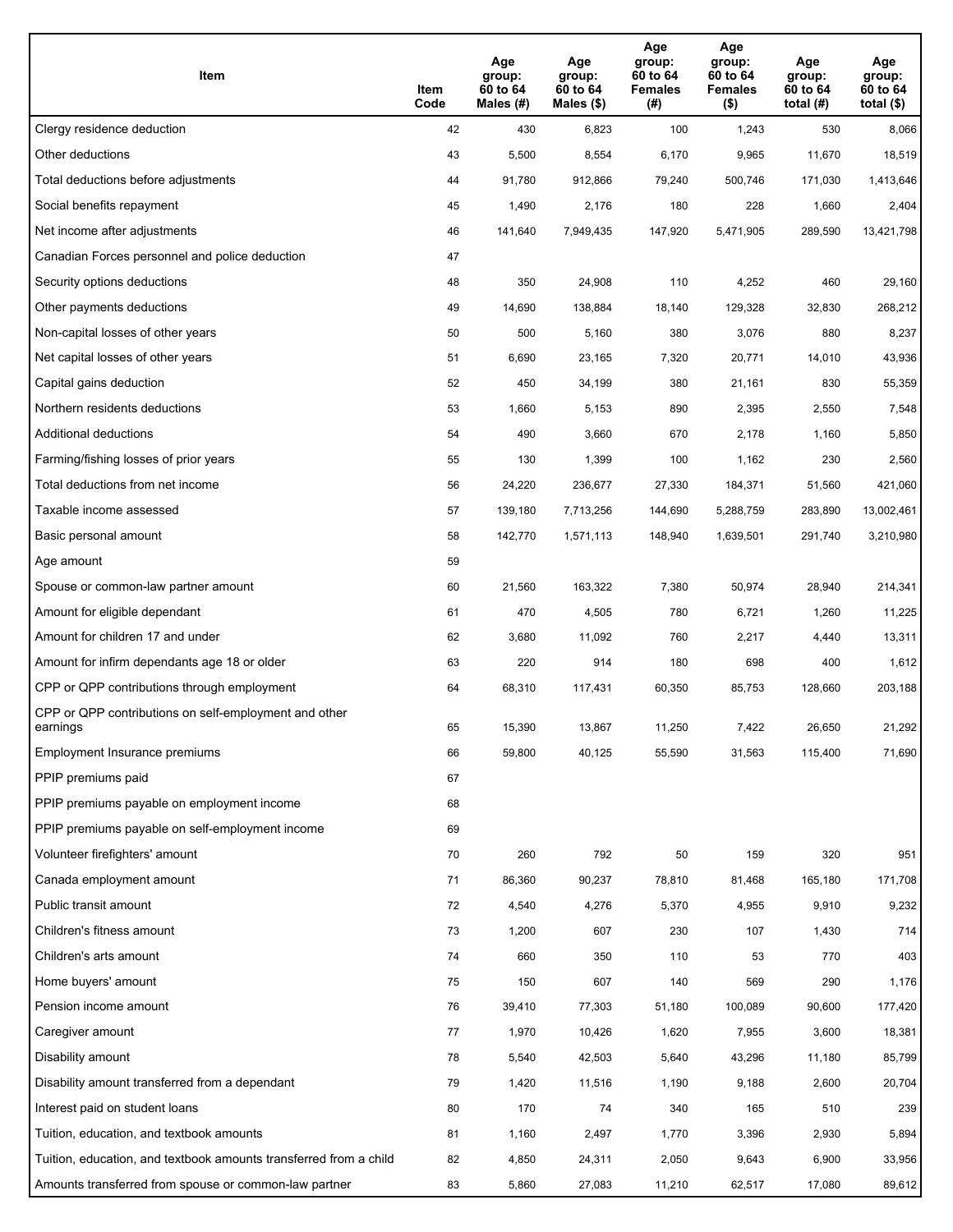| Item | Item Code | Age group: 60 to 64 Males (#) | Age group: 60 to 64 Males ($) | Age group: 60 to 64 Females (#) | Age group: 60 to 64 Females ($) | Age group: 60 to 64 total (#) | Age group: 60 to 64 total ($) |
|---|---|---|---|---|---|---|---|
| Clergy residence deduction | 42 | 430 | 6,823 | 100 | 1,243 | 530 | 8,066 |
| Other deductions | 43 | 5,500 | 8,554 | 6,170 | 9,965 | 11,670 | 18,519 |
| Total deductions before adjustments | 44 | 91,780 | 912,866 | 79,240 | 500,746 | 171,030 | 1,413,646 |
| Social benefits repayment | 45 | 1,490 | 2,176 | 180 | 228 | 1,660 | 2,404 |
| Net income after adjustments | 46 | 141,640 | 7,949,435 | 147,920 | 5,471,905 | 289,590 | 13,421,798 |
| Canadian Forces personnel and police deduction | 47 | | | | | | |
| Security options deductions | 48 | 350 | 24,908 | 110 | 4,252 | 460 | 29,160 |
| Other payments deductions | 49 | 14,690 | 138,884 | 18,140 | 129,328 | 32,830 | 268,212 |
| Non-capital losses of other years | 50 | 500 | 5,160 | 380 | 3,076 | 880 | 8,237 |
| Net capital losses of other years | 51 | 6,690 | 23,165 | 7,320 | 20,771 | 14,010 | 43,936 |
| Capital gains deduction | 52 | 450 | 34,199 | 380 | 21,161 | 830 | 55,359 |
| Northern residents deductions | 53 | 1,660 | 5,153 | 890 | 2,395 | 2,550 | 7,548 |
| Additional deductions | 54 | 490 | 3,660 | 670 | 2,178 | 1,160 | 5,850 |
| Farming/fishing losses of prior years | 55 | 130 | 1,399 | 100 | 1,162 | 230 | 2,560 |
| Total deductions from net income | 56 | 24,220 | 236,677 | 27,330 | 184,371 | 51,560 | 421,060 |
| Taxable income assessed | 57 | 139,180 | 7,713,256 | 144,690 | 5,288,759 | 283,890 | 13,002,461 |
| Basic personal amount | 58 | 142,770 | 1,571,113 | 148,940 | 1,639,501 | 291,740 | 3,210,980 |
| Age amount | 59 | | | | | | |
| Spouse or common-law partner amount | 60 | 21,560 | 163,322 | 7,380 | 50,974 | 28,940 | 214,341 |
| Amount for eligible dependant | 61 | 470 | 4,505 | 780 | 6,721 | 1,260 | 11,225 |
| Amount for children 17 and under | 62 | 3,680 | 11,092 | 760 | 2,217 | 4,440 | 13,311 |
| Amount for infirm dependants age 18 or older | 63 | 220 | 914 | 180 | 698 | 400 | 1,612 |
| CPP or QPP contributions through employment | 64 | 68,310 | 117,431 | 60,350 | 85,753 | 128,660 | 203,188 |
| CPP or QPP contributions on self-employment and other earnings | 65 | 15,390 | 13,867 | 11,250 | 7,422 | 26,650 | 21,292 |
| Employment Insurance premiums | 66 | 59,800 | 40,125 | 55,590 | 31,563 | 115,400 | 71,690 |
| PPIP premiums paid | 67 | | | | | | |
| PPIP premiums payable on employment income | 68 | | | | | | |
| PPIP premiums payable on self-employment income | 69 | | | | | | |
| Volunteer firefighters' amount | 70 | 260 | 792 | 50 | 159 | 320 | 951 |
| Canada employment amount | 71 | 86,360 | 90,237 | 78,810 | 81,468 | 165,180 | 171,708 |
| Public transit amount | 72 | 4,540 | 4,276 | 5,370 | 4,955 | 9,910 | 9,232 |
| Children's fitness amount | 73 | 1,200 | 607 | 230 | 107 | 1,430 | 714 |
| Children's arts amount | 74 | 660 | 350 | 110 | 53 | 770 | 403 |
| Home buyers' amount | 75 | 150 | 607 | 140 | 569 | 290 | 1,176 |
| Pension income amount | 76 | 39,410 | 77,303 | 51,180 | 100,089 | 90,600 | 177,420 |
| Caregiver amount | 77 | 1,970 | 10,426 | 1,620 | 7,955 | 3,600 | 18,381 |
| Disability amount | 78 | 5,540 | 42,503 | 5,640 | 43,296 | 11,180 | 85,799 |
| Disability amount transferred from a dependant | 79 | 1,420 | 11,516 | 1,190 | 9,188 | 2,600 | 20,704 |
| Interest paid on student loans | 80 | 170 | 74 | 340 | 165 | 510 | 239 |
| Tuition, education, and textbook amounts | 81 | 1,160 | 2,497 | 1,770 | 3,396 | 2,930 | 5,894 |
| Tuition, education, and textbook amounts transferred from a child | 82 | 4,850 | 24,311 | 2,050 | 9,643 | 6,900 | 33,956 |
| Amounts transferred from spouse or common-law partner | 83 | 5,860 | 27,083 | 11,210 | 62,517 | 17,080 | 89,612 |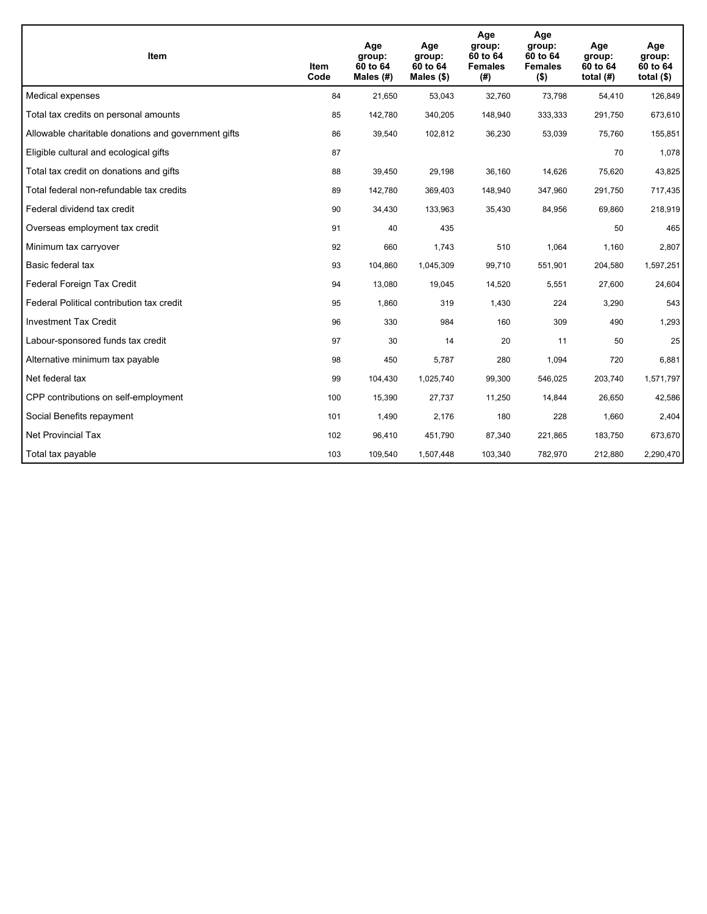| Item | Item Code | Age group: 60 to 64 Males (#) | Age group: 60 to 64 Males ($) | Age group: 60 to 64 Females (#) | Age group: 60 to 64 Females ($) | Age group: 60 to 64 total (#) | Age group: 60 to 64 total ($) |
|---|---|---|---|---|---|---|---|
| Medical expenses | 84 | 21,650 | 53,043 | 32,760 | 73,798 | 54,410 | 126,849 |
| Total tax credits on personal amounts | 85 | 142,780 | 340,205 | 148,940 | 333,333 | 291,750 | 673,610 |
| Allowable charitable donations and government gifts | 86 | 39,540 | 102,812 | 36,230 | 53,039 | 75,760 | 155,851 |
| Eligible cultural and ecological gifts | 87 | | | | | 70 | 1,078 |
| Total tax credit on donations and gifts | 88 | 39,450 | 29,198 | 36,160 | 14,626 | 75,620 | 43,825 |
| Total federal non-refundable tax credits | 89 | 142,780 | 369,403 | 148,940 | 347,960 | 291,750 | 717,435 |
| Federal dividend tax credit | 90 | 34,430 | 133,963 | 35,430 | 84,956 | 69,860 | 218,919 |
| Overseas employment tax credit | 91 | 40 | 435 | | | 50 | 465 |
| Minimum tax carryover | 92 | 660 | 1,743 | 510 | 1,064 | 1,160 | 2,807 |
| Basic federal tax | 93 | 104,860 | 1,045,309 | 99,710 | 551,901 | 204,580 | 1,597,251 |
| Federal Foreign Tax Credit | 94 | 13,080 | 19,045 | 14,520 | 5,551 | 27,600 | 24,604 |
| Federal Political contribution tax credit | 95 | 1,860 | 319 | 1,430 | 224 | 3,290 | 543 |
| Investment Tax Credit | 96 | 330 | 984 | 160 | 309 | 490 | 1,293 |
| Labour-sponsored funds tax credit | 97 | 30 | 14 | 20 | 11 | 50 | 25 |
| Alternative minimum tax payable | 98 | 450 | 5,787 | 280 | 1,094 | 720 | 6,881 |
| Net federal tax | 99 | 104,430 | 1,025,740 | 99,300 | 546,025 | 203,740 | 1,571,797 |
| CPP contributions on self-employment | 100 | 15,390 | 27,737 | 11,250 | 14,844 | 26,650 | 42,586 |
| Social Benefits repayment | 101 | 1,490 | 2,176 | 180 | 228 | 1,660 | 2,404 |
| Net Provincial Tax | 102 | 96,410 | 451,790 | 87,340 | 221,865 | 183,750 | 673,670 |
| Total tax payable | 103 | 109,540 | 1,507,448 | 103,340 | 782,970 | 212,880 | 2,290,470 |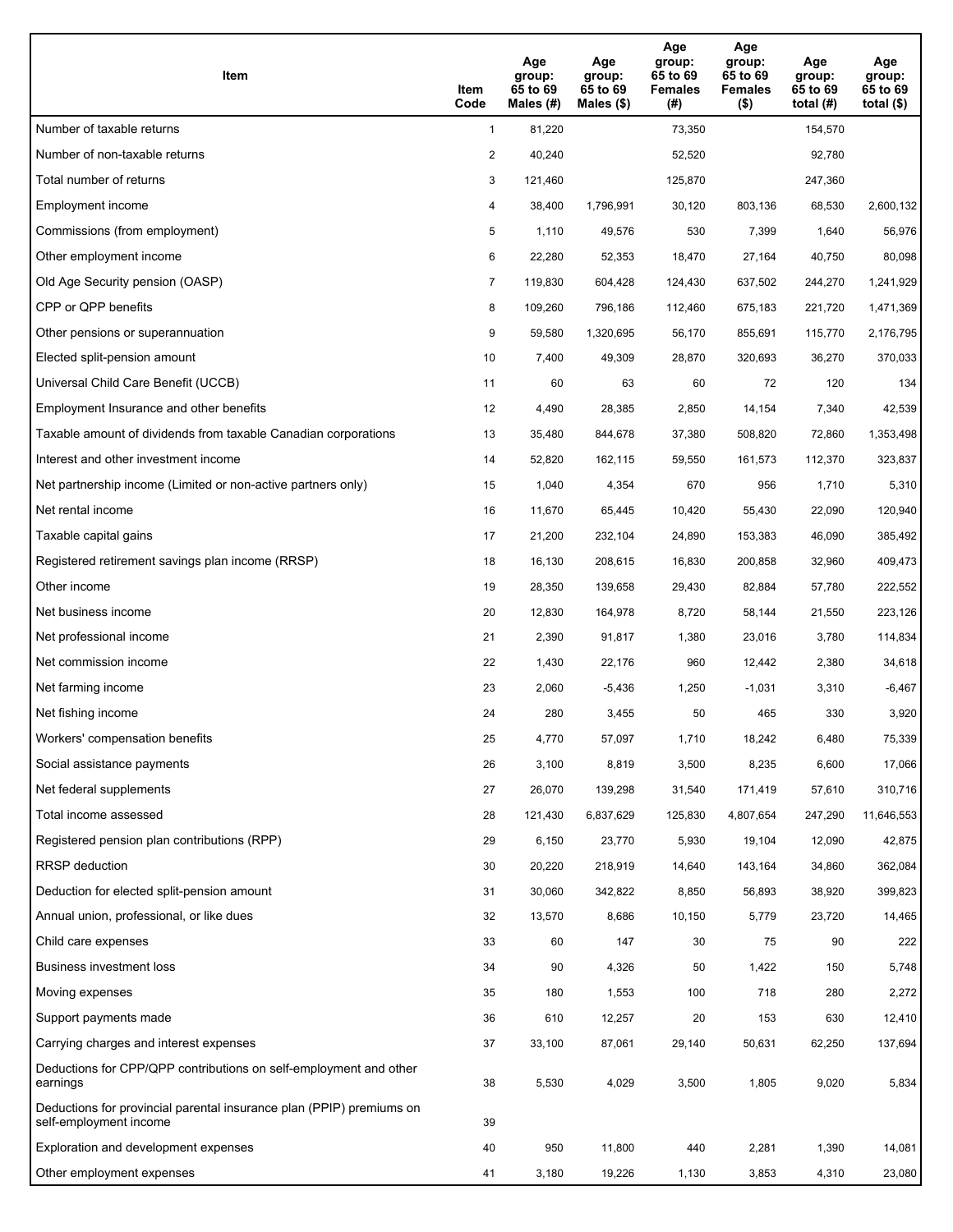| Item | Item Code | Age group: 65 to 69 Males (#) | Age group: 65 to 69 Males ($) | Age group: 65 to 69 Females (#) | Age group: 65 to 69 Females ($) | Age group: 65 to 69 total (#) | Age group: 65 to 69 total ($) |
|---|---|---|---|---|---|---|---|
| Number of taxable returns | 1 | 81,220 | | 73,350 | | 154,570 | |
| Number of non-taxable returns | 2 | 40,240 | | 52,520 | | 92,780 | |
| Total number of returns | 3 | 121,460 | | 125,870 | | 247,360 | |
| Employment income | 4 | 38,400 | 1,796,991 | 30,120 | 803,136 | 68,530 | 2,600,132 |
| Commissions (from employment) | 5 | 1,110 | 49,576 | 530 | 7,399 | 1,640 | 56,976 |
| Other employment income | 6 | 22,280 | 52,353 | 18,470 | 27,164 | 40,750 | 80,098 |
| Old Age Security pension (OASP) | 7 | 119,830 | 604,428 | 124,430 | 637,502 | 244,270 | 1,241,929 |
| CPP or QPP benefits | 8 | 109,260 | 796,186 | 112,460 | 675,183 | 221,720 | 1,471,369 |
| Other pensions or superannuation | 9 | 59,580 | 1,320,695 | 56,170 | 855,691 | 115,770 | 2,176,795 |
| Elected split-pension amount | 10 | 7,400 | 49,309 | 28,870 | 320,693 | 36,270 | 370,033 |
| Universal Child Care Benefit (UCCB) | 11 | 60 | 63 | 60 | 72 | 120 | 134 |
| Employment Insurance and other benefits | 12 | 4,490 | 28,385 | 2,850 | 14,154 | 7,340 | 42,539 |
| Taxable amount of dividends from taxable Canadian corporations | 13 | 35,480 | 844,678 | 37,380 | 508,820 | 72,860 | 1,353,498 |
| Interest and other investment income | 14 | 52,820 | 162,115 | 59,550 | 161,573 | 112,370 | 323,837 |
| Net partnership income (Limited or non-active partners only) | 15 | 1,040 | 4,354 | 670 | 956 | 1,710 | 5,310 |
| Net rental income | 16 | 11,670 | 65,445 | 10,420 | 55,430 | 22,090 | 120,940 |
| Taxable capital gains | 17 | 21,200 | 232,104 | 24,890 | 153,383 | 46,090 | 385,492 |
| Registered retirement savings plan income (RRSP) | 18 | 16,130 | 208,615 | 16,830 | 200,858 | 32,960 | 409,473 |
| Other income | 19 | 28,350 | 139,658 | 29,430 | 82,884 | 57,780 | 222,552 |
| Net business income | 20 | 12,830 | 164,978 | 8,720 | 58,144 | 21,550 | 223,126 |
| Net professional income | 21 | 2,390 | 91,817 | 1,380 | 23,016 | 3,780 | 114,834 |
| Net commission income | 22 | 1,430 | 22,176 | 960 | 12,442 | 2,380 | 34,618 |
| Net farming income | 23 | 2,060 | -5,436 | 1,250 | -1,031 | 3,310 | -6,467 |
| Net fishing income | 24 | 280 | 3,455 | 50 | 465 | 330 | 3,920 |
| Workers' compensation benefits | 25 | 4,770 | 57,097 | 1,710 | 18,242 | 6,480 | 75,339 |
| Social assistance payments | 26 | 3,100 | 8,819 | 3,500 | 8,235 | 6,600 | 17,066 |
| Net federal supplements | 27 | 26,070 | 139,298 | 31,540 | 171,419 | 57,610 | 310,716 |
| Total income assessed | 28 | 121,430 | 6,837,629 | 125,830 | 4,807,654 | 247,290 | 11,646,553 |
| Registered pension plan contributions (RPP) | 29 | 6,150 | 23,770 | 5,930 | 19,104 | 12,090 | 42,875 |
| RRSP deduction | 30 | 20,220 | 218,919 | 14,640 | 143,164 | 34,860 | 362,084 |
| Deduction for elected split-pension amount | 31 | 30,060 | 342,822 | 8,850 | 56,893 | 38,920 | 399,823 |
| Annual union, professional, or like dues | 32 | 13,570 | 8,686 | 10,150 | 5,779 | 23,720 | 14,465 |
| Child care expenses | 33 | 60 | 147 | 30 | 75 | 90 | 222 |
| Business investment loss | 34 | 90 | 4,326 | 50 | 1,422 | 150 | 5,748 |
| Moving expenses | 35 | 180 | 1,553 | 100 | 718 | 280 | 2,272 |
| Support payments made | 36 | 610 | 12,257 | 20 | 153 | 630 | 12,410 |
| Carrying charges and interest expenses | 37 | 33,100 | 87,061 | 29,140 | 50,631 | 62,250 | 137,694 |
| Deductions for CPP/QPP contributions on self-employment and other earnings | 38 | 5,530 | 4,029 | 3,500 | 1,805 | 9,020 | 5,834 |
| Deductions for provincial parental insurance plan (PPIP) premiums on self-employment income | 39 | | | | | | |
| Exploration and development expenses | 40 | 950 | 11,800 | 440 | 2,281 | 1,390 | 14,081 |
| Other employment expenses | 41 | 3,180 | 19,226 | 1,130 | 3,853 | 4,310 | 23,080 |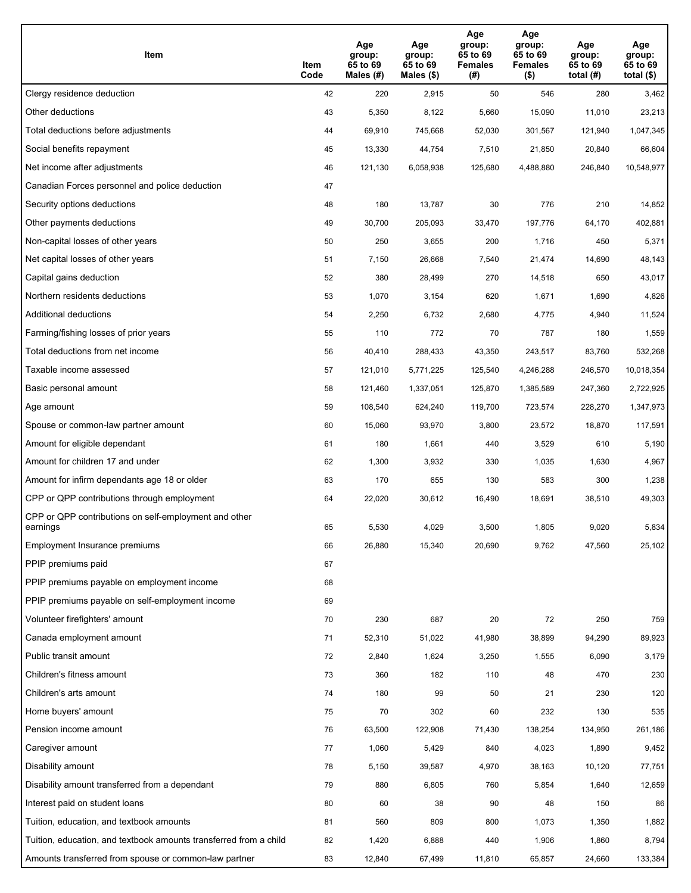| Item | Item Code | Age group: 65 to 69 Males (#) | Age group: 65 to 69 Males ($) | Age group: 65 to 69 Females (#) | Age group: 65 to 69 Females ($) | Age group: 65 to 69 total (#) | Age group: 65 to 69 total ($) |
|---|---|---|---|---|---|---|---|
| Clergy residence deduction | 42 | 220 | 2,915 | 50 | 546 | 280 | 3,462 |
| Other deductions | 43 | 5,350 | 8,122 | 5,660 | 15,090 | 11,010 | 23,213 |
| Total deductions before adjustments | 44 | 69,910 | 745,668 | 52,030 | 301,567 | 121,940 | 1,047,345 |
| Social benefits repayment | 45 | 13,330 | 44,754 | 7,510 | 21,850 | 20,840 | 66,604 |
| Net income after adjustments | 46 | 121,130 | 6,058,938 | 125,680 | 4,488,880 | 246,840 | 10,548,977 |
| Canadian Forces personnel and police deduction | 47 | | | | | | |
| Security options deductions | 48 | 180 | 13,787 | 30 | 776 | 210 | 14,852 |
| Other payments deductions | 49 | 30,700 | 205,093 | 33,470 | 197,776 | 64,170 | 402,881 |
| Non-capital losses of other years | 50 | 250 | 3,655 | 200 | 1,716 | 450 | 5,371 |
| Net capital losses of other years | 51 | 7,150 | 26,668 | 7,540 | 21,474 | 14,690 | 48,143 |
| Capital gains deduction | 52 | 380 | 28,499 | 270 | 14,518 | 650 | 43,017 |
| Northern residents deductions | 53 | 1,070 | 3,154 | 620 | 1,671 | 1,690 | 4,826 |
| Additional deductions | 54 | 2,250 | 6,732 | 2,680 | 4,775 | 4,940 | 11,524 |
| Farming/fishing losses of prior years | 55 | 110 | 772 | 70 | 787 | 180 | 1,559 |
| Total deductions from net income | 56 | 40,410 | 288,433 | 43,350 | 243,517 | 83,760 | 532,268 |
| Taxable income assessed | 57 | 121,010 | 5,771,225 | 125,540 | 4,246,288 | 246,570 | 10,018,354 |
| Basic personal amount | 58 | 121,460 | 1,337,051 | 125,870 | 1,385,589 | 247,360 | 2,722,925 |
| Age amount | 59 | 108,540 | 624,240 | 119,700 | 723,574 | 228,270 | 1,347,973 |
| Spouse or common-law partner amount | 60 | 15,060 | 93,970 | 3,800 | 23,572 | 18,870 | 117,591 |
| Amount for eligible dependant | 61 | 180 | 1,661 | 440 | 3,529 | 610 | 5,190 |
| Amount for children 17 and under | 62 | 1,300 | 3,932 | 330 | 1,035 | 1,630 | 4,967 |
| Amount for infirm dependants age 18 or older | 63 | 170 | 655 | 130 | 583 | 300 | 1,238 |
| CPP or QPP contributions through employment | 64 | 22,020 | 30,612 | 16,490 | 18,691 | 38,510 | 49,303 |
| CPP or QPP contributions on self-employment and other earnings | 65 | 5,530 | 4,029 | 3,500 | 1,805 | 9,020 | 5,834 |
| Employment Insurance premiums | 66 | 26,880 | 15,340 | 20,690 | 9,762 | 47,560 | 25,102 |
| PPIP premiums paid | 67 | | | | | | |
| PPIP premiums payable on employment income | 68 | | | | | | |
| PPIP premiums payable on self-employment income | 69 | | | | | | |
| Volunteer firefighters' amount | 70 | 230 | 687 | 20 | 72 | 250 | 759 |
| Canada employment amount | 71 | 52,310 | 51,022 | 41,980 | 38,899 | 94,290 | 89,923 |
| Public transit amount | 72 | 2,840 | 1,624 | 3,250 | 1,555 | 6,090 | 3,179 |
| Children's fitness amount | 73 | 360 | 182 | 110 | 48 | 470 | 230 |
| Children's arts amount | 74 | 180 | 99 | 50 | 21 | 230 | 120 |
| Home buyers' amount | 75 | 70 | 302 | 60 | 232 | 130 | 535 |
| Pension income amount | 76 | 63,500 | 122,908 | 71,430 | 138,254 | 134,950 | 261,186 |
| Caregiver amount | 77 | 1,060 | 5,429 | 840 | 4,023 | 1,890 | 9,452 |
| Disability amount | 78 | 5,150 | 39,587 | 4,970 | 38,163 | 10,120 | 77,751 |
| Disability amount transferred from a dependant | 79 | 880 | 6,805 | 760 | 5,854 | 1,640 | 12,659 |
| Interest paid on student loans | 80 | 60 | 38 | 90 | 48 | 150 | 86 |
| Tuition, education, and textbook amounts | 81 | 560 | 809 | 800 | 1,073 | 1,350 | 1,882 |
| Tuition, education, and textbook amounts transferred from a child | 82 | 1,420 | 6,888 | 440 | 1,906 | 1,860 | 8,794 |
| Amounts transferred from spouse or common-law partner | 83 | 12,840 | 67,499 | 11,810 | 65,857 | 24,660 | 133,384 |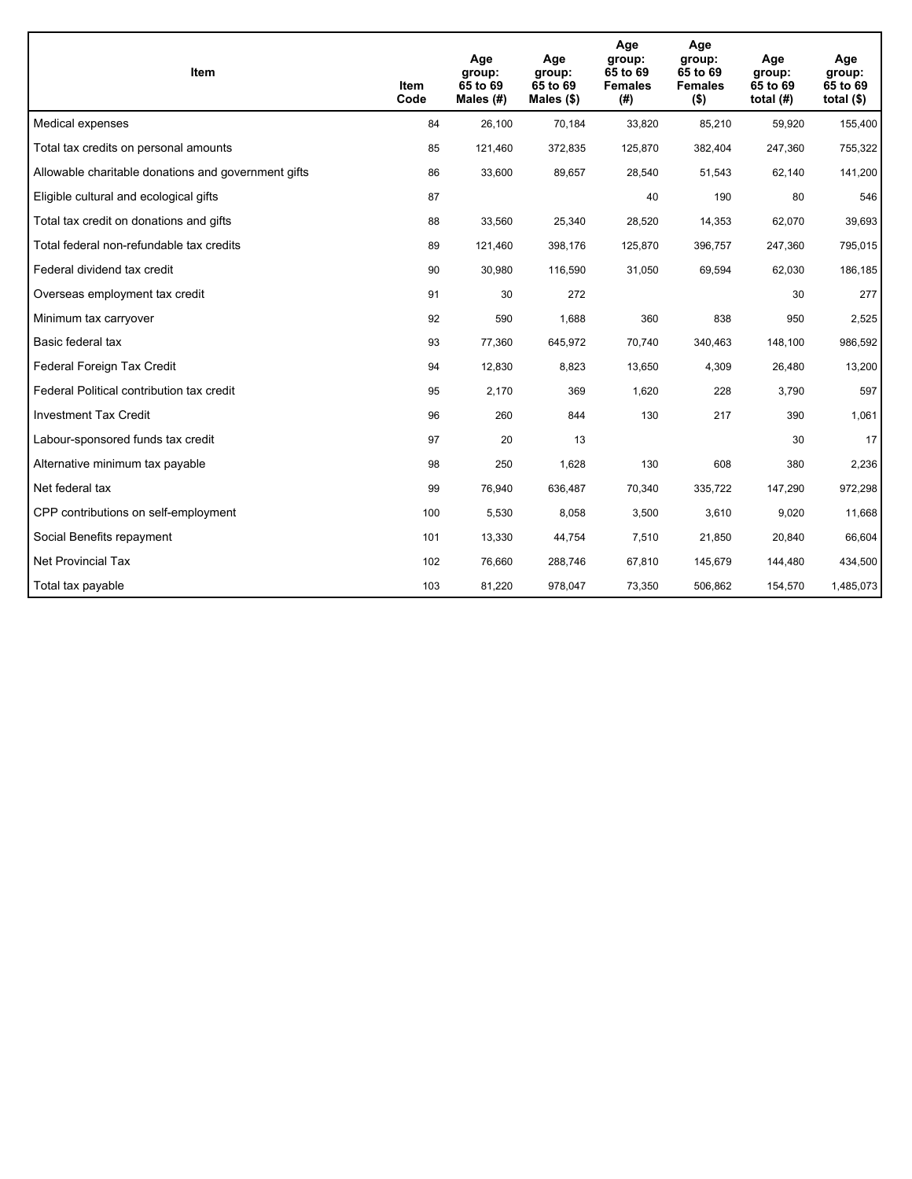| Item | Item Code | Age group: 65 to 69 Males (#) | Age group: 65 to 69 Males ($) | Age group: 65 to 69 Females (#) | Age group: 65 to 69 Females ($) | Age group: 65 to 69 total (#) | Age group: 65 to 69 total ($) |
|---|---|---|---|---|---|---|---|
| Medical expenses | 84 | 26,100 | 70,184 | 33,820 | 85,210 | 59,920 | 155,400 |
| Total tax credits on personal amounts | 85 | 121,460 | 372,835 | 125,870 | 382,404 | 247,360 | 755,322 |
| Allowable charitable donations and government gifts | 86 | 33,600 | 89,657 | 28,540 | 51,543 | 62,140 | 141,200 |
| Eligible cultural and ecological gifts | 87 | | | 40 | 190 | 80 | 546 |
| Total tax credit on donations and gifts | 88 | 33,560 | 25,340 | 28,520 | 14,353 | 62,070 | 39,693 |
| Total federal non-refundable tax credits | 89 | 121,460 | 398,176 | 125,870 | 396,757 | 247,360 | 795,015 |
| Federal dividend tax credit | 90 | 30,980 | 116,590 | 31,050 | 69,594 | 62,030 | 186,185 |
| Overseas employment tax credit | 91 | 30 | 272 | | | 30 | 277 |
| Minimum tax carryover | 92 | 590 | 1,688 | 360 | 838 | 950 | 2,525 |
| Basic federal tax | 93 | 77,360 | 645,972 | 70,740 | 340,463 | 148,100 | 986,592 |
| Federal Foreign Tax Credit | 94 | 12,830 | 8,823 | 13,650 | 4,309 | 26,480 | 13,200 |
| Federal Political contribution tax credit | 95 | 2,170 | 369 | 1,620 | 228 | 3,790 | 597 |
| Investment Tax Credit | 96 | 260 | 844 | 130 | 217 | 390 | 1,061 |
| Labour-sponsored funds tax credit | 97 | 20 | 13 | | | 30 | 17 |
| Alternative minimum tax payable | 98 | 250 | 1,628 | 130 | 608 | 380 | 2,236 |
| Net federal tax | 99 | 76,940 | 636,487 | 70,340 | 335,722 | 147,290 | 972,298 |
| CPP contributions on self-employment | 100 | 5,530 | 8,058 | 3,500 | 3,610 | 9,020 | 11,668 |
| Social Benefits repayment | 101 | 13,330 | 44,754 | 7,510 | 21,850 | 20,840 | 66,604 |
| Net Provincial Tax | 102 | 76,660 | 288,746 | 67,810 | 145,679 | 144,480 | 434,500 |
| Total tax payable | 103 | 81,220 | 978,047 | 73,350 | 506,862 | 154,570 | 1,485,073 |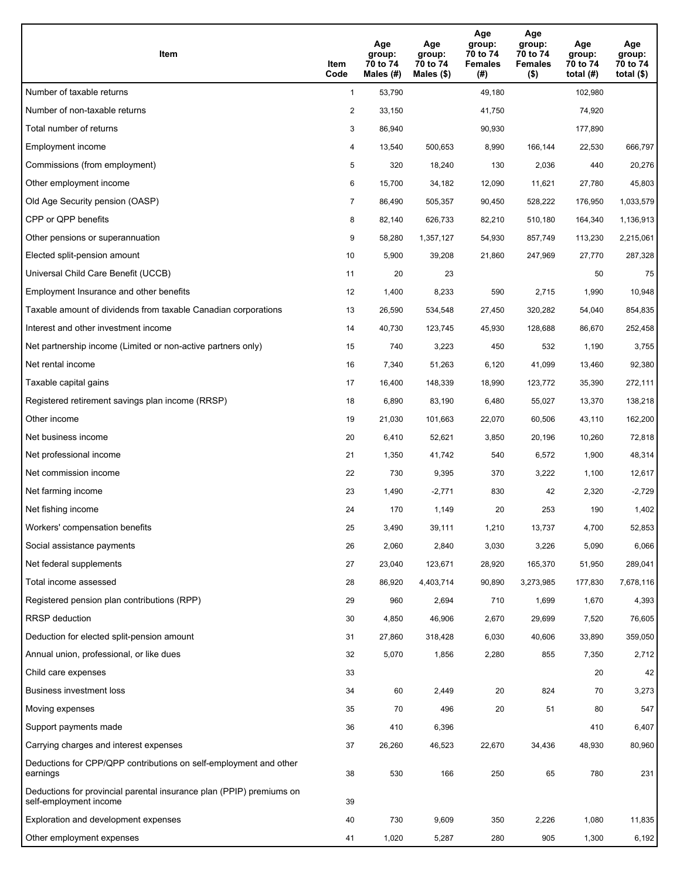| Item | Item Code | Age group: 70 to 74 Males (#) | Age group: 70 to 74 Males ($) | Age group: 70 to 74 Females (#) | Age group: 70 to 74 Females ($) | Age group: 70 to 74 total (#) | Age group: 70 to 74 total ($) |
|---|---|---|---|---|---|---|---|
| Number of taxable returns | 1 | 53,790 | | 49,180 | | 102,980 | |
| Number of non-taxable returns | 2 | 33,150 | | 41,750 | | 74,920 | |
| Total number of returns | 3 | 86,940 | | 90,930 | | 177,890 | |
| Employment income | 4 | 13,540 | 500,653 | 8,990 | 166,144 | 22,530 | 666,797 |
| Commissions (from employment) | 5 | 320 | 18,240 | 130 | 2,036 | 440 | 20,276 |
| Other employment income | 6 | 15,700 | 34,182 | 12,090 | 11,621 | 27,780 | 45,803 |
| Old Age Security pension (OASP) | 7 | 86,490 | 505,357 | 90,450 | 528,222 | 176,950 | 1,033,579 |
| CPP or QPP benefits | 8 | 82,140 | 626,733 | 82,210 | 510,180 | 164,340 | 1,136,913 |
| Other pensions or superannuation | 9 | 58,280 | 1,357,127 | 54,930 | 857,749 | 113,230 | 2,215,061 |
| Elected split-pension amount | 10 | 5,900 | 39,208 | 21,860 | 247,969 | 27,770 | 287,328 |
| Universal Child Care Benefit (UCCB) | 11 | 20 | 23 | | | 50 | 75 |
| Employment Insurance and other benefits | 12 | 1,400 | 8,233 | 590 | 2,715 | 1,990 | 10,948 |
| Taxable amount of dividends from taxable Canadian corporations | 13 | 26,590 | 534,548 | 27,450 | 320,282 | 54,040 | 854,835 |
| Interest and other investment income | 14 | 40,730 | 123,745 | 45,930 | 128,688 | 86,670 | 252,458 |
| Net partnership income (Limited or non-active partners only) | 15 | 740 | 3,223 | 450 | 532 | 1,190 | 3,755 |
| Net rental income | 16 | 7,340 | 51,263 | 6,120 | 41,099 | 13,460 | 92,380 |
| Taxable capital gains | 17 | 16,400 | 148,339 | 18,990 | 123,772 | 35,390 | 272,111 |
| Registered retirement savings plan income (RRSP) | 18 | 6,890 | 83,190 | 6,480 | 55,027 | 13,370 | 138,218 |
| Other income | 19 | 21,030 | 101,663 | 22,070 | 60,506 | 43,110 | 162,200 |
| Net business income | 20 | 6,410 | 52,621 | 3,850 | 20,196 | 10,260 | 72,818 |
| Net professional income | 21 | 1,350 | 41,742 | 540 | 6,572 | 1,900 | 48,314 |
| Net commission income | 22 | 730 | 9,395 | 370 | 3,222 | 1,100 | 12,617 |
| Net farming income | 23 | 1,490 | -2,771 | 830 | 42 | 2,320 | -2,729 |
| Net fishing income | 24 | 170 | 1,149 | 20 | 253 | 190 | 1,402 |
| Workers' compensation benefits | 25 | 3,490 | 39,111 | 1,210 | 13,737 | 4,700 | 52,853 |
| Social assistance payments | 26 | 2,060 | 2,840 | 3,030 | 3,226 | 5,090 | 6,066 |
| Net federal supplements | 27 | 23,040 | 123,671 | 28,920 | 165,370 | 51,950 | 289,041 |
| Total income assessed | 28 | 86,920 | 4,403,714 | 90,890 | 3,273,985 | 177,830 | 7,678,116 |
| Registered pension plan contributions (RPP) | 29 | 960 | 2,694 | 710 | 1,699 | 1,670 | 4,393 |
| RRSP deduction | 30 | 4,850 | 46,906 | 2,670 | 29,699 | 7,520 | 76,605 |
| Deduction for elected split-pension amount | 31 | 27,860 | 318,428 | 6,030 | 40,606 | 33,890 | 359,050 |
| Annual union, professional, or like dues | 32 | 5,070 | 1,856 | 2,280 | 855 | 7,350 | 2,712 |
| Child care expenses | 33 | | | | | 20 | 42 |
| Business investment loss | 34 | 60 | 2,449 | 20 | 824 | 70 | 3,273 |
| Moving expenses | 35 | 70 | 496 | 20 | 51 | 80 | 547 |
| Support payments made | 36 | 410 | 6,396 | | | 410 | 6,407 |
| Carrying charges and interest expenses | 37 | 26,260 | 46,523 | 22,670 | 34,436 | 48,930 | 80,960 |
| Deductions for CPP/QPP contributions on self-employment and other earnings | 38 | 530 | 166 | 250 | 65 | 780 | 231 |
| Deductions for provincial parental insurance plan (PPIP) premiums on self-employment income | 39 | | | | | | |
| Exploration and development expenses | 40 | 730 | 9,609 | 350 | 2,226 | 1,080 | 11,835 |
| Other employment expenses | 41 | 1,020 | 5,287 | 280 | 905 | 1,300 | 6,192 |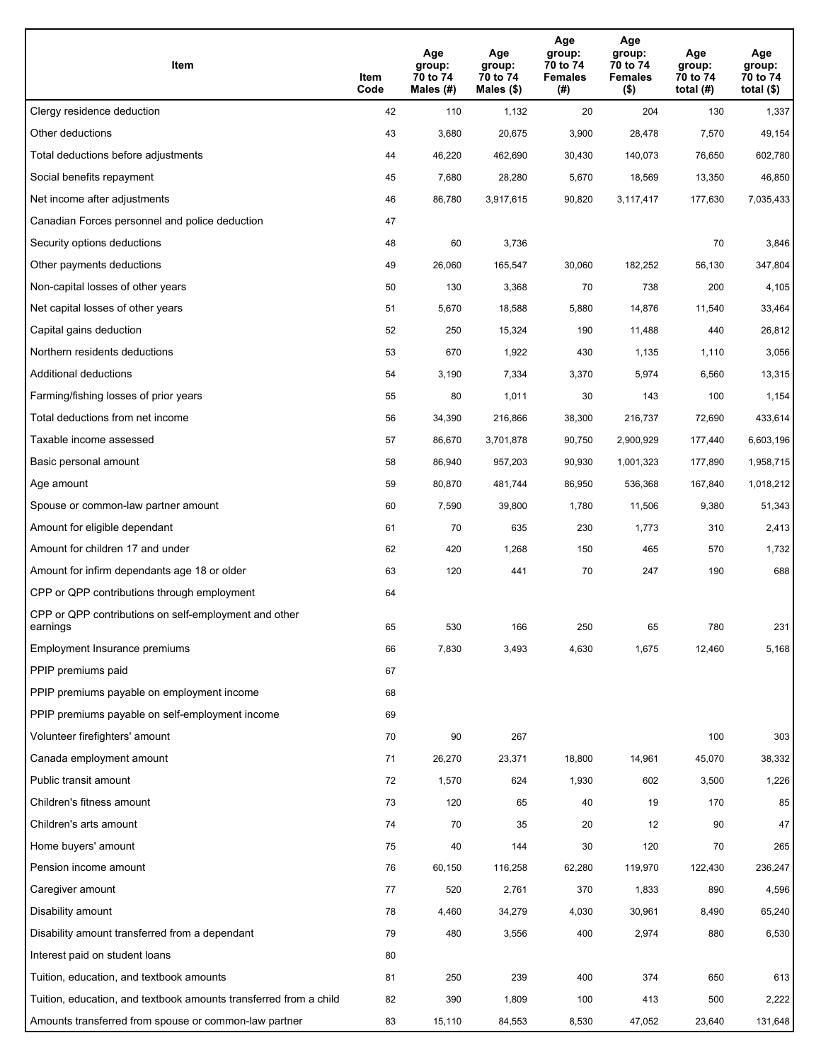| Item | Item Code | Age group: 70 to 74 Males (#) | Age group: 70 to 74 Males ($) | Age group: 70 to 74 Females (#) | Age group: 70 to 74 Females ($) | Age group: 70 to 74 total (#) | Age group: 70 to 74 total ($) |
|---|---|---|---|---|---|---|---|
| Clergy residence deduction | 42 | 110 | 1,132 | 20 | 204 | 130 | 1,337 |
| Other deductions | 43 | 3,680 | 20,675 | 3,900 | 28,478 | 7,570 | 49,154 |
| Total deductions before adjustments | 44 | 46,220 | 462,690 | 30,430 | 140,073 | 76,650 | 602,780 |
| Social benefits repayment | 45 | 7,680 | 28,280 | 5,670 | 18,569 | 13,350 | 46,850 |
| Net income after adjustments | 46 | 86,780 | 3,917,615 | 90,820 | 3,117,417 | 177,630 | 7,035,433 |
| Canadian Forces personnel and police deduction | 47 | | | | | | |
| Security options deductions | 48 | 60 | 3,736 | | | 70 | 3,846 |
| Other payments deductions | 49 | 26,060 | 165,547 | 30,060 | 182,252 | 56,130 | 347,804 |
| Non-capital losses of other years | 50 | 130 | 3,368 | 70 | 738 | 200 | 4,105 |
| Net capital losses of other years | 51 | 5,670 | 18,588 | 5,880 | 14,876 | 11,540 | 33,464 |
| Capital gains deduction | 52 | 250 | 15,324 | 190 | 11,488 | 440 | 26,812 |
| Northern residents deductions | 53 | 670 | 1,922 | 430 | 1,135 | 1,110 | 3,056 |
| Additional deductions | 54 | 3,190 | 7,334 | 3,370 | 5,974 | 6,560 | 13,315 |
| Farming/fishing losses of prior years | 55 | 80 | 1,011 | 30 | 143 | 100 | 1,154 |
| Total deductions from net income | 56 | 34,390 | 216,866 | 38,300 | 216,737 | 72,690 | 433,614 |
| Taxable income assessed | 57 | 86,670 | 3,701,878 | 90,750 | 2,900,929 | 177,440 | 6,603,196 |
| Basic personal amount | 58 | 86,940 | 957,203 | 90,930 | 1,001,323 | 177,890 | 1,958,715 |
| Age amount | 59 | 80,870 | 481,744 | 86,950 | 536,368 | 167,840 | 1,018,212 |
| Spouse or common-law partner amount | 60 | 7,590 | 39,800 | 1,780 | 11,506 | 9,380 | 51,343 |
| Amount for eligible dependant | 61 | 70 | 635 | 230 | 1,773 | 310 | 2,413 |
| Amount for children 17 and under | 62 | 420 | 1,268 | 150 | 465 | 570 | 1,732 |
| Amount for infirm dependants age 18 or older | 63 | 120 | 441 | 70 | 247 | 190 | 688 |
| CPP or QPP contributions through employment | 64 | | | | | | |
| CPP or QPP contributions on self-employment and other earnings | 65 | 530 | 166 | 250 | 65 | 780 | 231 |
| Employment Insurance premiums | 66 | 7,830 | 3,493 | 4,630 | 1,675 | 12,460 | 5,168 |
| PPIP premiums paid | 67 | | | | | | |
| PPIP premiums payable on employment income | 68 | | | | | | |
| PPIP premiums payable on self-employment income | 69 | | | | | | |
| Volunteer firefighters' amount | 70 | 90 | 267 | | | 100 | 303 |
| Canada employment amount | 71 | 26,270 | 23,371 | 18,800 | 14,961 | 45,070 | 38,332 |
| Public transit amount | 72 | 1,570 | 624 | 1,930 | 602 | 3,500 | 1,226 |
| Children's fitness amount | 73 | 120 | 65 | 40 | 19 | 170 | 85 |
| Children's arts amount | 74 | 70 | 35 | 20 | 12 | 90 | 47 |
| Home buyers' amount | 75 | 40 | 144 | 30 | 120 | 70 | 265 |
| Pension income amount | 76 | 60,150 | 116,258 | 62,280 | 119,970 | 122,430 | 236,247 |
| Caregiver amount | 77 | 520 | 2,761 | 370 | 1,833 | 890 | 4,596 |
| Disability amount | 78 | 4,460 | 34,279 | 4,030 | 30,961 | 8,490 | 65,240 |
| Disability amount transferred from a dependant | 79 | 480 | 3,556 | 400 | 2,974 | 880 | 6,530 |
| Interest paid on student loans | 80 | | | | | | |
| Tuition, education, and textbook amounts | 81 | 250 | 239 | 400 | 374 | 650 | 613 |
| Tuition, education, and textbook amounts transferred from a child | 82 | 390 | 1,809 | 100 | 413 | 500 | 2,222 |
| Amounts transferred from spouse or common-law partner | 83 | 15,110 | 84,553 | 8,530 | 47,052 | 23,640 | 131,648 |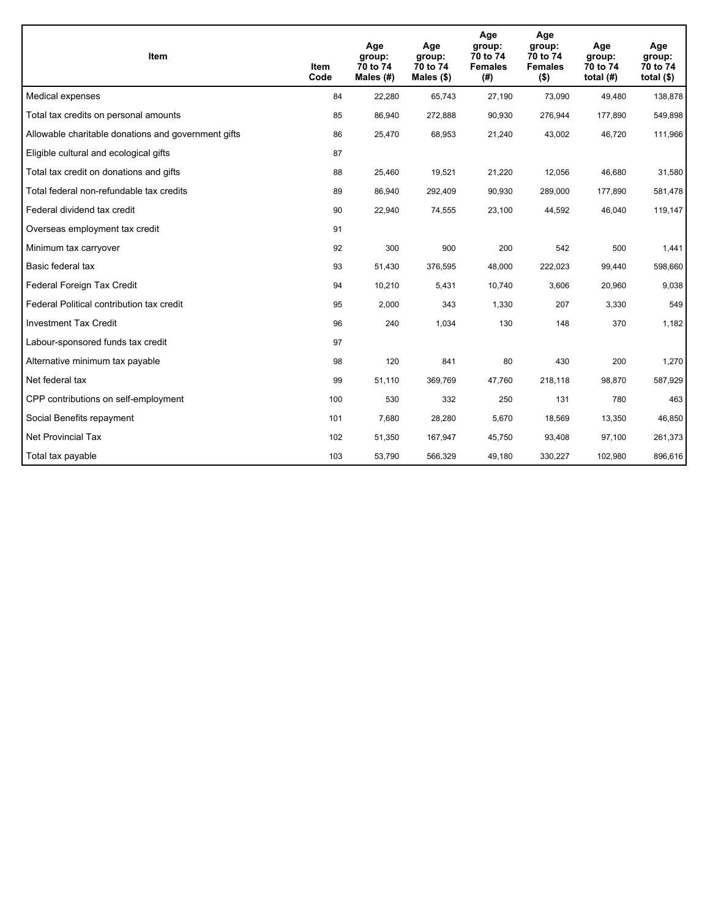| Item | Item Code | Age group: 70 to 74 Males (#) | Age group: 70 to 74 Males ($) | Age group: 70 to 74 Females (#) | Age group: 70 to 74 Females ($) | Age group: 70 to 74 total (#) | Age group: 70 to 74 total ($) |
|---|---|---|---|---|---|---|---|
| Medical expenses | 84 | 22,280 | 65,743 | 27,190 | 73,090 | 49,480 | 138,878 |
| Total tax credits on personal amounts | 85 | 86,940 | 272,888 | 90,930 | 276,944 | 177,890 | 549,898 |
| Allowable charitable donations and government gifts | 86 | 25,470 | 68,953 | 21,240 | 43,002 | 46,720 | 111,966 |
| Eligible cultural and ecological gifts | 87 | | | | | | |
| Total tax credit on donations and gifts | 88 | 25,460 | 19,521 | 21,220 | 12,056 | 46,680 | 31,580 |
| Total federal non-refundable tax credits | 89 | 86,940 | 292,409 | 90,930 | 289,000 | 177,890 | 581,478 |
| Federal dividend tax credit | 90 | 22,940 | 74,555 | 23,100 | 44,592 | 46,040 | 119,147 |
| Overseas employment tax credit | 91 | | | | | | |
| Minimum tax carryover | 92 | 300 | 900 | 200 | 542 | 500 | 1,441 |
| Basic federal tax | 93 | 51,430 | 376,595 | 48,000 | 222,023 | 99,440 | 598,660 |
| Federal Foreign Tax Credit | 94 | 10,210 | 5,431 | 10,740 | 3,606 | 20,960 | 9,038 |
| Federal Political contribution tax credit | 95 | 2,000 | 343 | 1,330 | 207 | 3,330 | 549 |
| Investment Tax Credit | 96 | 240 | 1,034 | 130 | 148 | 370 | 1,182 |
| Labour-sponsored funds tax credit | 97 | | | | | | |
| Alternative minimum tax payable | 98 | 120 | 841 | 80 | 430 | 200 | 1,270 |
| Net federal tax | 99 | 51,110 | 369,769 | 47,760 | 218,118 | 98,870 | 587,929 |
| CPP contributions on self-employment | 100 | 530 | 332 | 250 | 131 | 780 | 463 |
| Social Benefits repayment | 101 | 7,680 | 28,280 | 5,670 | 18,569 | 13,350 | 46,850 |
| Net Provincial Tax | 102 | 51,350 | 167,947 | 45,750 | 93,408 | 97,100 | 261,373 |
| Total tax payable | 103 | 53,790 | 566,329 | 49,180 | 330,227 | 102,980 | 896,616 |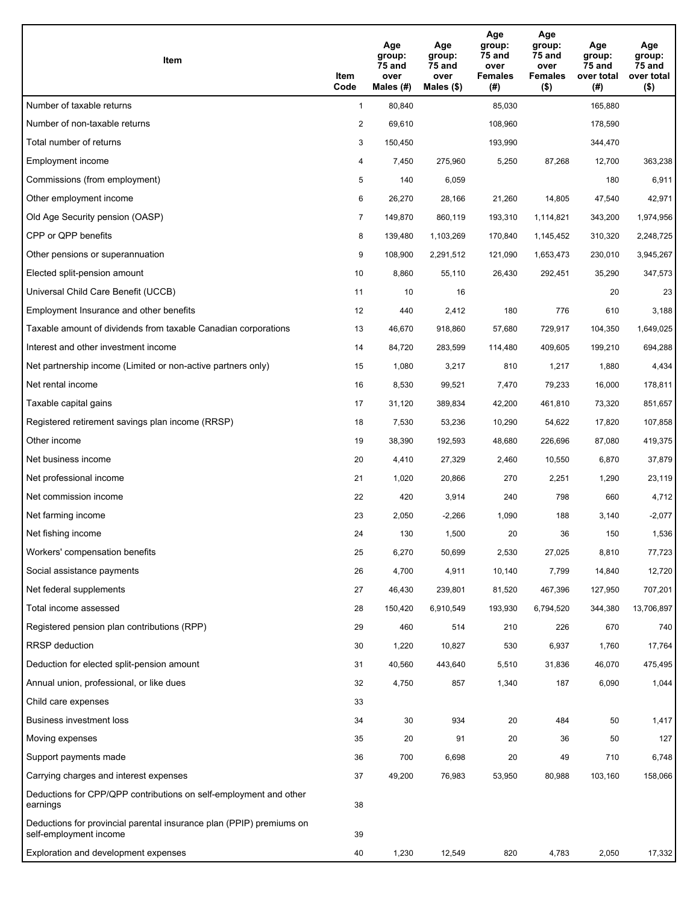| Item | Item Code | Age group: 75 and over Males (#) | Age group: 75 and over Males ($) | Age group: 75 and over Females (#) | Age group: 75 and over Females ($) | Age group: 75 and over total (#) | Age group: 75 and over total ($) |
|---|---|---|---|---|---|---|---|
| Number of taxable returns | 1 | 80,840 | | 85,030 | | 165,880 | |
| Number of non-taxable returns | 2 | 69,610 | | 108,960 | | 178,590 | |
| Total number of returns | 3 | 150,450 | | 193,990 | | 344,470 | |
| Employment income | 4 | 7,450 | 275,960 | 5,250 | 87,268 | 12,700 | 363,238 |
| Commissions (from employment) | 5 | 140 | 6,059 | | | 180 | 6,911 |
| Other employment income | 6 | 26,270 | 28,166 | 21,260 | 14,805 | 47,540 | 42,971 |
| Old Age Security pension (OASP) | 7 | 149,870 | 860,119 | 193,310 | 1,114,821 | 343,200 | 1,974,956 |
| CPP or QPP benefits | 8 | 139,480 | 1,103,269 | 170,840 | 1,145,452 | 310,320 | 2,248,725 |
| Other pensions or superannuation | 9 | 108,900 | 2,291,512 | 121,090 | 1,653,473 | 230,010 | 3,945,267 |
| Elected split-pension amount | 10 | 8,860 | 55,110 | 26,430 | 292,451 | 35,290 | 347,573 |
| Universal Child Care Benefit (UCCB) | 11 | 10 | 16 | | | 20 | 23 |
| Employment Insurance and other benefits | 12 | 440 | 2,412 | 180 | 776 | 610 | 3,188 |
| Taxable amount of dividends from taxable Canadian corporations | 13 | 46,670 | 918,860 | 57,680 | 729,917 | 104,350 | 1,649,025 |
| Interest and other investment income | 14 | 84,720 | 283,599 | 114,480 | 409,605 | 199,210 | 694,288 |
| Net partnership income (Limited or non-active partners only) | 15 | 1,080 | 3,217 | 810 | 1,217 | 1,880 | 4,434 |
| Net rental income | 16 | 8,530 | 99,521 | 7,470 | 79,233 | 16,000 | 178,811 |
| Taxable capital gains | 17 | 31,120 | 389,834 | 42,200 | 461,810 | 73,320 | 851,657 |
| Registered retirement savings plan income (RRSP) | 18 | 7,530 | 53,236 | 10,290 | 54,622 | 17,820 | 107,858 |
| Other income | 19 | 38,390 | 192,593 | 48,680 | 226,696 | 87,080 | 419,375 |
| Net business income | 20 | 4,410 | 27,329 | 2,460 | 10,550 | 6,870 | 37,879 |
| Net professional income | 21 | 1,020 | 20,866 | 270 | 2,251 | 1,290 | 23,119 |
| Net commission income | 22 | 420 | 3,914 | 240 | 798 | 660 | 4,712 |
| Net farming income | 23 | 2,050 | -2,266 | 1,090 | 188 | 3,140 | -2,077 |
| Net fishing income | 24 | 130 | 1,500 | 20 | 36 | 150 | 1,536 |
| Workers' compensation benefits | 25 | 6,270 | 50,699 | 2,530 | 27,025 | 8,810 | 77,723 |
| Social assistance payments | 26 | 4,700 | 4,911 | 10,140 | 7,799 | 14,840 | 12,720 |
| Net federal supplements | 27 | 46,430 | 239,801 | 81,520 | 467,396 | 127,950 | 707,201 |
| Total income assessed | 28 | 150,420 | 6,910,549 | 193,930 | 6,794,520 | 344,380 | 13,706,897 |
| Registered pension plan contributions (RPP) | 29 | 460 | 514 | 210 | 226 | 670 | 740 |
| RRSP deduction | 30 | 1,220 | 10,827 | 530 | 6,937 | 1,760 | 17,764 |
| Deduction for elected split-pension amount | 31 | 40,560 | 443,640 | 5,510 | 31,836 | 46,070 | 475,495 |
| Annual union, professional, or like dues | 32 | 4,750 | 857 | 1,340 | 187 | 6,090 | 1,044 |
| Child care expenses | 33 | | | | | | |
| Business investment loss | 34 | 30 | 934 | 20 | 484 | 50 | 1,417 |
| Moving expenses | 35 | 20 | 91 | 20 | 36 | 50 | 127 |
| Support payments made | 36 | 700 | 6,698 | 20 | 49 | 710 | 6,748 |
| Carrying charges and interest expenses | 37 | 49,200 | 76,983 | 53,950 | 80,988 | 103,160 | 158,066 |
| Deductions for CPP/QPP contributions on self-employment and other earnings | 38 | | | | | | |
| Deductions for provincial parental insurance plan (PPIP) premiums on self-employment income | 39 | | | | | | |
| Exploration and development expenses | 40 | 1,230 | 12,549 | 820 | 4,783 | 2,050 | 17,332 |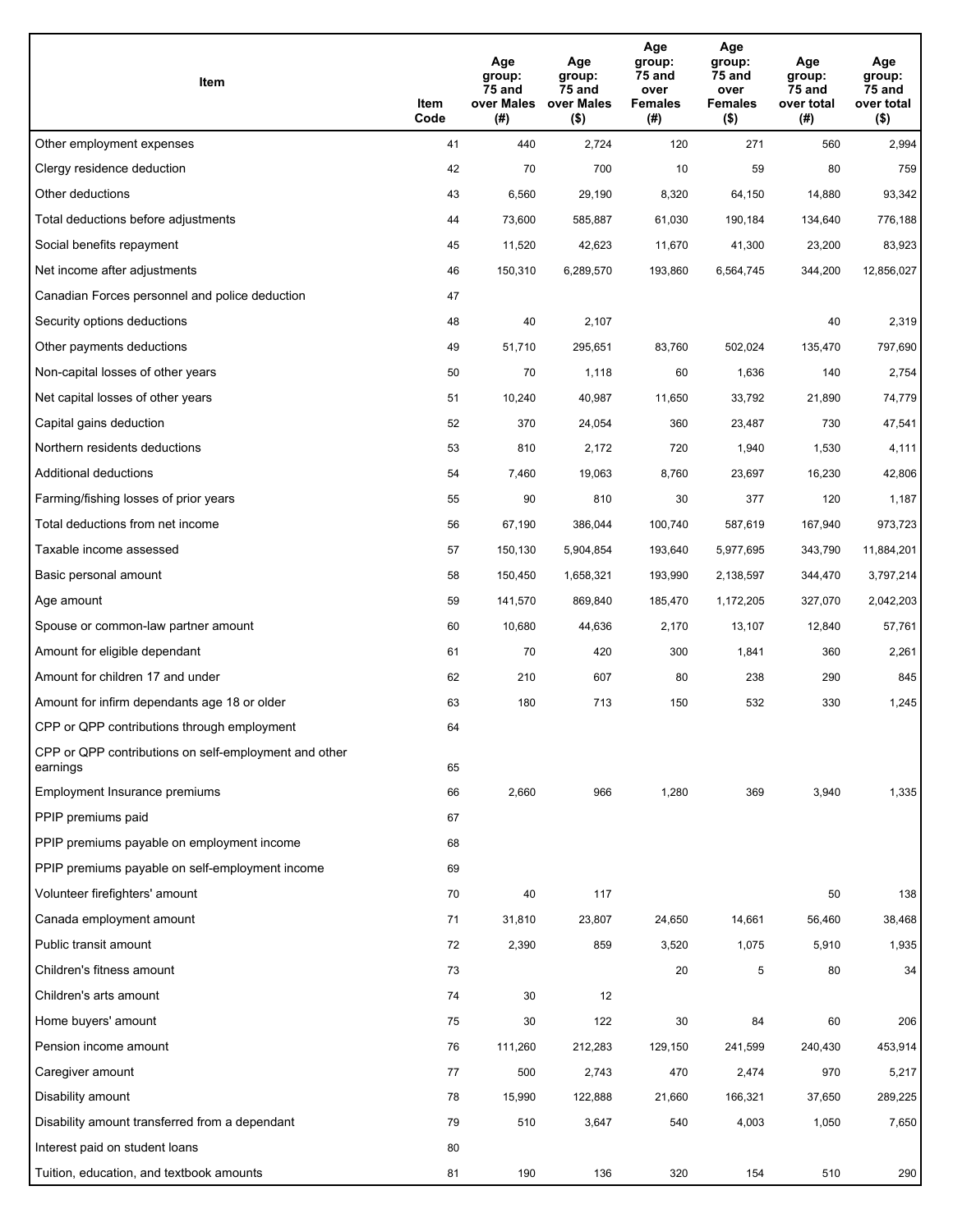| Item | Item Code | Age group: 75 and over Males (#) | Age group: 75 and over Males ($) | Age group: 75 and over Females (#) | Age group: 75 and over Females ($) | Age group: 75 and over total (#) | Age group: 75 and over total ($) |
|---|---|---|---|---|---|---|---|
| Other employment expenses | 41 | 440 | 2,724 | 120 | 271 | 560 | 2,994 |
| Clergy residence deduction | 42 | 70 | 700 | 10 | 59 | 80 | 759 |
| Other deductions | 43 | 6,560 | 29,190 | 8,320 | 64,150 | 14,880 | 93,342 |
| Total deductions before adjustments | 44 | 73,600 | 585,887 | 61,030 | 190,184 | 134,640 | 776,188 |
| Social benefits repayment | 45 | 11,520 | 42,623 | 11,670 | 41,300 | 23,200 | 83,923 |
| Net income after adjustments | 46 | 150,310 | 6,289,570 | 193,860 | 6,564,745 | 344,200 | 12,856,027 |
| Canadian Forces personnel and police deduction | 47 | | | | | | |
| Security options deductions | 48 | 40 | 2,107 | | | 40 | 2,319 |
| Other payments deductions | 49 | 51,710 | 295,651 | 83,760 | 502,024 | 135,470 | 797,690 |
| Non-capital losses of other years | 50 | 70 | 1,118 | 60 | 1,636 | 140 | 2,754 |
| Net capital losses of other years | 51 | 10,240 | 40,987 | 11,650 | 33,792 | 21,890 | 74,779 |
| Capital gains deduction | 52 | 370 | 24,054 | 360 | 23,487 | 730 | 47,541 |
| Northern residents deductions | 53 | 810 | 2,172 | 720 | 1,940 | 1,530 | 4,111 |
| Additional deductions | 54 | 7,460 | 19,063 | 8,760 | 23,697 | 16,230 | 42,806 |
| Farming/fishing losses of prior years | 55 | 90 | 810 | 30 | 377 | 120 | 1,187 |
| Total deductions from net income | 56 | 67,190 | 386,044 | 100,740 | 587,619 | 167,940 | 973,723 |
| Taxable income assessed | 57 | 150,130 | 5,904,854 | 193,640 | 5,977,695 | 343,790 | 11,884,201 |
| Basic personal amount | 58 | 150,450 | 1,658,321 | 193,990 | 2,138,597 | 344,470 | 3,797,214 |
| Age amount | 59 | 141,570 | 869,840 | 185,470 | 1,172,205 | 327,070 | 2,042,203 |
| Spouse or common-law partner amount | 60 | 10,680 | 44,636 | 2,170 | 13,107 | 12,840 | 57,761 |
| Amount for eligible dependant | 61 | 70 | 420 | 300 | 1,841 | 360 | 2,261 |
| Amount for children 17 and under | 62 | 210 | 607 | 80 | 238 | 290 | 845 |
| Amount for infirm dependants age 18 or older | 63 | 180 | 713 | 150 | 532 | 330 | 1,245 |
| CPP or QPP contributions through employment | 64 | | | | | | |
| CPP or QPP contributions on self-employment and other earnings | 65 | | | | | | |
| Employment Insurance premiums | 66 | 2,660 | 966 | 1,280 | 369 | 3,940 | 1,335 |
| PPIP premiums paid | 67 | | | | | | |
| PPIP premiums payable on employment income | 68 | | | | | | |
| PPIP premiums payable on self-employment income | 69 | | | | | | |
| Volunteer firefighters' amount | 70 | 40 | 117 | | | 50 | 138 |
| Canada employment amount | 71 | 31,810 | 23,807 | 24,650 | 14,661 | 56,460 | 38,468 |
| Public transit amount | 72 | 2,390 | 859 | 3,520 | 1,075 | 5,910 | 1,935 |
| Children's fitness amount | 73 | | | 20 | 5 | 80 | 34 |
| Children's arts amount | 74 | 30 | 12 | | | | |
| Home buyers' amount | 75 | 30 | 122 | 30 | 84 | 60 | 206 |
| Pension income amount | 76 | 111,260 | 212,283 | 129,150 | 241,599 | 240,430 | 453,914 |
| Caregiver amount | 77 | 500 | 2,743 | 470 | 2,474 | 970 | 5,217 |
| Disability amount | 78 | 15,990 | 122,888 | 21,660 | 166,321 | 37,650 | 289,225 |
| Disability amount transferred from a dependant | 79 | 510 | 3,647 | 540 | 4,003 | 1,050 | 7,650 |
| Interest paid on student loans | 80 | | | | | | |
| Tuition, education, and textbook amounts | 81 | 190 | 136 | 320 | 154 | 510 | 290 |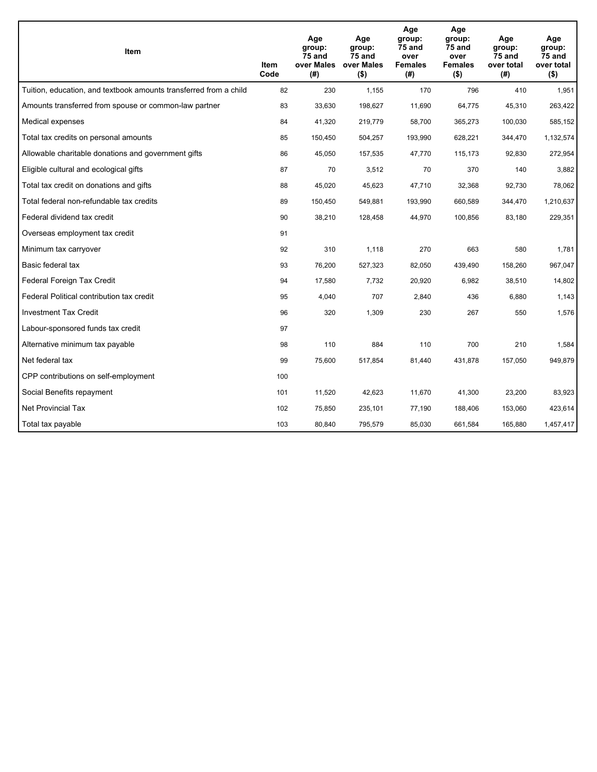| Item | Item Code | Age group: 75 and over Males (#) | Age group: 75 and over Males ($) | Age group: 75 and over Females (#) | Age group: 75 and over Females ($) | Age group: 75 and over total (#) | Age group: 75 and over total ($) |
|---|---|---|---|---|---|---|---|
| Tuition, education, and textbook amounts transferred from a child | 82 | 230 | 1,155 | 170 | 796 | 410 | 1,951 |
| Amounts transferred from spouse or common-law partner | 83 | 33,630 | 198,627 | 11,690 | 64,775 | 45,310 | 263,422 |
| Medical expenses | 84 | 41,320 | 219,779 | 58,700 | 365,273 | 100,030 | 585,152 |
| Total tax credits on personal amounts | 85 | 150,450 | 504,257 | 193,990 | 628,221 | 344,470 | 1,132,574 |
| Allowable charitable donations and government gifts | 86 | 45,050 | 157,535 | 47,770 | 115,173 | 92,830 | 272,954 |
| Eligible cultural and ecological gifts | 87 | 70 | 3,512 | 70 | 370 | 140 | 3,882 |
| Total tax credit on donations and gifts | 88 | 45,020 | 45,623 | 47,710 | 32,368 | 92,730 | 78,062 |
| Total federal non-refundable tax credits | 89 | 150,450 | 549,881 | 193,990 | 660,589 | 344,470 | 1,210,637 |
| Federal dividend tax credit | 90 | 38,210 | 128,458 | 44,970 | 100,856 | 83,180 | 229,351 |
| Overseas employment tax credit | 91 | | | | | | |
| Minimum tax carryover | 92 | 310 | 1,118 | 270 | 663 | 580 | 1,781 |
| Basic federal tax | 93 | 76,200 | 527,323 | 82,050 | 439,490 | 158,260 | 967,047 |
| Federal Foreign Tax Credit | 94 | 17,580 | 7,732 | 20,920 | 6,982 | 38,510 | 14,802 |
| Federal Political contribution tax credit | 95 | 4,040 | 707 | 2,840 | 436 | 6,880 | 1,143 |
| Investment Tax Credit | 96 | 320 | 1,309 | 230 | 267 | 550 | 1,576 |
| Labour-sponsored funds tax credit | 97 | | | | | | |
| Alternative minimum tax payable | 98 | 110 | 884 | 110 | 700 | 210 | 1,584 |
| Net federal tax | 99 | 75,600 | 517,854 | 81,440 | 431,878 | 157,050 | 949,879 |
| CPP contributions on self-employment | 100 | | | | | | |
| Social Benefits repayment | 101 | 11,520 | 42,623 | 11,670 | 41,300 | 23,200 | 83,923 |
| Net Provincial Tax | 102 | 75,850 | 235,101 | 77,190 | 188,406 | 153,060 | 423,614 |
| Total tax payable | 103 | 80,840 | 795,579 | 85,030 | 661,584 | 165,880 | 1,457,417 |